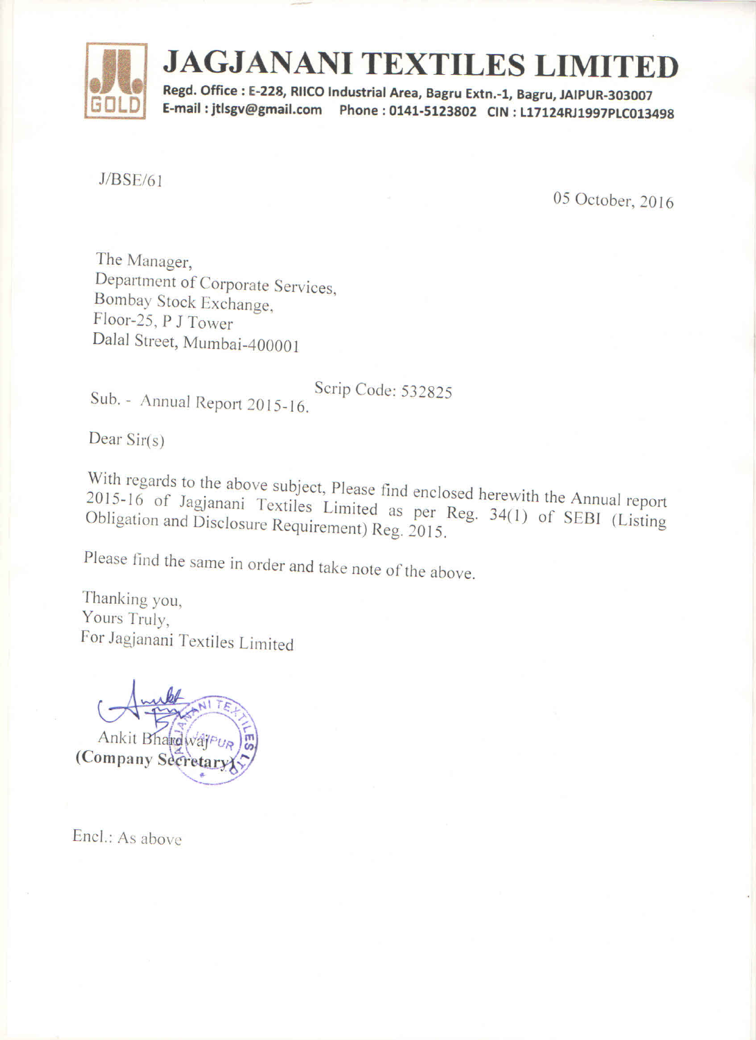# JAGJANANI TEXTILES LIMITED

**Regd. Office : E-228, RIICO Industrial Area, Bagru Extn.-1, Bagru, JAIPUR-303007**
**E-mail : jtlsgv@gmail.com Phone : 0141-5123802 CIN : L17124RJ1997PLC013498**

J/BSE/61

05 October, 2016

The Manager,
Department of Corporate Services,
Bombay Stock Exchange,
Floor-25, P J Tower
Dalal Street, Mumbai-400001

Scrip Code: 532825

Sub. - Annual Report 2015-16.

Dear Sir(s)

With regards to the above subject, Please find enclosed herewith the Annual report 2015-16 of Jagjanani Textiles Limited as per Reg. 34(1) of SEBI (Listing Obligation and Disclosure Requirement) Reg. 2015.

Please find the same in order and take note of the above.

Thanking you,
Yours Truly,
For Jagjanani Textiles Limited

Ankit Bhardwaj
**(Company Secretary)**

Encl.: As above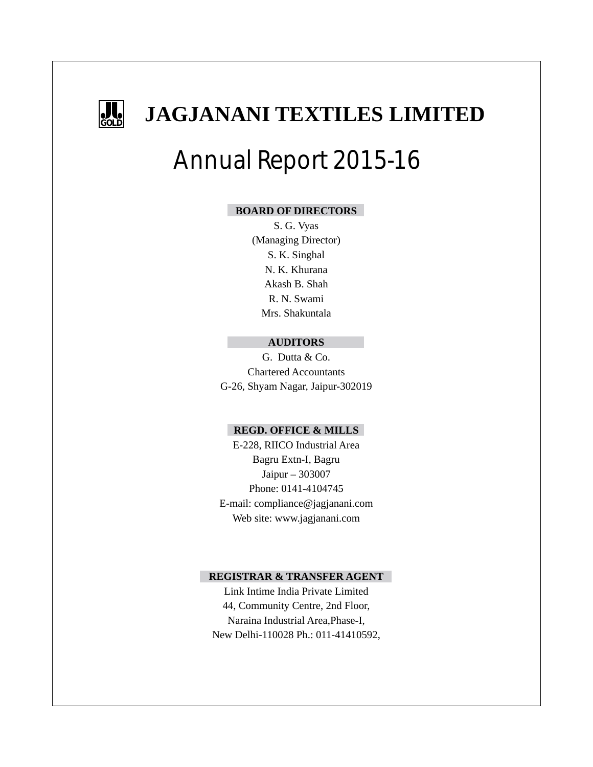# JAGJANANI TEXTILES LIMITED

## Annual Report 2015-16

**BOARD OF DIRECTORS**

S. G. Vyas
(Managing Director)
S. K. Singhal
N. K. Khurana
Akash B. Shah
R. N. Swami
Mrs. Shakuntala

**AUDITORS**

G. Dutta & Co.
Chartered Accountants
G-26, Shyam Nagar, Jaipur-302019

**REGD. OFFICE & MILLS**

E-228, RIICO Industrial Area
Bagru Extn-I, Bagru
Jaipur – 303007
Phone: 0141-4104745
E-mail: compliance@jagjanani.com
Web site: www.jagjanani.com

**REGISTRAR & TRANSFER AGENT**

Link Intime India Private Limited
44, Community Centre, 2nd Floor,
Naraina Industrial Area,Phase-I,
New Delhi-110028 Ph.: 011-41410592,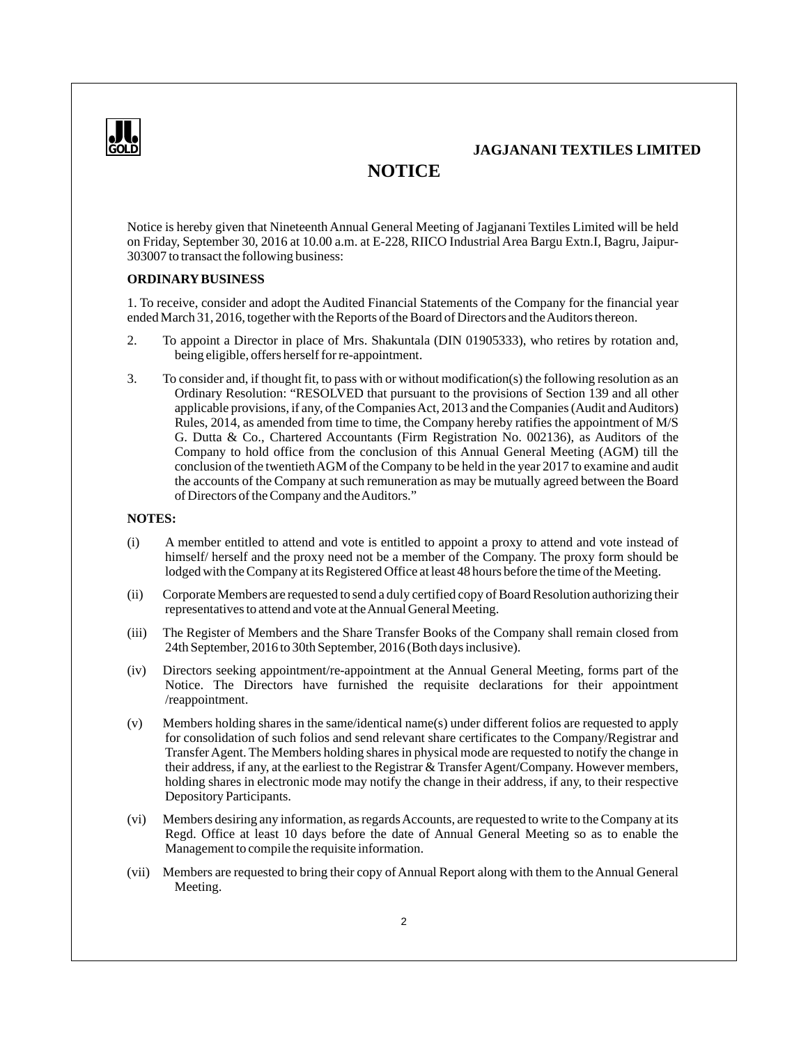**JAGJANANI TEXTILES LIMITED**

# NOTICE

Notice is hereby given that Nineteenth Annual General Meeting of Jagjanani Textiles Limited will be held on Friday, September 30, 2016 at 10.00 a.m. at E-228, RIICO Industrial Area Bargu Extn.I, Bagru, Jaipur-303007 to transact the following business:

**ORDINARY BUSINESS**

1. To receive, consider and adopt the Audited Financial Statements of the Company for the financial year ended March 31, 2016, together with the Reports of the Board of Directors and the Auditors thereon.

2. To appoint a Director in place of Mrs. Shakuntala (DIN 01905333), who retires by rotation and, being eligible, offers herself for re-appointment.

3. To consider and, if thought fit, to pass with or without modification(s) the following resolution as an Ordinary Resolution: "RESOLVED that pursuant to the provisions of Section 139 and all other applicable provisions, if any, of the Companies Act, 2013 and the Companies (Audit and Auditors) Rules, 2014, as amended from time to time, the Company hereby ratifies the appointment of M/S G. Dutta & Co., Chartered Accountants (Firm Registration No. 002136), as Auditors of the Company to hold office from the conclusion of this Annual General Meeting (AGM) till the conclusion of the twentieth AGM of the Company to be held in the year 2017 to examine and audit the accounts of the Company at such remuneration as may be mutually agreed between the Board of Directors of the Company and the Auditors."

**NOTES:**

(i) A member entitled to attend and vote is entitled to appoint a proxy to attend and vote instead of himself/ herself and the proxy need not be a member of the Company. The proxy form should be lodged with the Company at its Registered Office at least 48 hours before the time of the Meeting.

(ii) Corporate Members are requested to send a duly certified copy of Board Resolution authorizing their representatives to attend and vote at the Annual General Meeting.

(iii) The Register of Members and the Share Transfer Books of the Company shall remain closed from 24th September, 2016 to 30th September, 2016 (Both days inclusive).

(iv) Directors seeking appointment/re-appointment at the Annual General Meeting, forms part of the Notice. The Directors have furnished the requisite declarations for their appointment /reappointment.

(v) Members holding shares in the same/identical name(s) under different folios are requested to apply for consolidation of such folios and send relevant share certificates to the Company/Registrar and Transfer Agent. The Members holding shares in physical mode are requested to notify the change in their address, if any, at the earliest to the Registrar & Transfer Agent/Company. However members, holding shares in electronic mode may notify the change in their address, if any, to their respective Depository Participants.

(vi) Members desiring any information, as regards Accounts, are requested to write to the Company at its Regd. Office at least 10 days before the date of Annual General Meeting so as to enable the Management to compile the requisite information.

(vii) Members are requested to bring their copy of Annual Report along with them to the Annual General Meeting.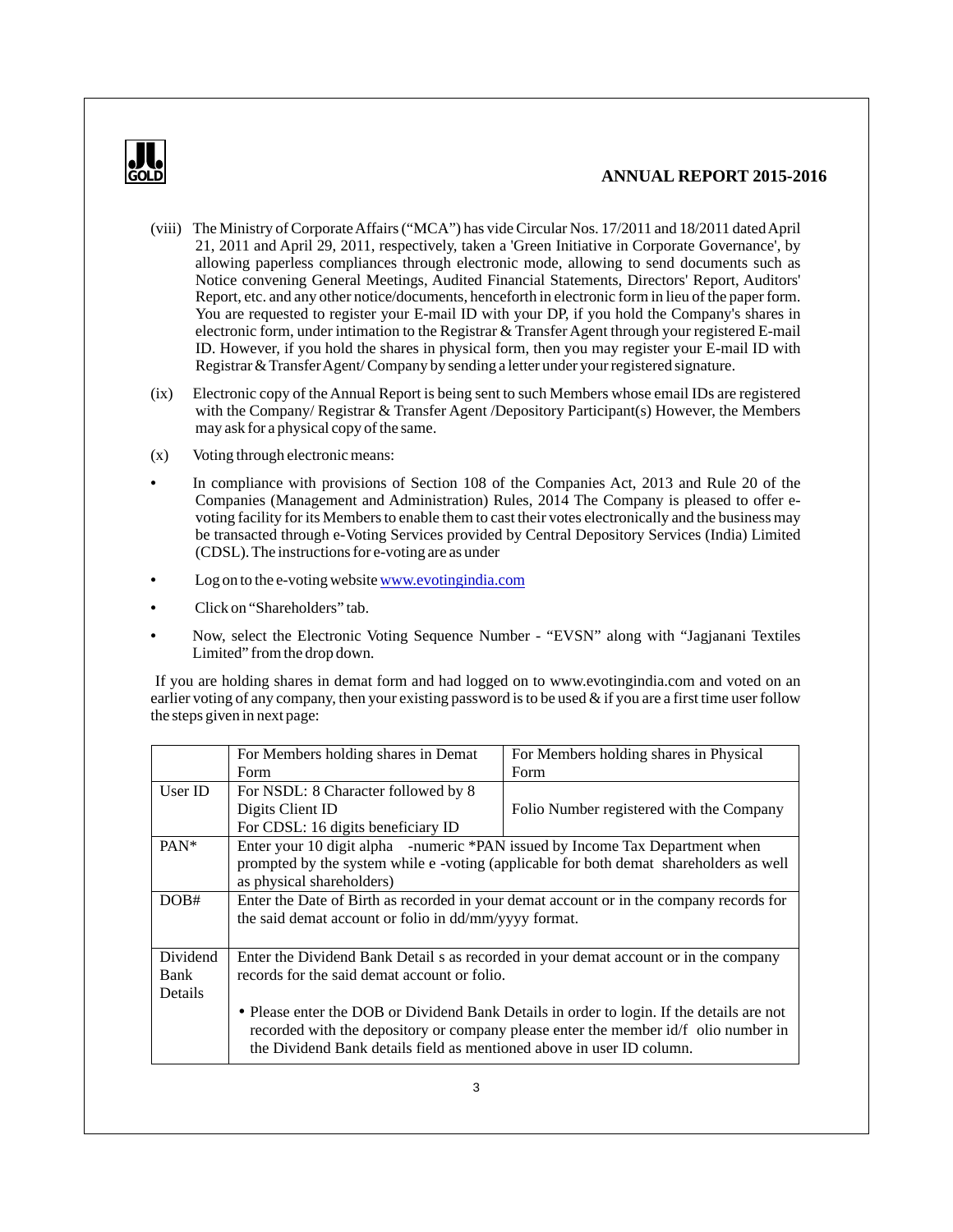(viii) The Ministry of Corporate Affairs ("MCA") has vide Circular Nos. 17/2011 and 18/2011 dated April 21, 2011 and April 29, 2011, respectively, taken a 'Green Initiative in Corporate Governance', by allowing paperless compliances through electronic mode, allowing to send documents such as Notice convening General Meetings, Audited Financial Statements, Directors' Report, Auditors' Report, etc. and any other notice/documents, henceforth in electronic form in lieu of the paper form. You are requested to register your E-mail ID with your DP, if you hold the Company's shares in electronic form, under intimation to the Registrar & Transfer Agent through your registered E-mail ID. However, if you hold the shares in physical form, then you may register your E-mail ID with Registrar & Transfer Agent/ Company by sending a letter under your registered signature.

(ix) Electronic copy of the Annual Report is being sent to such Members whose email IDs are registered with the Company/ Registrar & Transfer Agent /Depository Participant(s) However, the Members may ask for a physical copy of the same.

(x) Voting through electronic means:

- In compliance with provisions of Section 108 of the Companies Act, 2013 and Rule 20 of the Companies (Management and Administration) Rules, 2014 The Company is pleased to offer e-voting facility for its Members to enable them to cast their votes electronically and the business may be transacted through e-Voting Services provided by Central Depository Services (India) Limited (CDSL). The instructions for e-voting are as under
- Log on to the e-voting website www.evotingindia.com
- Click on "Shareholders" tab.
- Now, select the Electronic Voting Sequence Number - "EVSN" along with "Jagjanani Textiles Limited" from the drop down.

If you are holding shares in demat form and had logged on to www.evotingindia.com and voted on an earlier voting of any company, then your existing password is to be used & if you are a first time user follow the steps given in next page:

| | For Members holding shares in Demat Form | For Members holding shares in Physical Form |
|---|---|---|
| User ID | For NSDL: 8 Character followed by 8 Digits Client ID<br>For CDSL: 16 digits beneficiary ID | Folio Number registered with the Company |
| PAN* | Enter your 10 digit alpha -numeric *PAN issued by Income Tax Department when prompted by the system while e -voting (applicable for both demat shareholders as well as physical shareholders) | |
| DOB# | Enter the Date of Birth as recorded in your demat account or in the company records for the said demat account or folio in dd/mm/yyyy format. | |
| Dividend Bank Details | Enter the Dividend Bank Detail s as recorded in your demat account or in the company records for the said demat account or folio.<br>• Please enter the DOB or Dividend Bank Details in order to login. If the details are not recorded with the depository or company please enter the member id/f olio number in the Dividend Bank details field as mentioned above in user ID column. | |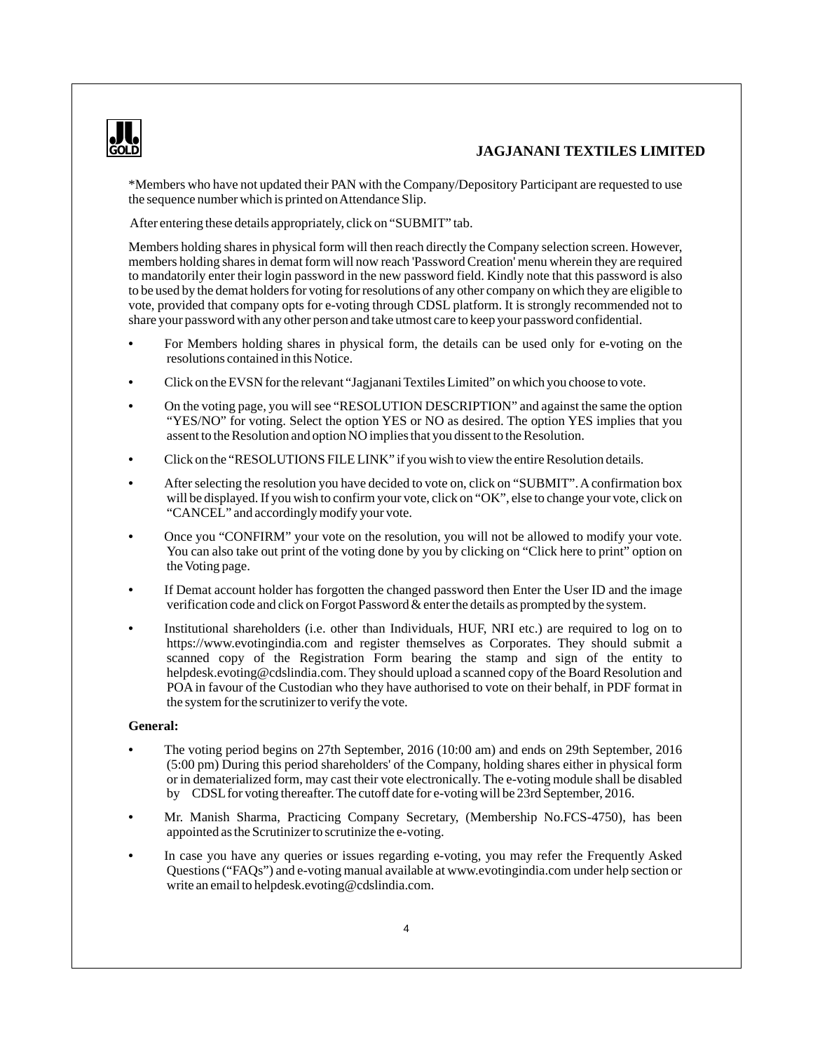*Members who have not updated their PAN with the Company/Depository Participant are requested to use the sequence number which is printed on Attendance Slip.

After entering these details appropriately, click on "SUBMIT" tab.

Members holding shares in physical form will then reach directly the Company selection screen. However, members holding shares in demat form will now reach 'Password Creation' menu wherein they are required to mandatorily enter their login password in the new password field. Kindly note that this password is also to be used by the demat holders for voting for resolutions of any other company on which they are eligible to vote, provided that company opts for e-voting through CDSL platform. It is strongly recommended not to share your password with any other person and take utmost care to keep your password confidential.

- For Members holding shares in physical form, the details can be used only for e-voting on the resolutions contained in this Notice.
- Click on the EVSN for the relevant "Jagjanani Textiles Limited" on which you choose to vote.
- On the voting page, you will see "RESOLUTION DESCRIPTION" and against the same the option "YES/NO" for voting. Select the option YES or NO as desired. The option YES implies that you assent to the Resolution and option NO implies that you dissent to the Resolution.
- Click on the "RESOLUTIONS FILE LINK" if you wish to view the entire Resolution details.
- After selecting the resolution you have decided to vote on, click on "SUBMIT". A confirmation box will be displayed. If you wish to confirm your vote, click on "OK", else to change your vote, click on "CANCEL" and accordingly modify your vote.
- Once you "CONFIRM" your vote on the resolution, you will not be allowed to modify your vote. You can also take out print of the voting done by you by clicking on "Click here to print" option on the Voting page.
- If Demat account holder has forgotten the changed password then Enter the User ID and the image verification code and click on Forgot Password & enter the details as prompted by the system.
- Institutional shareholders (i.e. other than Individuals, HUF, NRI etc.) are required to log on to https://www.evotingindia.com and register themselves as Corporates. They should submit a scanned copy of the Registration Form bearing the stamp and sign of the entity to helpdesk.evoting@cdslindia.com. They should upload a scanned copy of the Board Resolution and POA in favour of the Custodian who they have authorised to vote on their behalf, in PDF format in the system for the scrutinizer to verify the vote.

**General:**

- The voting period begins on 27th September, 2016 (10:00 am) and ends on 29th September, 2016 (5:00 pm) During this period shareholders' of the Company, holding shares either in physical form or in dematerialized form, may cast their vote electronically. The e-voting module shall be disabled by CDSL for voting thereafter. The cutoff date for e-voting will be 23rd September, 2016.
- Mr. Manish Sharma, Practicing Company Secretary, (Membership No.FCS-4750), has been appointed as the Scrutinizer to scrutinize the e-voting.
- In case you have any queries or issues regarding e-voting, you may refer the Frequently Asked Questions ("FAQs") and e-voting manual available at www.evotingindia.com under help section or write an email to helpdesk.evoting@cdslindia.com.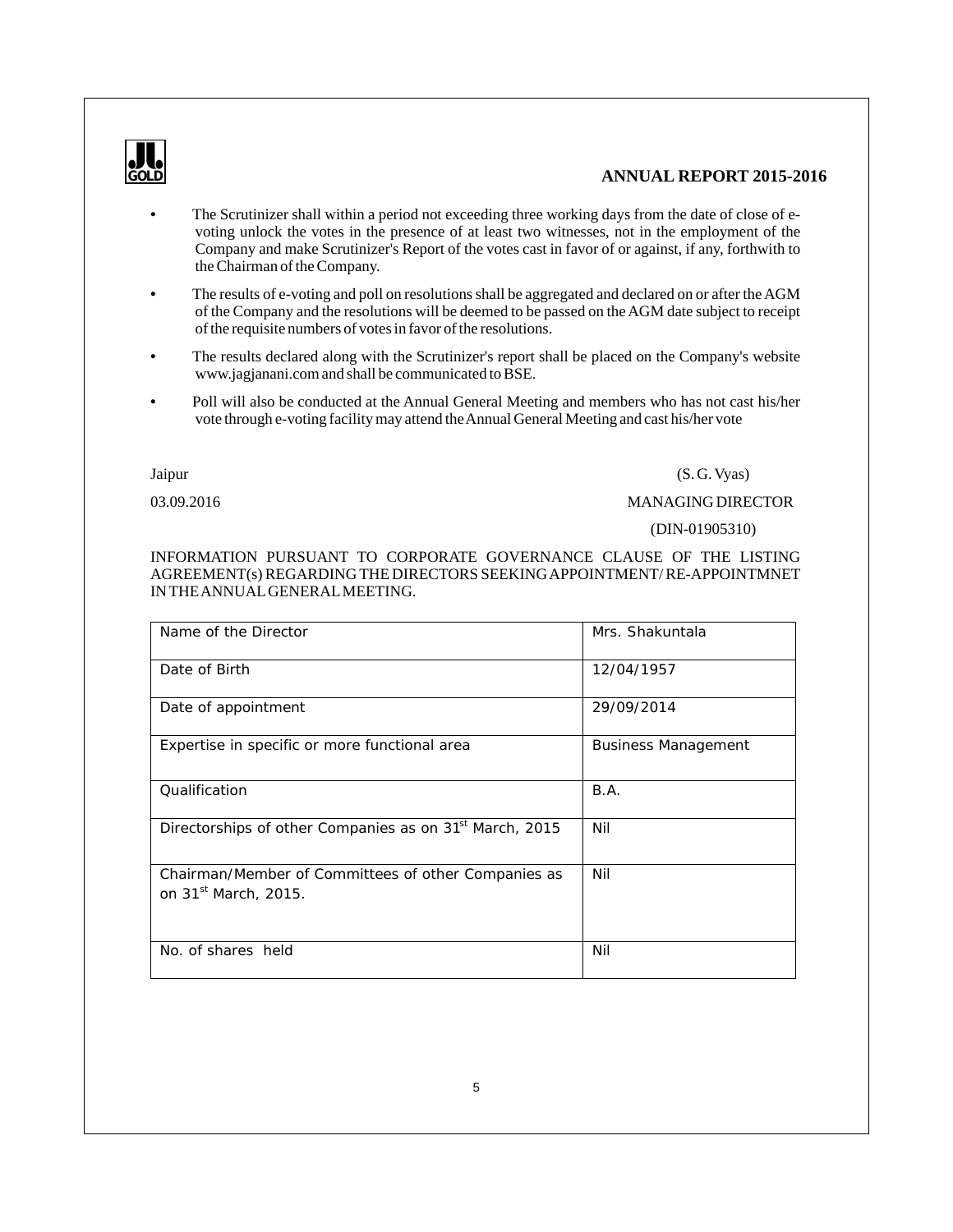- The Scrutinizer shall within a period not exceeding three working days from the date of close of e-voting unlock the votes in the presence of at least two witnesses, not in the employment of the Company and make Scrutinizer's Report of the votes cast in favor of or against, if any, forthwith to the Chairman of the Company.
- The results of e-voting and poll on resolutions shall be aggregated and declared on or after the AGM of the Company and the resolutions will be deemed to be passed on the AGM date subject to receipt of the requisite numbers of votes in favor of the resolutions.
- The results declared along with the Scrutinizer's report shall be placed on the Company's website www.jagjanani.com and shall be communicated to BSE.
- Poll will also be conducted at the Annual General Meeting and members who has not cast his/her vote through e-voting facility may attend the Annual General Meeting and cast his/her vote

Jaipur

03.09.2016

(S. G. Vyas)
MANAGING DIRECTOR
(DIN-01905310)

INFORMATION PURSUANT TO CORPORATE GOVERNANCE CLAUSE OF THE LISTING AGREEMENT(s) REGARDING THE DIRECTORS SEEKING APPOINTMENT/ RE-APPOINTMNET IN THE ANNUAL GENERAL MEETING.

| Name of the Director | Mrs. Shakuntala |
|---|---|
| Date of Birth | 12/04/1957 |
| Date of appointment | 29/09/2014 |
| Expertise in specific or more functional area | Business Management |
| Qualification | B.A. |
| Directorships of other Companies as on 31st March, 2015 | Nil |
| Chairman/Member of Committees of other Companies as on 31st March, 2015. | Nil |
| No. of shares held | Nil |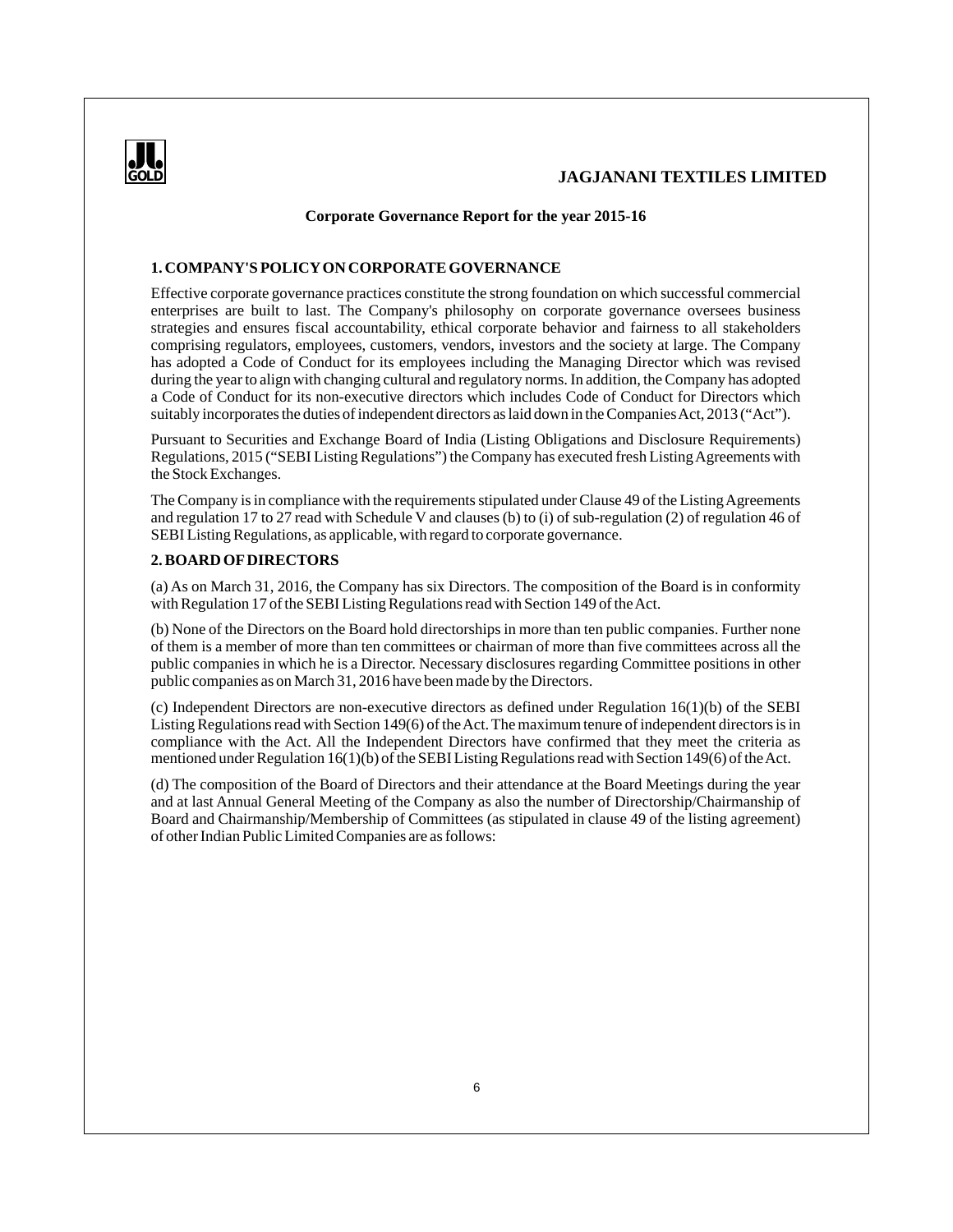## Corporate Governance Report for the year 2015-16

### 1. COMPANY'S POLICY ON CORPORATE GOVERNANCE

Effective corporate governance practices constitute the strong foundation on which successful commercial enterprises are built to last. The Company's philosophy on corporate governance oversees business strategies and ensures fiscal accountability, ethical corporate behavior and fairness to all stakeholders comprising regulators, employees, customers, vendors, investors and the society at large. The Company has adopted a Code of Conduct for its employees including the Managing Director which was revised during the year to align with changing cultural and regulatory norms. In addition, the Company has adopted a Code of Conduct for its non-executive directors which includes Code of Conduct for Directors which suitably incorporates the duties of independent directors as laid down in the Companies Act, 2013 ("Act").

Pursuant to Securities and Exchange Board of India (Listing Obligations and Disclosure Requirements) Regulations, 2015 ("SEBI Listing Regulations") the Company has executed fresh Listing Agreements with the Stock Exchanges.

The Company is in compliance with the requirements stipulated under Clause 49 of the Listing Agreements and regulation 17 to 27 read with Schedule V and clauses (b) to (i) of sub-regulation (2) of regulation 46 of SEBI Listing Regulations, as applicable, with regard to corporate governance.

### 2. BOARD OF DIRECTORS

(a) As on March 31, 2016, the Company has six Directors. The composition of the Board is in conformity with Regulation 17 of the SEBI Listing Regulations read with Section 149 of the Act.

(b) None of the Directors on the Board hold directorships in more than ten public companies. Further none of them is a member of more than ten committees or chairman of more than five committees across all the public companies in which he is a Director. Necessary disclosures regarding Committee positions in other public companies as on March 31, 2016 have been made by the Directors.

(c) Independent Directors are non-executive directors as defined under Regulation 16(1)(b) of the SEBI Listing Regulations read with Section 149(6) of the Act. The maximum tenure of independent directors is in compliance with the Act. All the Independent Directors have confirmed that they meet the criteria as mentioned under Regulation 16(1)(b) of the SEBI Listing Regulations read with Section 149(6) of the Act.

(d) The composition of the Board of Directors and their attendance at the Board Meetings during the year and at last Annual General Meeting of the Company as also the number of Directorship/Chairmanship of Board and Chairmanship/Membership of Committees (as stipulated in clause 49 of the listing agreement) of other Indian Public Limited Companies are as follows: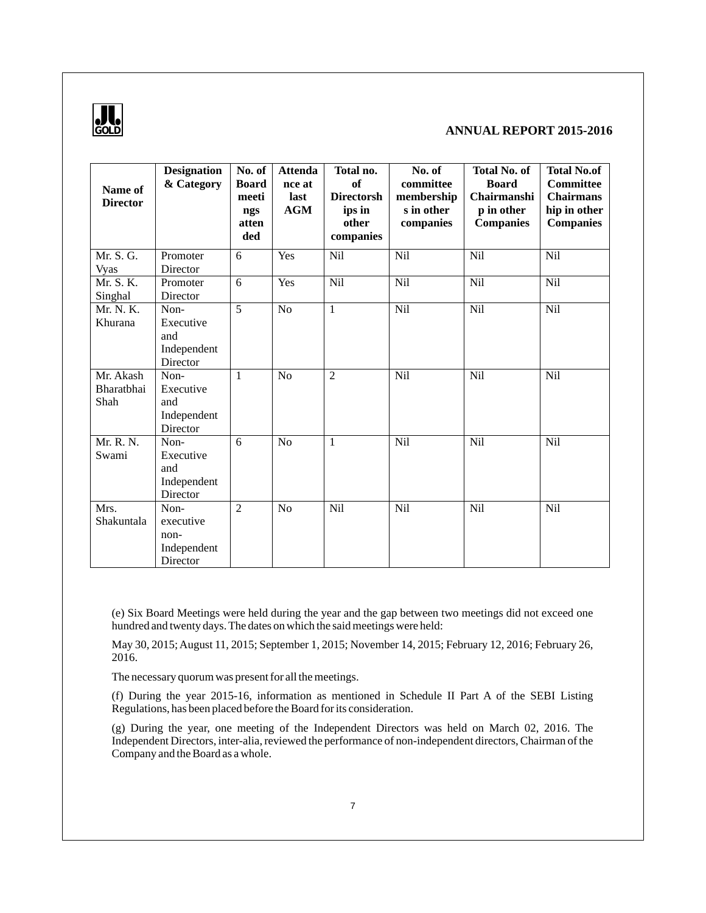| Name of Director | Designation & Category | No. of Board meetings attended | Attendance at last AGM | Total no. of Directorships in other companies | No. of committee memberships in other companies | Total No. of Board Chairmanship in other Companies | Total No.of Committee Chairmanship in other Companies |
|---|---|---|---|---|---|---|---|
| Mr. S. G. Vyas | Promoter Director | 6 | Yes | Nil | Nil | Nil | Nil |
| Mr. S. K. Singhal | Promoter Director | 6 | Yes | Nil | Nil | Nil | Nil |
| Mr. N. K. Khurana | Non-Executive and Independent Director | 5 | No | 1 | Nil | Nil | Nil |
| Mr. Akash Bharatbhai Shah | Non-Executive and Independent Director | 1 | No | 2 | Nil | Nil | Nil |
| Mr. R. N. Swami | Non-Executive and Independent Director | 6 | No | 1 | Nil | Nil | Nil |
| Mrs. Shakuntala | Non-executive non-Independent Director | 2 | No | Nil | Nil | Nil | Nil |

(e) Six Board Meetings were held during the year and the gap between two meetings did not exceed one hundred and twenty days. The dates on which the said meetings were held:

May 30, 2015; August 11, 2015; September 1, 2015; November 14, 2015; February 12, 2016; February 26, 2016.

The necessary quorum was present for all the meetings.

(f) During the year 2015-16, information as mentioned in Schedule II Part A of the SEBI Listing Regulations, has been placed before the Board for its consideration.

(g) During the year, one meeting of the Independent Directors was held on March 02, 2016. The Independent Directors, inter-alia, reviewed the performance of non-independent directors, Chairman of the Company and the Board as a whole.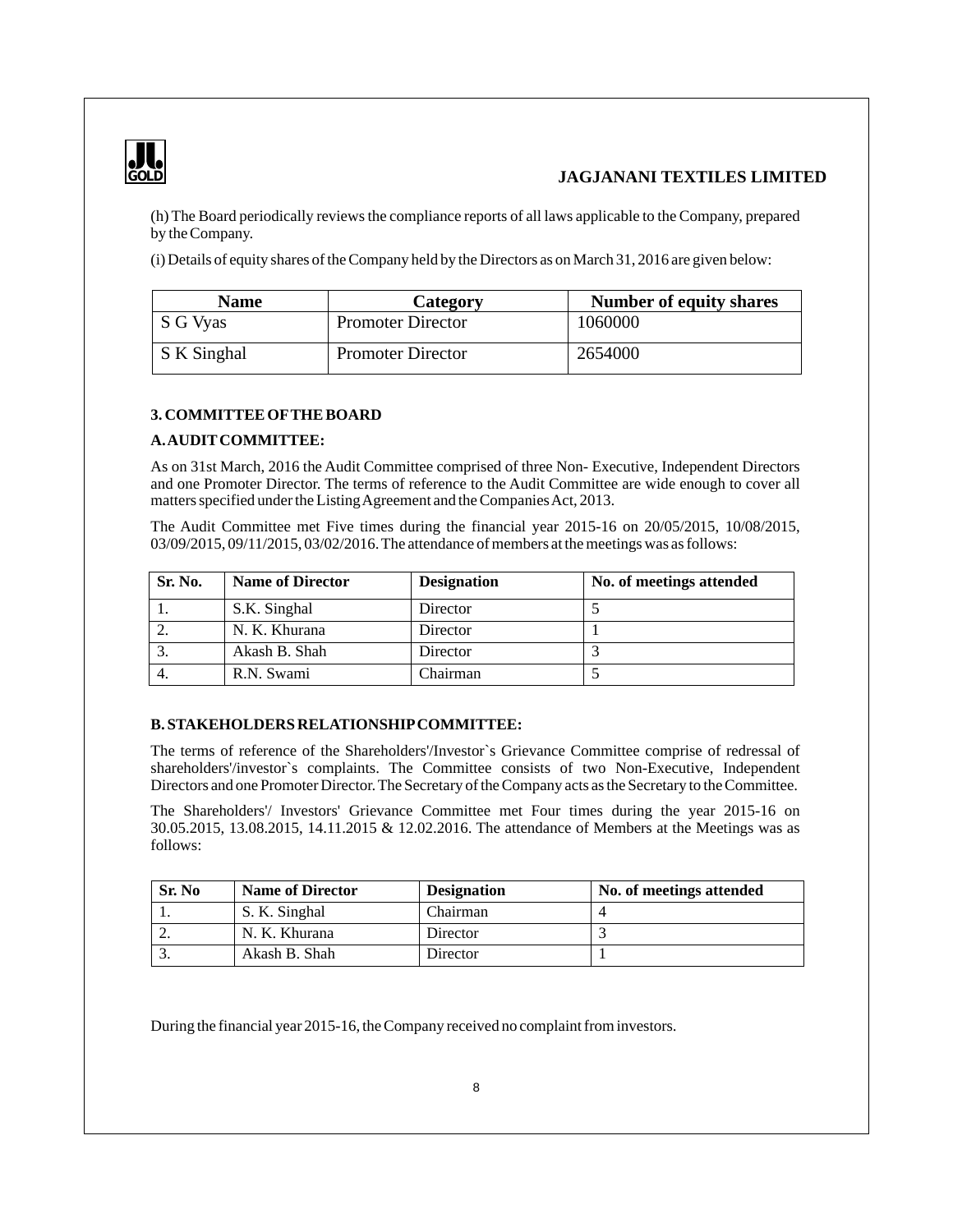(h) The Board periodically reviews the compliance reports of all laws applicable to the Company, prepared by the Company.

(i) Details of equity shares of the Company held by the Directors as on March 31, 2016 are given below:

| Name | Category | Number of equity shares |
|---|---|---|
| S G Vyas | Promoter Director | 1060000 |
| S K Singhal | Promoter Director | 2654000 |

### 3. COMMITTEE OF THE BOARD

#### A. AUDIT COMMITTEE:

As on 31st March, 2016 the Audit Committee comprised of three Non- Executive, Independent Directors and one Promoter Director. The terms of reference to the Audit Committee are wide enough to cover all matters specified under the Listing Agreement and the Companies Act, 2013.

The Audit Committee met Five times during the financial year 2015-16 on 20/05/2015, 10/08/2015, 03/09/2015, 09/11/2015, 03/02/2016. The attendance of members at the meetings was as follows:

| Sr. No. | Name of Director | Designation | No. of meetings attended |
|---|---|---|---|
| 1. | S.K. Singhal | Director | 5 |
| 2. | N. K. Khurana | Director | 1 |
| 3. | Akash B. Shah | Director | 3 |
| 4. | R.N. Swami | Chairman | 5 |

#### B. STAKEHOLDERS RELATIONSHIP COMMITTEE:

The terms of reference of the Shareholders'/Investor`s Grievance Committee comprise of redressal of shareholders'/investor`s complaints. The Committee consists of two Non-Executive, Independent Directors and one Promoter Director. The Secretary of the Company acts as the Secretary to the Committee.

The Shareholders'/ Investors' Grievance Committee met Four times during the year 2015-16 on 30.05.2015, 13.08.2015, 14.11.2015 & 12.02.2016. The attendance of Members at the Meetings was as follows:

| Sr. No | Name of Director | Designation | No. of meetings attended |
|---|---|---|---|
| 1. | S. K. Singhal | Chairman | 4 |
| 2. | N. K. Khurana | Director | 3 |
| 3. | Akash B. Shah | Director | 1 |

During the financial year 2015-16, the Company received no complaint from investors.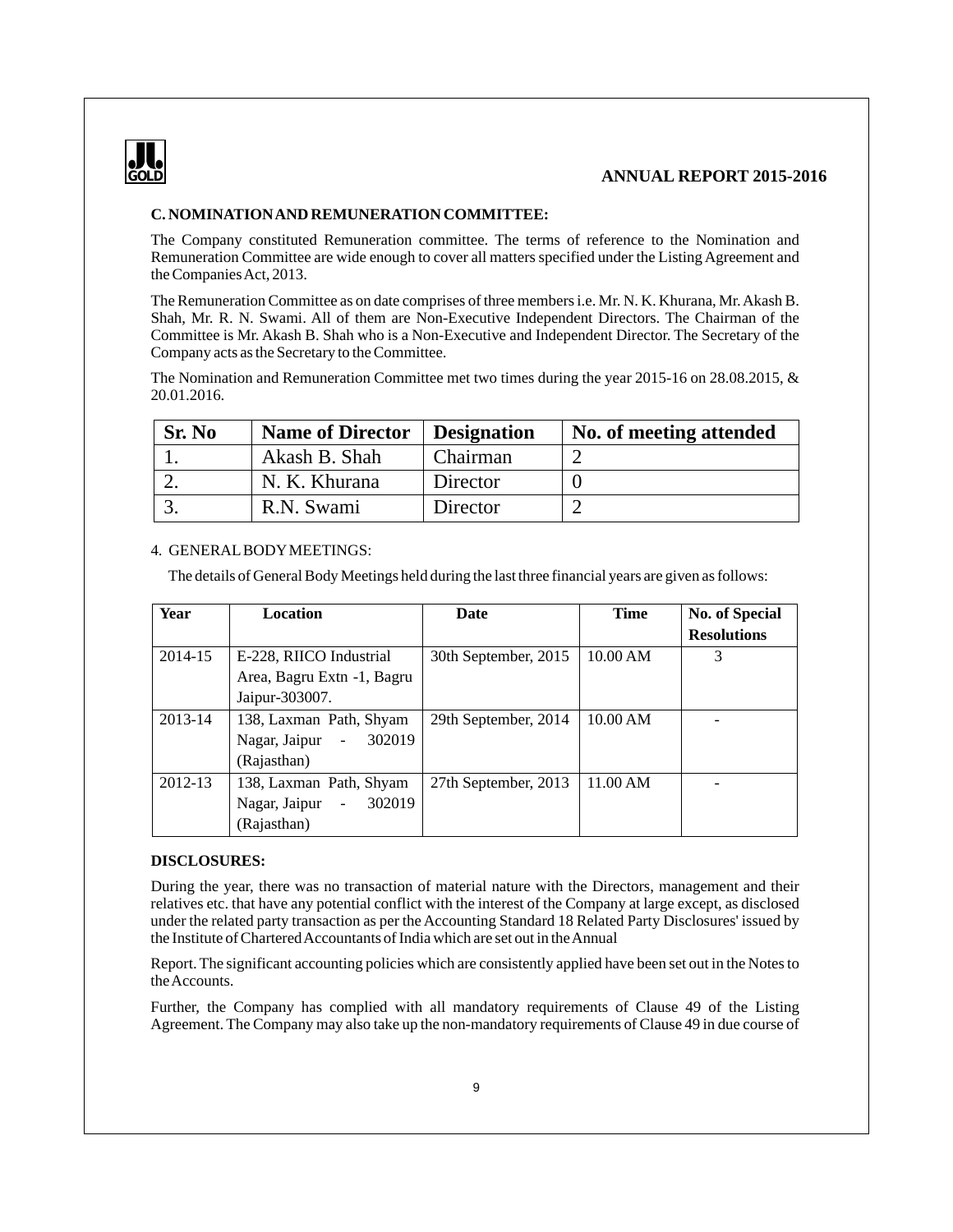### C. NOMINATION AND REMUNERATION COMMITTEE:

The Company constituted Remuneration committee. The terms of reference to the Nomination and Remuneration Committee are wide enough to cover all matters specified under the Listing Agreement and the Companies Act, 2013.

The Remuneration Committee as on date comprises of three members i.e. Mr. N. K. Khurana, Mr. Akash B. Shah, Mr. R. N. Swami. All of them are Non-Executive Independent Directors. The Chairman of the Committee is Mr. Akash B. Shah who is a Non-Executive and Independent Director. The Secretary of the Company acts as the Secretary to the Committee.

The Nomination and Remuneration Committee met two times during the year 2015-16 on 28.08.2015, & 20.01.2016.

| Sr. No | Name of Director | Designation | No. of meeting attended |
|---|---|---|---|
| 1. | Akash B. Shah | Chairman | 2 |
| 2. | N. K. Khurana | Director | 0 |
| 3. | R.N. Swami | Director | 2 |

4. GENERAL BODY MEETINGS:

The details of General Body Meetings held during the last three financial years are given as follows:

| Year | Location | Date | Time | No. of Special Resolutions |
|---|---|---|---|---|
| 2014-15 | E-228, RIICO Industrial Area, Bagru Extn -1, Bagru Jaipur-303007. | 30th September, 2015 | 10.00 AM | 3 |
| 2013-14 | 138, Laxman Path, Shyam Nagar, Jaipur - 302019 (Rajasthan) | 29th September, 2014 | 10.00 AM | - |
| 2012-13 | 138, Laxman Path, Shyam Nagar, Jaipur - 302019 (Rajasthan) | 27th September, 2013 | 11.00 AM | - |

### DISCLOSURES:

During the year, there was no transaction of material nature with the Directors, management and their relatives etc. that have any potential conflict with the interest of the Company at large except, as disclosed under the related party transaction as per the Accounting Standard 18 Related Party Disclosures' issued by the Institute of Chartered Accountants of India which are set out in the Annual

Report. The significant accounting policies which are consistently applied have been set out in the Notes to the Accounts.

Further, the Company has complied with all mandatory requirements of Clause 49 of the Listing Agreement. The Company may also take up the non-mandatory requirements of Clause 49 in due course of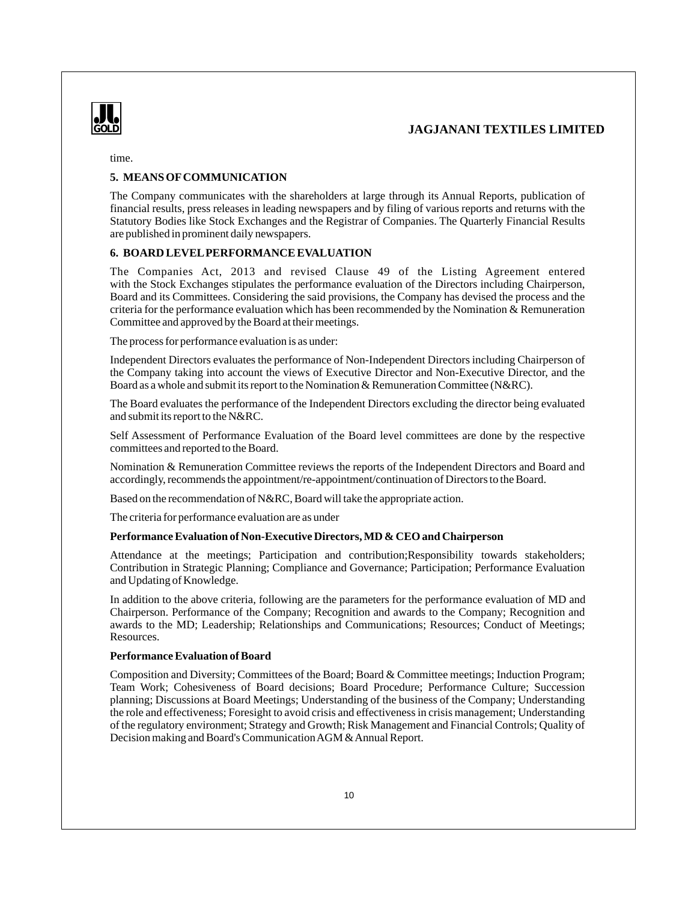time.

## 5. MEANS OF COMMUNICATION

The Company communicates with the shareholders at large through its Annual Reports, publication of financial results, press releases in leading newspapers and by filing of various reports and returns with the Statutory Bodies like Stock Exchanges and the Registrar of Companies. The Quarterly Financial Results are published in prominent daily newspapers.

## 6. BOARD LEVEL PERFORMANCE EVALUATION

The Companies Act, 2013 and revised Clause 49 of the Listing Agreement entered with the Stock Exchanges stipulates the performance evaluation of the Directors including Chairperson, Board and its Committees. Considering the said provisions, the Company has devised the process and the criteria for the performance evaluation which has been recommended by the Nomination & Remuneration Committee and approved by the Board at their meetings.

The process for performance evaluation is as under:

Independent Directors evaluates the performance of Non-Independent Directors including Chairperson of the Company taking into account the views of Executive Director and Non-Executive Director, and the Board as a whole and submit its report to the Nomination & Remuneration Committee (N&RC).

The Board evaluates the performance of the Independent Directors excluding the director being evaluated and submit its report to the N&RC.

Self Assessment of Performance Evaluation of the Board level committees are done by the respective committees and reported to the Board.

Nomination & Remuneration Committee reviews the reports of the Independent Directors and Board and accordingly, recommends the appointment/re-appointment/continuation of Directors to the Board.

Based on the recommendation of N&RC, Board will take the appropriate action.

The criteria for performance evaluation are as under

**Performance Evaluation of Non-Executive Directors, MD & CEO and Chairperson**

Attendance at the meetings; Participation and contribution;Responsibility towards stakeholders; Contribution in Strategic Planning; Compliance and Governance; Participation; Performance Evaluation and Updating of Knowledge.

In addition to the above criteria, following are the parameters for the performance evaluation of MD and Chairperson. Performance of the Company; Recognition and awards to the Company; Recognition and awards to the MD; Leadership; Relationships and Communications; Resources; Conduct of Meetings; Resources.

**Performance Evaluation of Board**

Composition and Diversity; Committees of the Board; Board & Committee meetings; Induction Program; Team Work; Cohesiveness of Board decisions; Board Procedure; Performance Culture; Succession planning; Discussions at Board Meetings; Understanding of the business of the Company; Understanding the role and effectiveness; Foresight to avoid crisis and effectiveness in crisis management; Understanding of the regulatory environment; Strategy and Growth; Risk Management and Financial Controls; Quality of Decision making and Board's Communication AGM & Annual Report.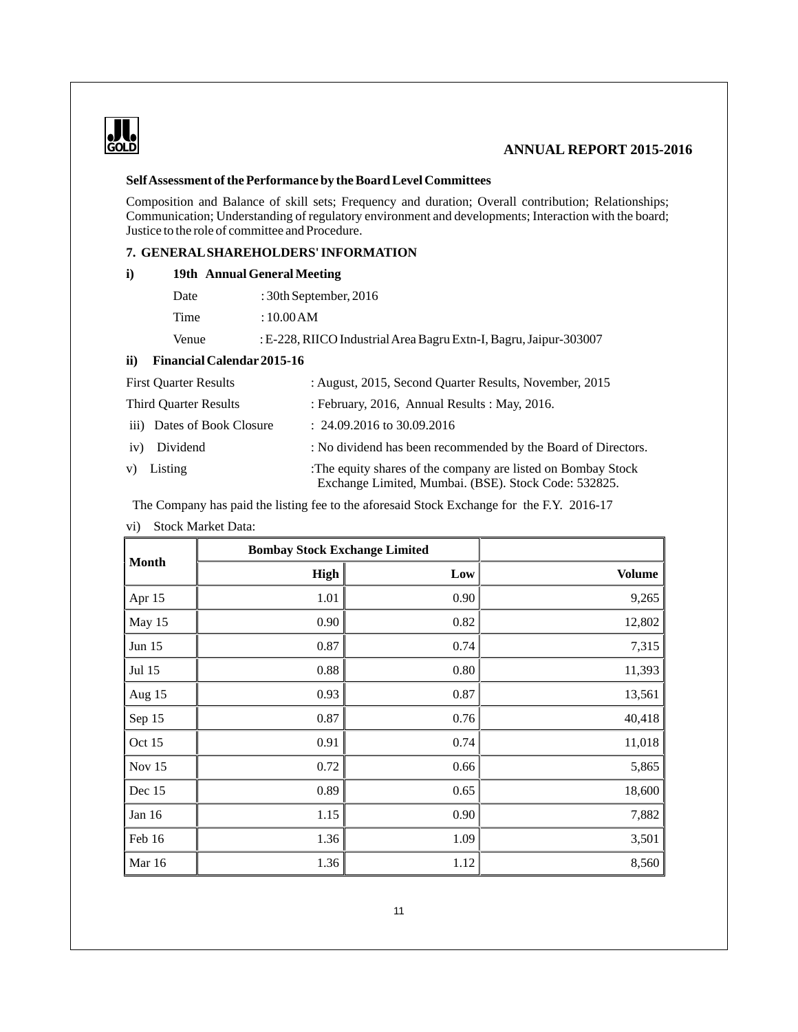**Self Assessment of the Performance by the Board Level Committees**

Composition and Balance of skill sets; Frequency and duration; Overall contribution; Relationships; Communication; Understanding of regulatory environment and developments; Interaction with the board; Justice to the role of committee and Procedure.

## 7. GENERAL SHAREHOLDERS' INFORMATION

**i) 19th Annual General Meeting**

Date : 30th September, 2016

Time : 10.00 AM

Venue : E-228, RIICO Industrial Area Bagru Extn-I, Bagru, Jaipur-303007

**ii) Financial Calendar 2015-16**

First Quarter Results : August, 2015, Second Quarter Results, November, 2015

Third Quarter Results : February, 2016, Annual Results : May, 2016.

iii) Dates of Book Closure : 24.09.2016 to 30.09.2016

iv) Dividend : No dividend has been recommended by the Board of Directors.

v) Listing :The equity shares of the company are listed on Bombay Stock Exchange Limited, Mumbai. (BSE). Stock Code: 532825.

The Company has paid the listing fee to the aforesaid Stock Exchange for the F.Y. 2016-17

vi) Stock Market Data:

| Month | Bombay Stock Exchange Limited | | |
|---|---|---|---|
| | High | Low | Volume |
| Apr 15 | 1.01 | 0.90 | 9,265 |
| May 15 | 0.90 | 0.82 | 12,802 |
| Jun 15 | 0.87 | 0.74 | 7,315 |
| Jul 15 | 0.88 | 0.80 | 11,393 |
| Aug 15 | 0.93 | 0.87 | 13,561 |
| Sep 15 | 0.87 | 0.76 | 40,418 |
| Oct 15 | 0.91 | 0.74 | 11,018 |
| Nov 15 | 0.72 | 0.66 | 5,865 |
| Dec 15 | 0.89 | 0.65 | 18,600 |
| Jan 16 | 1.15 | 0.90 | 7,882 |
| Feb 16 | 1.36 | 1.09 | 3,501 |
| Mar 16 | 1.36 | 1.12 | 8,560 |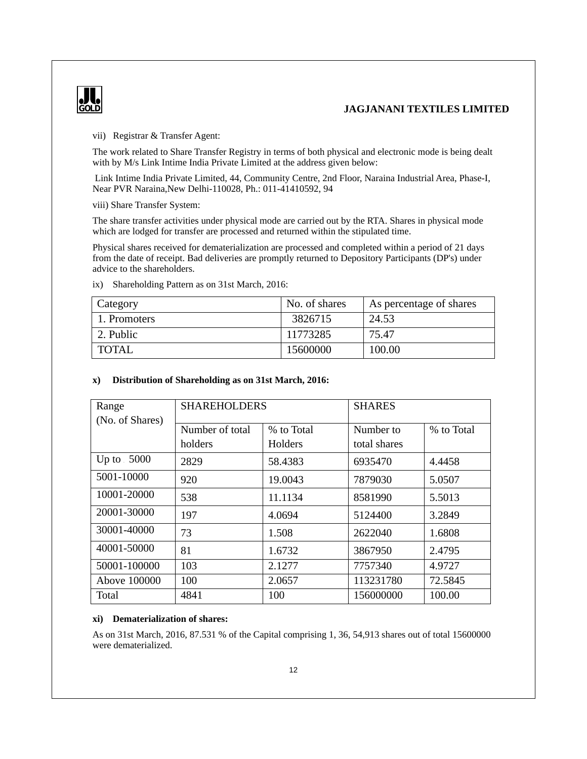vii) Registrar & Transfer Agent:

The work related to Share Transfer Registry in terms of both physical and electronic mode is being dealt with by M/s Link Intime India Private Limited at the address given below:

Link Intime India Private Limited, 44, Community Centre, 2nd Floor, Naraina Industrial Area, Phase-I, Near PVR Naraina,New Delhi-110028, Ph.: 011-41410592, 94

viii) Share Transfer System:

The share transfer activities under physical mode are carried out by the RTA. Shares in physical mode which are lodged for transfer are processed and returned within the stipulated time.

Physical shares received for dematerialization are processed and completed within a period of 21 days from the date of receipt. Bad deliveries are promptly returned to Depository Participants (DP's) under advice to the shareholders.

ix) Shareholding Pattern as on 31st March, 2016:

| Category | No. of shares | As percentage of shares |
|---|---|---|
| 1. Promoters | 3826715 | 24.53 |
| 2. Public | 11773285 | 75.47 |
| TOTAL | 15600000 | 100.00 |

**x) Distribution of Shareholding as on 31st March, 2016:**

| Range (No. of Shares) | SHAREHOLDERS | | SHARES | |
|---|---|---|---|---|
| | Number of total holders | % to Total Holders | Number to total shares | % to Total |
| Up to 5000 | 2829 | 58.4383 | 6935470 | 4.4458 |
| 5001-10000 | 920 | 19.0043 | 7879030 | 5.0507 |
| 10001-20000 | 538 | 11.1134 | 8581990 | 5.5013 |
| 20001-30000 | 197 | 4.0694 | 5124400 | 3.2849 |
| 30001-40000 | 73 | 1.508 | 2622040 | 1.6808 |
| 40001-50000 | 81 | 1.6732 | 3867950 | 2.4795 |
| 50001-100000 | 103 | 2.1277 | 7757340 | 4.9727 |
| Above 100000 | 100 | 2.0657 | 113231780 | 72.5845 |
| Total | 4841 | 100 | 156000000 | 100.00 |

**xi) Dematerialization of shares:**

As on 31st March, 2016, 87.531 % of the Capital comprising 1, 36, 54,913 shares out of total 15600000 were dematerialized.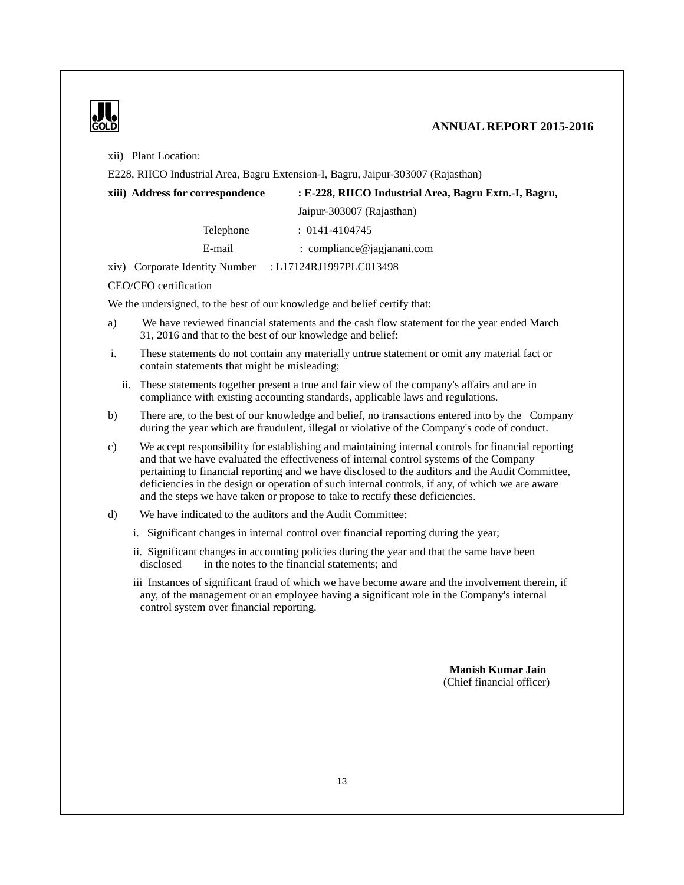xii) Plant Location:

E228, RIICO Industrial Area, Bagru Extension-I, Bagru, Jaipur-303007 (Rajasthan)

**xiii) Address for correspondence : E-228, RIICO Industrial Area, Bagru Extn.-I, Bagru,**

Jaipur-303007 (Rajasthan)

Telephone : 0141-4104745

E-mail : compliance@jagjanani.com

xiv) Corporate Identity Number : L17124RJ1997PLC013498

CEO/CFO certification

We the undersigned, to the best of our knowledge and belief certify that:

a) We have reviewed financial statements and the cash flow statement for the year ended March 31, 2016 and that to the best of our knowledge and belief:

i. These statements do not contain any materially untrue statement or omit any material fact or contain statements that might be misleading;

ii. These statements together present a true and fair view of the company's affairs and are in compliance with existing accounting standards, applicable laws and regulations.

b) There are, to the best of our knowledge and belief, no transactions entered into by the Company during the year which are fraudulent, illegal or violative of the Company's code of conduct.

c) We accept responsibility for establishing and maintaining internal controls for financial reporting and that we have evaluated the effectiveness of internal control systems of the Company pertaining to financial reporting and we have disclosed to the auditors and the Audit Committee, deficiencies in the design or operation of such internal controls, if any, of which we are aware and the steps we have taken or propose to take to rectify these deficiencies.

d) We have indicated to the auditors and the Audit Committee:

i. Significant changes in internal control over financial reporting during the year;

ii. Significant changes in accounting policies during the year and that the same have been disclosed in the notes to the financial statements; and

iii Instances of significant fraud of which we have become aware and the involvement therein, if any, of the management or an employee having a significant role in the Company's internal control system over financial reporting.

**Manish Kumar Jain**
(Chief financial officer)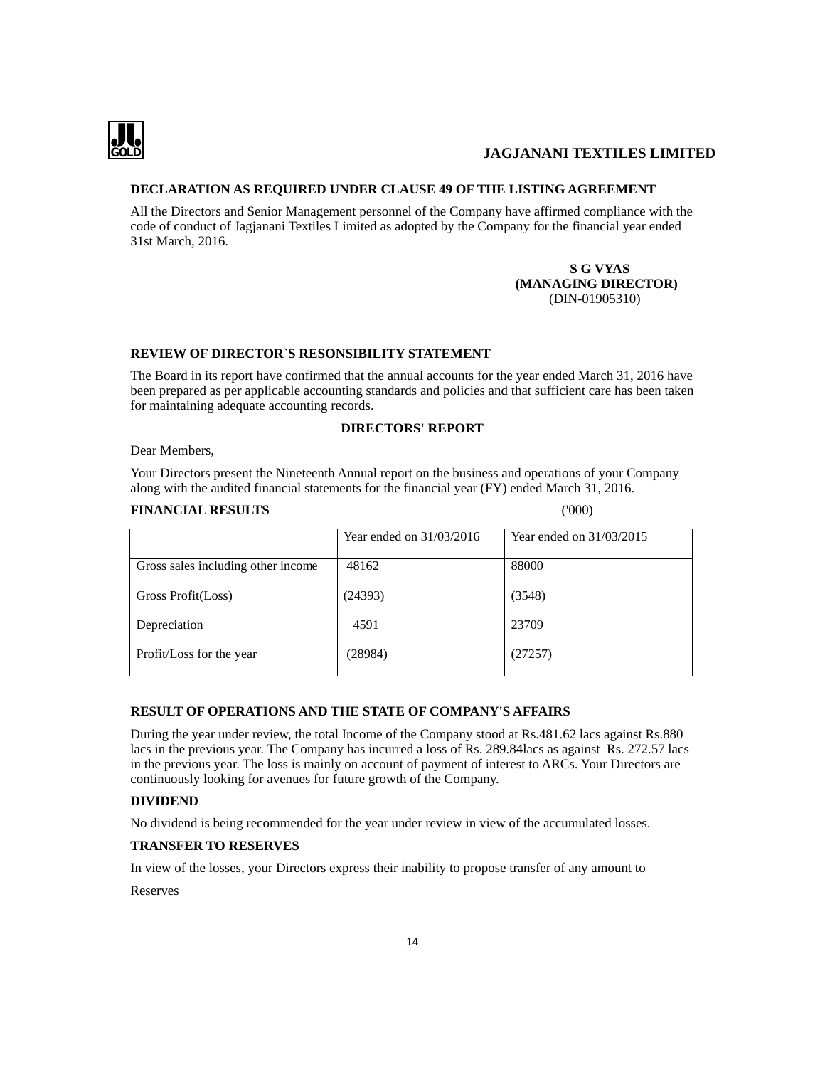## DECLARATION AS REQUIRED UNDER CLAUSE 49 OF THE LISTING AGREEMENT

All the Directors and Senior Management personnel of the Company have affirmed compliance with the code of conduct of Jagjanani Textiles Limited as adopted by the Company for the financial year ended 31st March, 2016.

**S G VYAS**
**(MANAGING DIRECTOR)**
(DIN-01905310)

## REVIEW OF DIRECTOR`S RESONSIBILITY STATEMENT

The Board in its report have confirmed that the annual accounts for the year ended March 31, 2016 have been prepared as per applicable accounting standards and policies and that sufficient care has been taken for maintaining adequate accounting records.

## DIRECTORS' REPORT

Dear Members,

Your Directors present the Nineteenth Annual report on the business and operations of your Company along with the audited financial statements for the financial year (FY) ended March 31, 2016.

**FINANCIAL RESULTS** ('000)

| | Year ended on 31/03/2016 | Year ended on 31/03/2015 |
|---|---|---|
| Gross sales including other income | 48162 | 88000 |
| Gross Profit(Loss) | (24393) | (3548) |
| Depreciation | 4591 | 23709 |
| Profit/Loss for the year | (28984) | (27257) |

**RESULT OF OPERATIONS AND THE STATE OF COMPANY'S AFFAIRS**

During the year under review, the total Income of the Company stood at Rs.481.62 lacs against Rs.880 lacs in the previous year. The Company has incurred a loss of Rs. 289.84lacs as against Rs. 272.57 lacs in the previous year. The loss is mainly on account of payment of interest to ARCs. Your Directors are continuously looking for avenues for future growth of the Company.

**DIVIDEND**

No dividend is being recommended for the year under review in view of the accumulated losses.

**TRANSFER TO RESERVES**

In view of the losses, your Directors express their inability to propose transfer of any amount to Reserves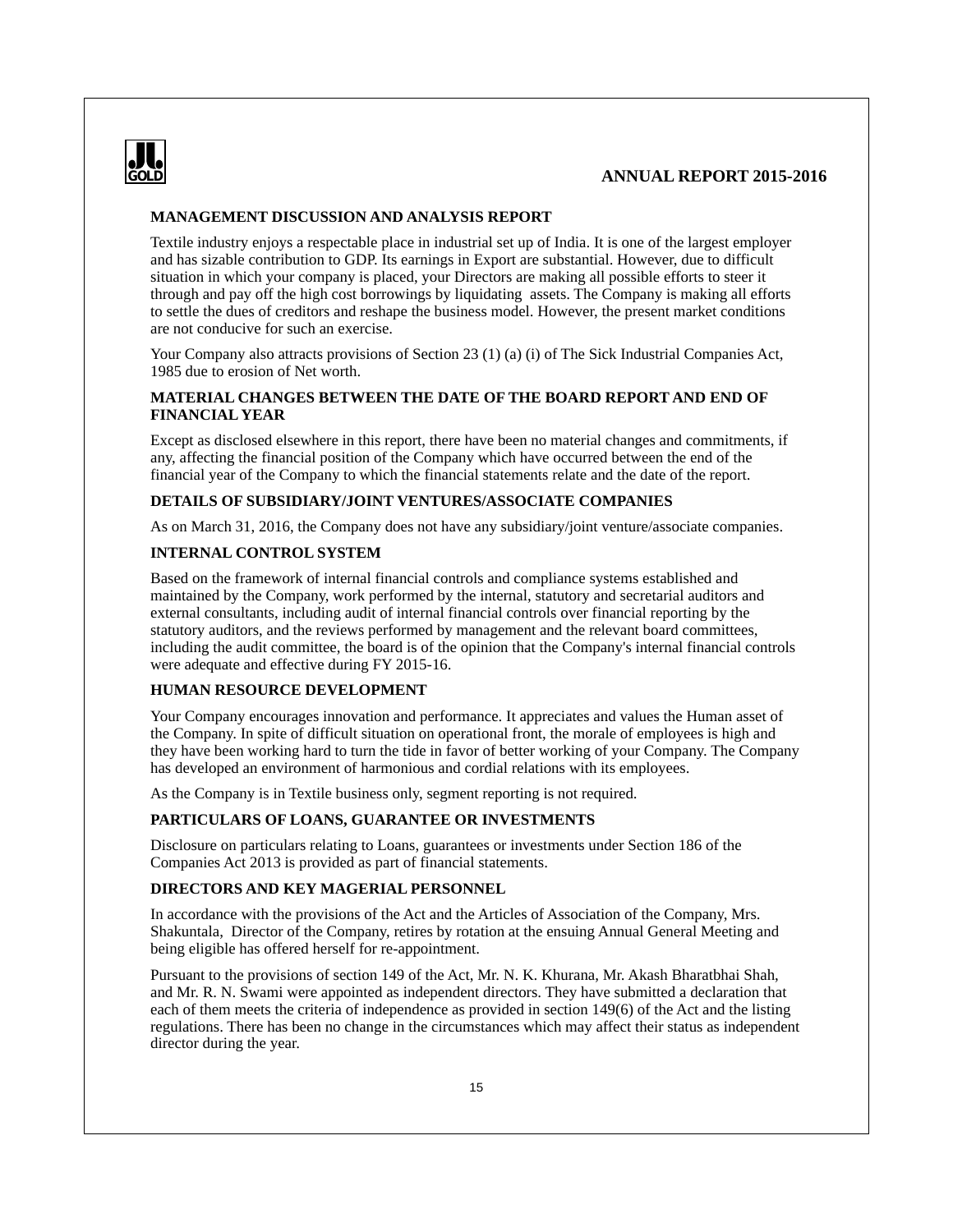## MANAGEMENT DISCUSSION AND ANALYSIS REPORT

Textile industry enjoys a respectable place in industrial set up of India. It is one of the largest employer and has sizable contribution to GDP. Its earnings in Export are substantial. However, due to difficult situation in which your company is placed, your Directors are making all possible efforts to steer it through and pay off the high cost borrowings by liquidating assets. The Company is making all efforts to settle the dues of creditors and reshape the business model. However, the present market conditions are not conducive for such an exercise.

Your Company also attracts provisions of Section 23 (1) (a) (i) of The Sick Industrial Companies Act, 1985 due to erosion of Net worth.

## MATERIAL CHANGES BETWEEN THE DATE OF THE BOARD REPORT AND END OF FINANCIAL YEAR

Except as disclosed elsewhere in this report, there have been no material changes and commitments, if any, affecting the financial position of the Company which have occurred between the end of the financial year of the Company to which the financial statements relate and the date of the report.

## DETAILS OF SUBSIDIARY/JOINT VENTURES/ASSOCIATE COMPANIES

As on March 31, 2016, the Company does not have any subsidiary/joint venture/associate companies.

## INTERNAL CONTROL SYSTEM

Based on the framework of internal financial controls and compliance systems established and maintained by the Company, work performed by the internal, statutory and secretarial auditors and external consultants, including audit of internal financial controls over financial reporting by the statutory auditors, and the reviews performed by management and the relevant board committees, including the audit committee, the board is of the opinion that the Company's internal financial controls were adequate and effective during FY 2015-16.

## HUMAN RESOURCE DEVELOPMENT

Your Company encourages innovation and performance. It appreciates and values the Human asset of the Company. In spite of difficult situation on operational front, the morale of employees is high and they have been working hard to turn the tide in favor of better working of your Company. The Company has developed an environment of harmonious and cordial relations with its employees.

As the Company is in Textile business only, segment reporting is not required.

## PARTICULARS OF LOANS, GUARANTEE OR INVESTMENTS

Disclosure on particulars relating to Loans, guarantees or investments under Section 186 of the Companies Act 2013 is provided as part of financial statements.

## DIRECTORS AND KEY MAGERIAL PERSONNEL

In accordance with the provisions of the Act and the Articles of Association of the Company, Mrs. Shakuntala, Director of the Company, retires by rotation at the ensuing Annual General Meeting and being eligible has offered herself for re-appointment.

Pursuant to the provisions of section 149 of the Act, Mr. N. K. Khurana, Mr. Akash Bharatbhai Shah, and Mr. R. N. Swami were appointed as independent directors. They have submitted a declaration that each of them meets the criteria of independence as provided in section 149(6) of the Act and the listing regulations. There has been no change in the circumstances which may affect their status as independent director during the year.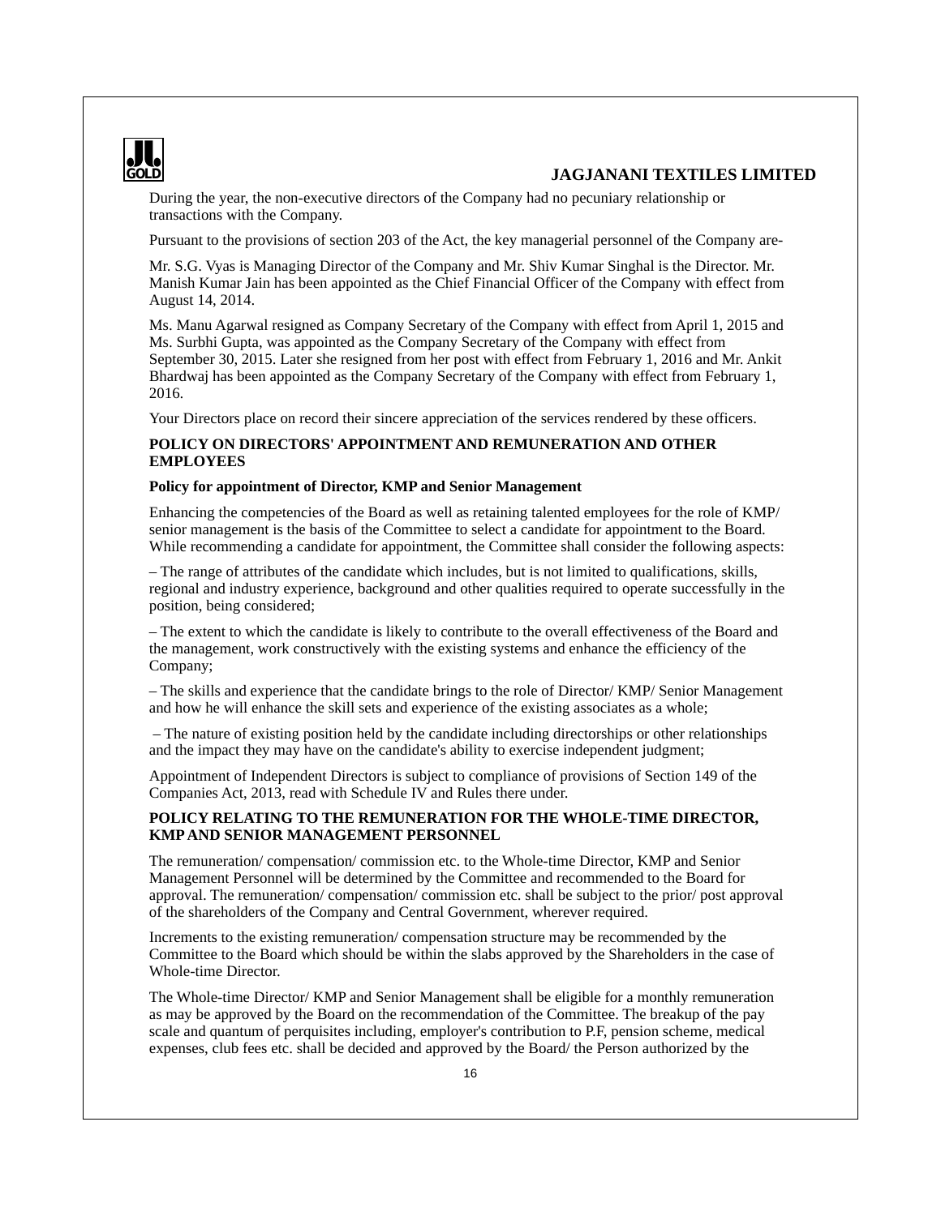During the year, the non-executive directors of the Company had no pecuniary relationship or transactions with the Company.

Pursuant to the provisions of section 203 of the Act, the key managerial personnel of the Company are-

Mr. S.G. Vyas is Managing Director of the Company and Mr. Shiv Kumar Singhal is the Director. Mr. Manish Kumar Jain has been appointed as the Chief Financial Officer of the Company with effect from August 14, 2014.

Ms. Manu Agarwal resigned as Company Secretary of the Company with effect from April 1, 2015 and Ms. Surbhi Gupta, was appointed as the Company Secretary of the Company with effect from September 30, 2015. Later she resigned from her post with effect from February 1, 2016 and Mr. Ankit Bhardwaj has been appointed as the Company Secretary of the Company with effect from February 1, 2016.

Your Directors place on record their sincere appreciation of the services rendered by these officers.

## POLICY ON DIRECTORS' APPOINTMENT AND REMUNERATION AND OTHER EMPLOYEES

### Policy for appointment of Director, KMP and Senior Management

Enhancing the competencies of the Board as well as retaining talented employees for the role of KMP/ senior management is the basis of the Committee to select a candidate for appointment to the Board. While recommending a candidate for appointment, the Committee shall consider the following aspects:

– The range of attributes of the candidate which includes, but is not limited to qualifications, skills, regional and industry experience, background and other qualities required to operate successfully in the position, being considered;

– The extent to which the candidate is likely to contribute to the overall effectiveness of the Board and the management, work constructively with the existing systems and enhance the efficiency of the Company;

– The skills and experience that the candidate brings to the role of Director/ KMP/ Senior Management and how he will enhance the skill sets and experience of the existing associates as a whole;

– The nature of existing position held by the candidate including directorships or other relationships and the impact they may have on the candidate's ability to exercise independent judgment;

Appointment of Independent Directors is subject to compliance of provisions of Section 149 of the Companies Act, 2013, read with Schedule IV and Rules there under.

## POLICY RELATING TO THE REMUNERATION FOR THE WHOLE-TIME DIRECTOR, KMP AND SENIOR MANAGEMENT PERSONNEL

The remuneration/ compensation/ commission etc. to the Whole-time Director, KMP and Senior Management Personnel will be determined by the Committee and recommended to the Board for approval. The remuneration/ compensation/ commission etc. shall be subject to the prior/ post approval of the shareholders of the Company and Central Government, wherever required.

Increments to the existing remuneration/ compensation structure may be recommended by the Committee to the Board which should be within the slabs approved by the Shareholders in the case of Whole-time Director.

The Whole-time Director/ KMP and Senior Management shall be eligible for a monthly remuneration as may be approved by the Board on the recommendation of the Committee. The breakup of the pay scale and quantum of perquisites including, employer's contribution to P.F, pension scheme, medical expenses, club fees etc. shall be decided and approved by the Board/ the Person authorized by the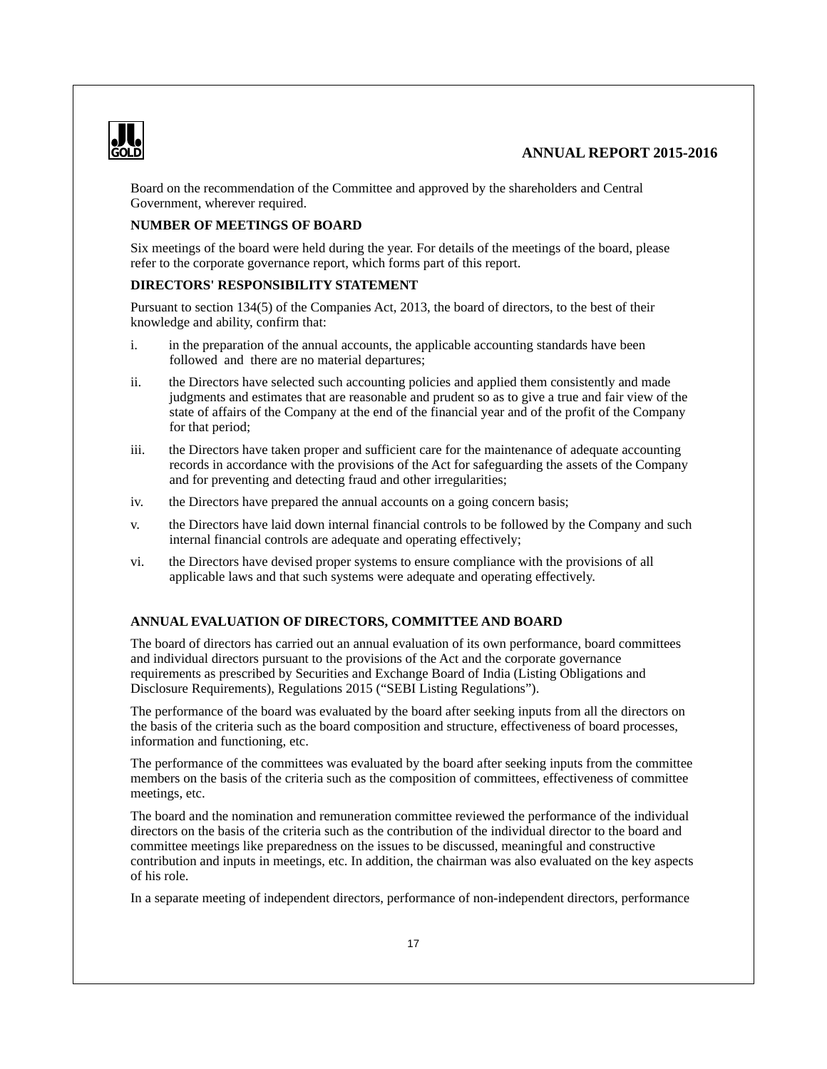Board on the recommendation of the Committee and approved by the shareholders and Central Government, wherever required.

## NUMBER OF MEETINGS OF BOARD

Six meetings of the board were held during the year. For details of the meetings of the board, please refer to the corporate governance report, which forms part of this report.

## DIRECTORS' RESPONSIBILITY STATEMENT

Pursuant to section 134(5) of the Companies Act, 2013, the board of directors, to the best of their knowledge and ability, confirm that:

i. in the preparation of the annual accounts, the applicable accounting standards have been followed and there are no material departures;

ii. the Directors have selected such accounting policies and applied them consistently and made judgments and estimates that are reasonable and prudent so as to give a true and fair view of the state of affairs of the Company at the end of the financial year and of the profit of the Company for that period;

iii. the Directors have taken proper and sufficient care for the maintenance of adequate accounting records in accordance with the provisions of the Act for safeguarding the assets of the Company and for preventing and detecting fraud and other irregularities;

iv. the Directors have prepared the annual accounts on a going concern basis;

v. the Directors have laid down internal financial controls to be followed by the Company and such internal financial controls are adequate and operating effectively;

vi. the Directors have devised proper systems to ensure compliance with the provisions of all applicable laws and that such systems were adequate and operating effectively.

## ANNUAL EVALUATION OF DIRECTORS, COMMITTEE AND BOARD

The board of directors has carried out an annual evaluation of its own performance, board committees and individual directors pursuant to the provisions of the Act and the corporate governance requirements as prescribed by Securities and Exchange Board of India (Listing Obligations and Disclosure Requirements), Regulations 2015 ("SEBI Listing Regulations").

The performance of the board was evaluated by the board after seeking inputs from all the directors on the basis of the criteria such as the board composition and structure, effectiveness of board processes, information and functioning, etc.

The performance of the committees was evaluated by the board after seeking inputs from the committee members on the basis of the criteria such as the composition of committees, effectiveness of committee meetings, etc.

The board and the nomination and remuneration committee reviewed the performance of the individual directors on the basis of the criteria such as the contribution of the individual director to the board and committee meetings like preparedness on the issues to be discussed, meaningful and constructive contribution and inputs in meetings, etc. In addition, the chairman was also evaluated on the key aspects of his role.

In a separate meeting of independent directors, performance of non-independent directors, performance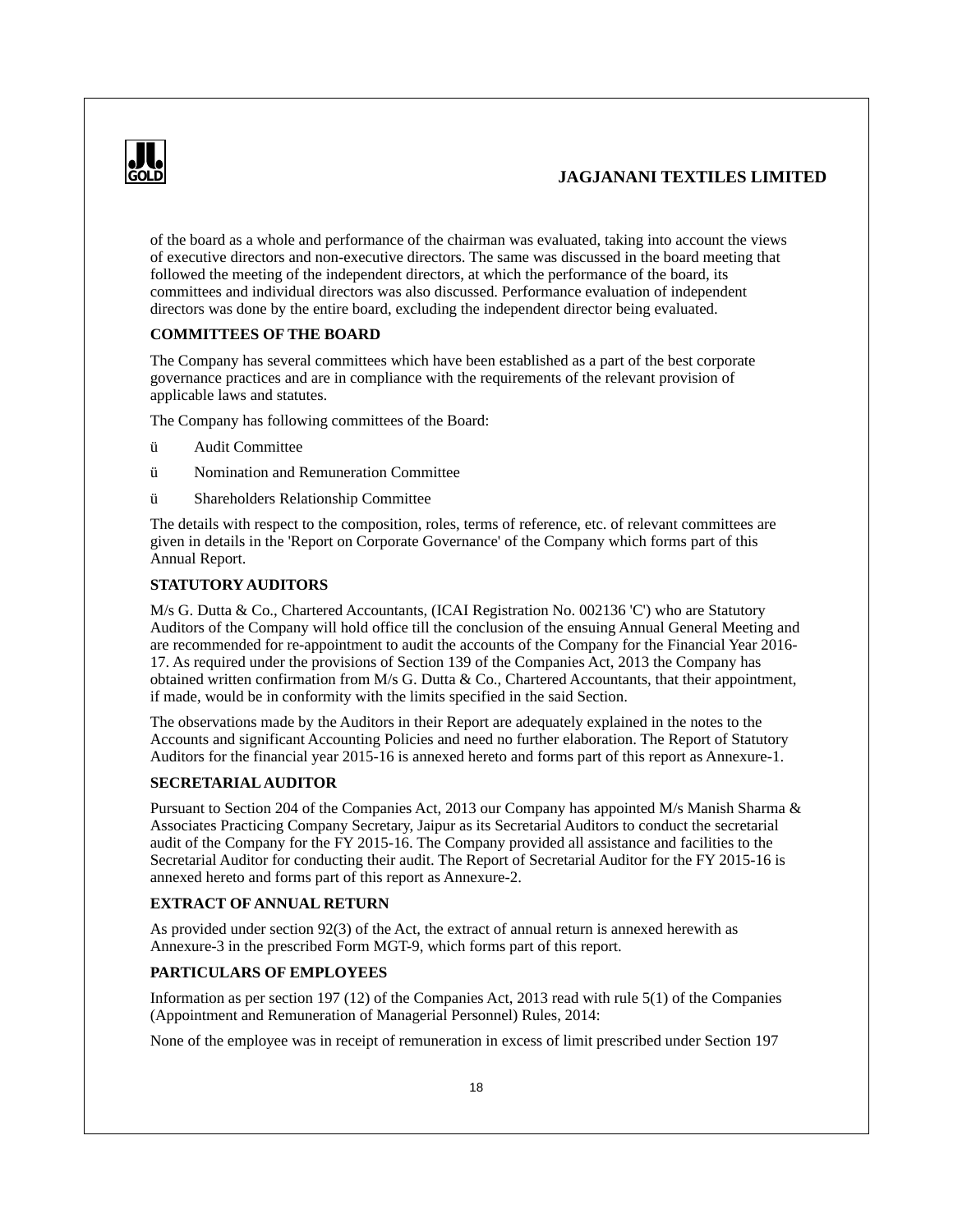of the board as a whole and performance of the chairman was evaluated, taking into account the views of executive directors and non-executive directors. The same was discussed in the board meeting that followed the meeting of the independent directors, at which the performance of the board, its committees and individual directors was also discussed. Performance evaluation of independent directors was done by the entire board, excluding the independent director being evaluated.

**COMMITTEES OF THE BOARD**

The Company has several committees which have been established as a part of the best corporate governance practices and are in compliance with the requirements of the relevant provision of applicable laws and statutes.

The Company has following committees of the Board:

- Audit Committee
- Nomination and Remuneration Committee
- Shareholders Relationship Committee

The details with respect to the composition, roles, terms of reference, etc. of relevant committees are given in details in the 'Report on Corporate Governance' of the Company which forms part of this Annual Report.

**STATUTORY AUDITORS**

M/s G. Dutta & Co., Chartered Accountants, (ICAI Registration No. 002136 'C') who are Statutory Auditors of the Company will hold office till the conclusion of the ensuing Annual General Meeting and are recommended for re-appointment to audit the accounts of the Company for the Financial Year 2016-17. As required under the provisions of Section 139 of the Companies Act, 2013 the Company has obtained written confirmation from M/s G. Dutta & Co., Chartered Accountants, that their appointment, if made, would be in conformity with the limits specified in the said Section.

The observations made by the Auditors in their Report are adequately explained in the notes to the Accounts and significant Accounting Policies and need no further elaboration. The Report of Statutory Auditors for the financial year 2015-16 is annexed hereto and forms part of this report as Annexure-1.

**SECRETARIAL AUDITOR**

Pursuant to Section 204 of the Companies Act, 2013 our Company has appointed M/s Manish Sharma & Associates Practicing Company Secretary, Jaipur as its Secretarial Auditors to conduct the secretarial audit of the Company for the FY 2015-16. The Company provided all assistance and facilities to the Secretarial Auditor for conducting their audit. The Report of Secretarial Auditor for the FY 2015-16 is annexed hereto and forms part of this report as Annexure-2.

**EXTRACT OF ANNUAL RETURN**

As provided under section 92(3) of the Act, the extract of annual return is annexed herewith as Annexure-3 in the prescribed Form MGT-9, which forms part of this report.

**PARTICULARS OF EMPLOYEES**

Information as per section 197 (12) of the Companies Act, 2013 read with rule 5(1) of the Companies (Appointment and Remuneration of Managerial Personnel) Rules, 2014:

None of the employee was in receipt of remuneration in excess of limit prescribed under Section 197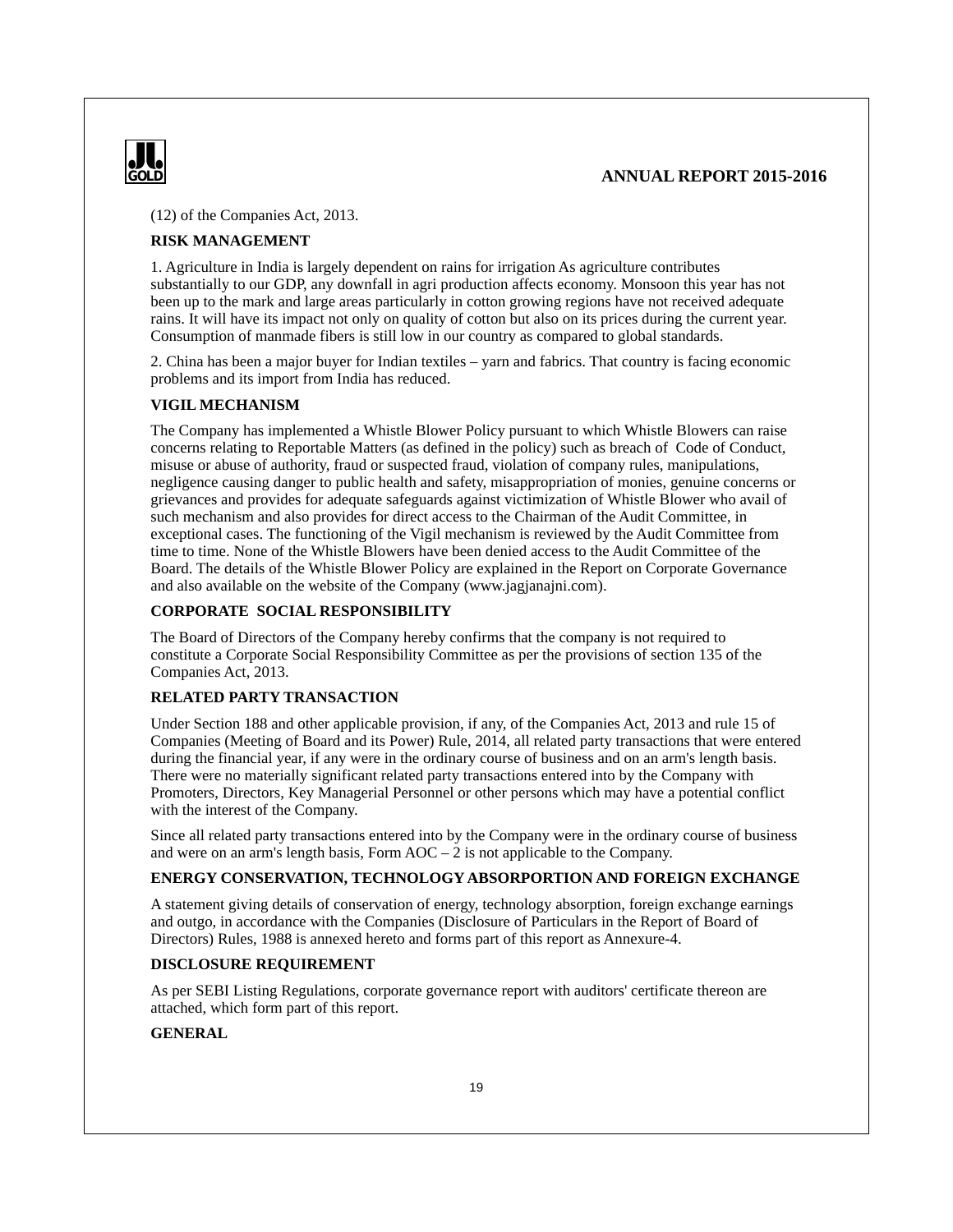(12) of the Companies Act, 2013.

**RISK MANAGEMENT**

1. Agriculture in India is largely dependent on rains for irrigation As agriculture contributes substantially to our GDP, any downfall in agri production affects economy. Monsoon this year has not been up to the mark and large areas particularly in cotton growing regions have not received adequate rains. It will have its impact not only on quality of cotton but also on its prices during the current year. Consumption of manmade fibers is still low in our country as compared to global standards.

2. China has been a major buyer for Indian textiles – yarn and fabrics. That country is facing economic problems and its import from India has reduced.

**VIGIL MECHANISM**

The Company has implemented a Whistle Blower Policy pursuant to which Whistle Blowers can raise concerns relating to Reportable Matters (as defined in the policy) such as breach of Code of Conduct, misuse or abuse of authority, fraud or suspected fraud, violation of company rules, manipulations, negligence causing danger to public health and safety, misappropriation of monies, genuine concerns or grievances and provides for adequate safeguards against victimization of Whistle Blower who avail of such mechanism and also provides for direct access to the Chairman of the Audit Committee, in exceptional cases. The functioning of the Vigil mechanism is reviewed by the Audit Committee from time to time. None of the Whistle Blowers have been denied access to the Audit Committee of the Board. The details of the Whistle Blower Policy are explained in the Report on Corporate Governance and also available on the website of the Company (www.jagjanajni.com).

**CORPORATE SOCIAL RESPONSIBILITY**

The Board of Directors of the Company hereby confirms that the company is not required to constitute a Corporate Social Responsibility Committee as per the provisions of section 135 of the Companies Act, 2013.

**RELATED PARTY TRANSACTION**

Under Section 188 and other applicable provision, if any, of the Companies Act, 2013 and rule 15 of Companies (Meeting of Board and its Power) Rule, 2014, all related party transactions that were entered during the financial year, if any were in the ordinary course of business and on an arm's length basis. There were no materially significant related party transactions entered into by the Company with Promoters, Directors, Key Managerial Personnel or other persons which may have a potential conflict with the interest of the Company.

Since all related party transactions entered into by the Company were in the ordinary course of business and were on an arm's length basis, Form AOC – 2 is not applicable to the Company.

**ENERGY CONSERVATION, TECHNOLOGY ABSORPORTION AND FOREIGN EXCHANGE**

A statement giving details of conservation of energy, technology absorption, foreign exchange earnings and outgo, in accordance with the Companies (Disclosure of Particulars in the Report of Board of Directors) Rules, 1988 is annexed hereto and forms part of this report as Annexure-4.

**DISCLOSURE REQUIREMENT**

As per SEBI Listing Regulations, corporate governance report with auditors' certificate thereon are attached, which form part of this report.

**GENERAL**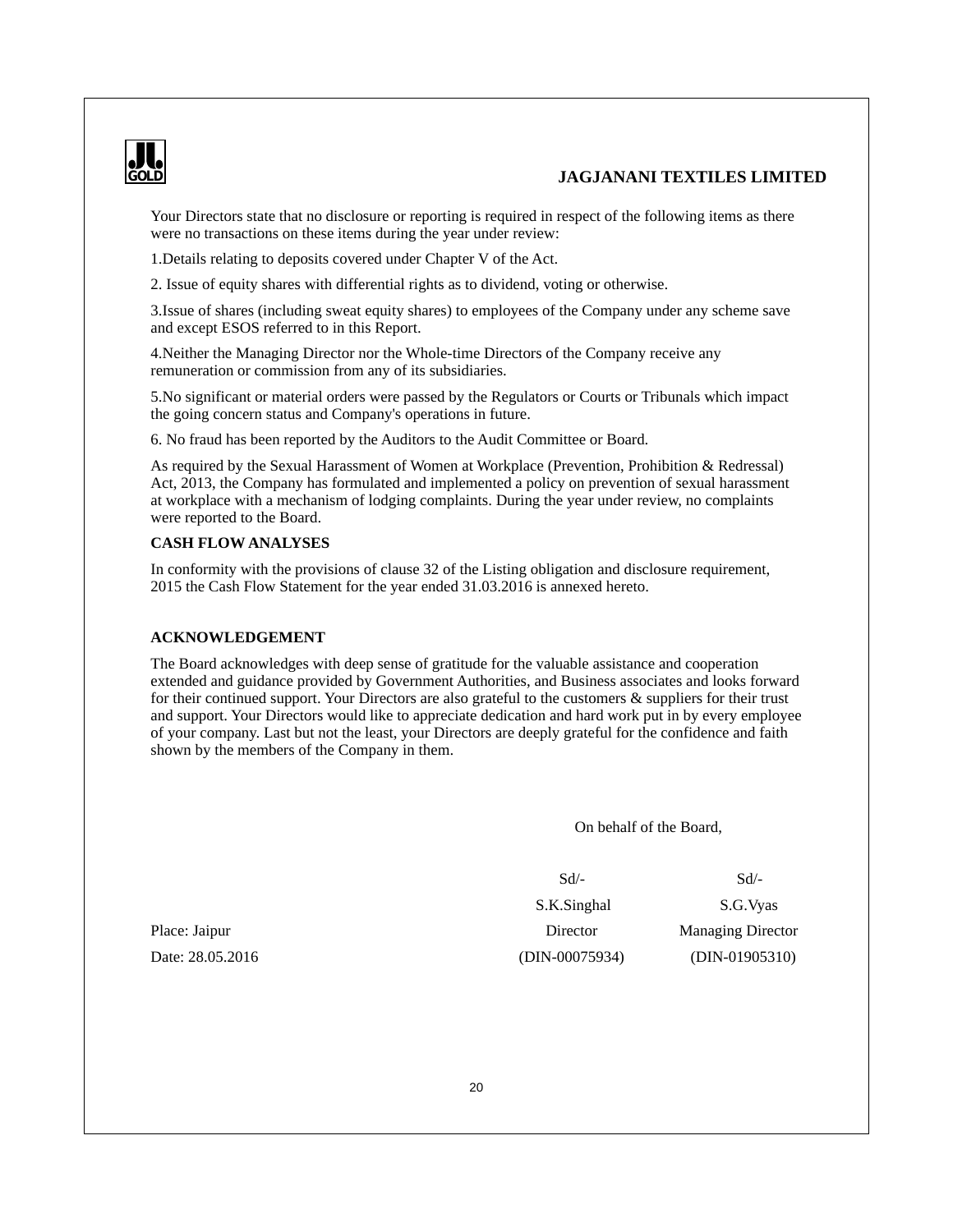Your Directors state that no disclosure or reporting is required in respect of the following items as there were no transactions on these items during the year under review:

1.Details relating to deposits covered under Chapter V of the Act.

2. Issue of equity shares with differential rights as to dividend, voting or otherwise.

3.Issue of shares (including sweat equity shares) to employees of the Company under any scheme save and except ESOS referred to in this Report.

4.Neither the Managing Director nor the Whole-time Directors of the Company receive any remuneration or commission from any of its subsidiaries.

5.No significant or material orders were passed by the Regulators or Courts or Tribunals which impact the going concern status and Company's operations in future.

6. No fraud has been reported by the Auditors to the Audit Committee or Board.

As required by the Sexual Harassment of Women at Workplace (Prevention, Prohibition & Redressal) Act, 2013, the Company has formulated and implemented a policy on prevention of sexual harassment at workplace with a mechanism of lodging complaints. During the year under review, no complaints were reported to the Board.

**CASH FLOW ANALYSES**

In conformity with the provisions of clause 32 of the Listing obligation and disclosure requirement, 2015 the Cash Flow Statement for the year ended 31.03.2016 is annexed hereto.

**ACKNOWLEDGEMENT**

The Board acknowledges with deep sense of gratitude for the valuable assistance and cooperation extended and guidance provided by Government Authorities, and Business associates and looks forward for their continued support. Your Directors are also grateful to the customers & suppliers for their trust and support. Your Directors would like to appreciate dedication and hard work put in by every employee of your company. Last but not the least, your Directors are deeply grateful for the confidence and faith shown by the members of the Company in them.

On behalf of the Board,

| | Sd/- | Sd/- |
|---|---|---|
| | S.K.Singhal | S.G.Vyas |
| Place: Jaipur | Director | Managing Director |
| Date: 28.05.2016 | (DIN-00075934) | (DIN-01905310) |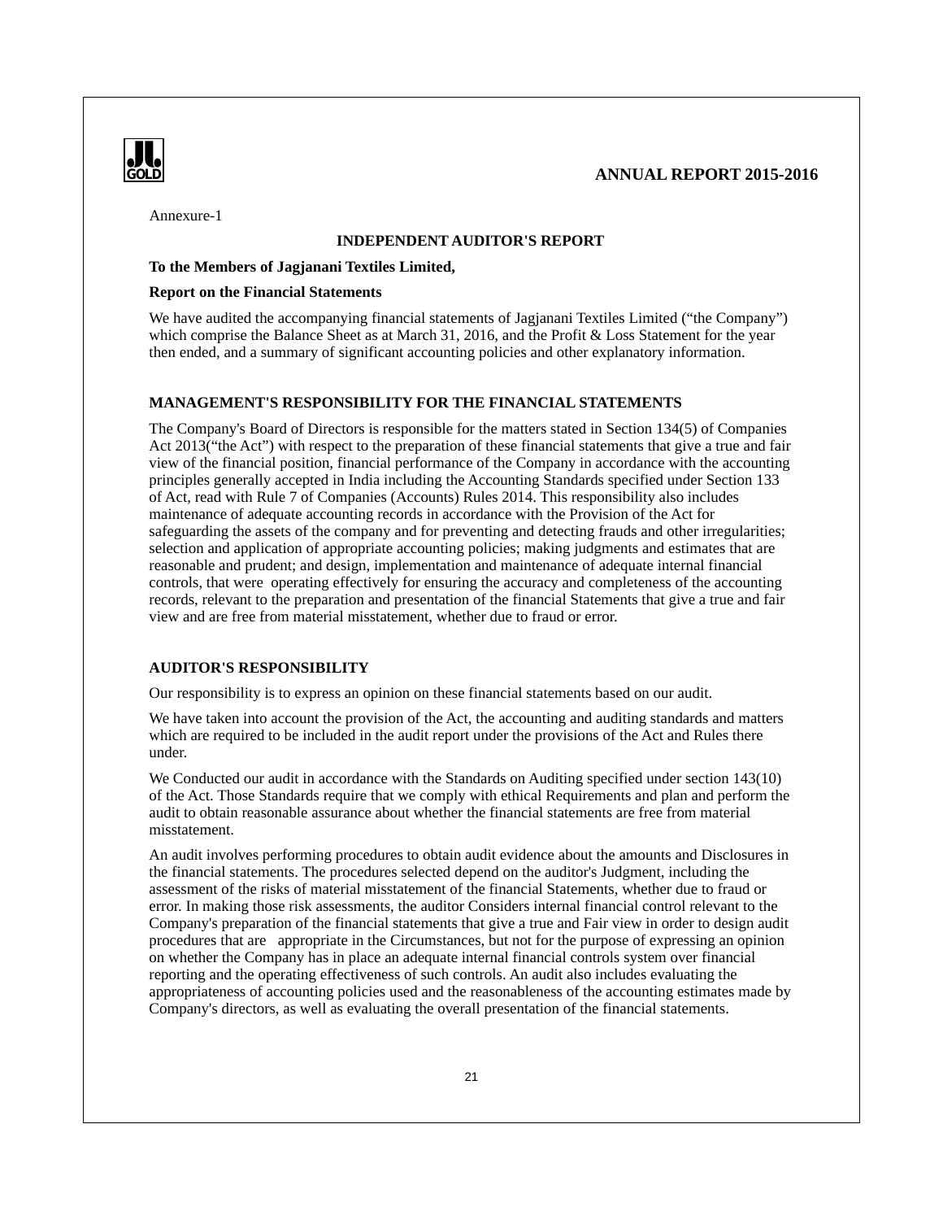Annexure-1

## INDEPENDENT AUDITOR'S REPORT

**To the Members of Jagjanani Textiles Limited,**

**Report on the Financial Statements**

We have audited the accompanying financial statements of Jagjanani Textiles Limited ("the Company") which comprise the Balance Sheet as at March 31, 2016, and the Profit & Loss Statement for the year then ended, and a summary of significant accounting policies and other explanatory information.

### MANAGEMENT'S RESPONSIBILITY FOR THE FINANCIAL STATEMENTS

The Company's Board of Directors is responsible for the matters stated in Section 134(5) of Companies Act 2013("the Act") with respect to the preparation of these financial statements that give a true and fair view of the financial position, financial performance of the Company in accordance with the accounting principles generally accepted in India including the Accounting Standards specified under Section 133 of Act, read with Rule 7 of Companies (Accounts) Rules 2014. This responsibility also includes maintenance of adequate accounting records in accordance with the Provision of the Act for safeguarding the assets of the company and for preventing and detecting frauds and other irregularities; selection and application of appropriate accounting policies; making judgments and estimates that are reasonable and prudent; and design, implementation and maintenance of adequate internal financial controls, that were operating effectively for ensuring the accuracy and completeness of the accounting records, relevant to the preparation and presentation of the financial Statements that give a true and fair view and are free from material misstatement, whether due to fraud or error.

### AUDITOR'S RESPONSIBILITY

Our responsibility is to express an opinion on these financial statements based on our audit.

We have taken into account the provision of the Act, the accounting and auditing standards and matters which are required to be included in the audit report under the provisions of the Act and Rules there under.

We Conducted our audit in accordance with the Standards on Auditing specified under section 143(10) of the Act. Those Standards require that we comply with ethical Requirements and plan and perform the audit to obtain reasonable assurance about whether the financial statements are free from material misstatement.

An audit involves performing procedures to obtain audit evidence about the amounts and Disclosures in the financial statements. The procedures selected depend on the auditor's Judgment, including the assessment of the risks of material misstatement of the financial Statements, whether due to fraud or error. In making those risk assessments, the auditor Considers internal financial control relevant to the Company's preparation of the financial statements that give a true and Fair view in order to design audit procedures that are appropriate in the Circumstances, but not for the purpose of expressing an opinion on whether the Company has in place an adequate internal financial controls system over financial reporting and the operating effectiveness of such controls. An audit also includes evaluating the appropriateness of accounting policies used and the reasonableness of the accounting estimates made by Company's directors, as well as evaluating the overall presentation of the financial statements.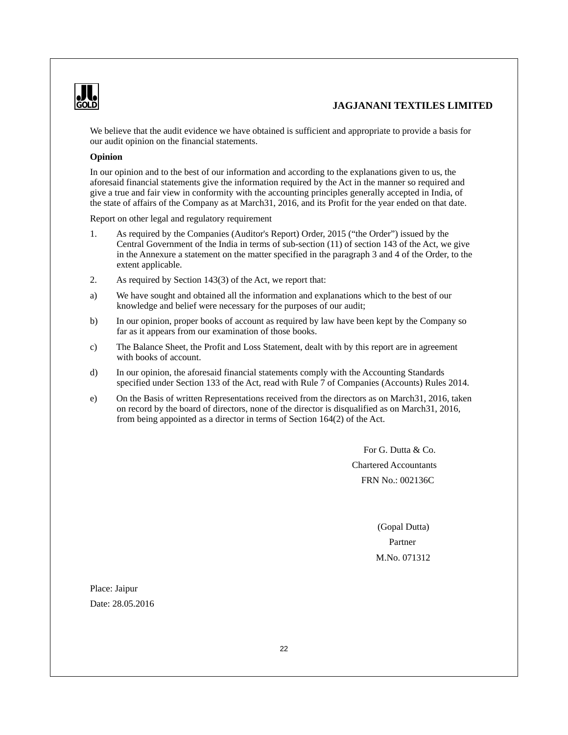We believe that the audit evidence we have obtained is sufficient and appropriate to provide a basis for our audit opinion on the financial statements.

**Opinion**

In our opinion and to the best of our information and according to the explanations given to us, the aforesaid financial statements give the information required by the Act in the manner so required and give a true and fair view in conformity with the accounting principles generally accepted in India, of the state of affairs of the Company as at March31, 2016, and its Profit for the year ended on that date.

Report on other legal and regulatory requirement

1. As required by the Companies (Auditor's Report) Order, 2015 ("the Order") issued by the Central Government of the India in terms of sub-section (11) of section 143 of the Act, we give in the Annexure a statement on the matter specified in the paragraph 3 and 4 of the Order, to the extent applicable.

2. As required by Section 143(3) of the Act, we report that:

a) We have sought and obtained all the information and explanations which to the best of our knowledge and belief were necessary for the purposes of our audit;

b) In our opinion, proper books of account as required by law have been kept by the Company so far as it appears from our examination of those books.

c) The Balance Sheet, the Profit and Loss Statement, dealt with by this report are in agreement with books of account.

d) In our opinion, the aforesaid financial statements comply with the Accounting Standards specified under Section 133 of the Act, read with Rule 7 of Companies (Accounts) Rules 2014.

e) On the Basis of written Representations received from the directors as on March31, 2016, taken on record by the board of directors, none of the director is disqualified as on March31, 2016, from being appointed as a director in terms of Section 164(2) of the Act.

For G. Dutta & Co.
Chartered Accountants
FRN No.: 002136C

(Gopal Dutta)
Partner
M.No. 071312

Place: Jaipur
Date: 28.05.2016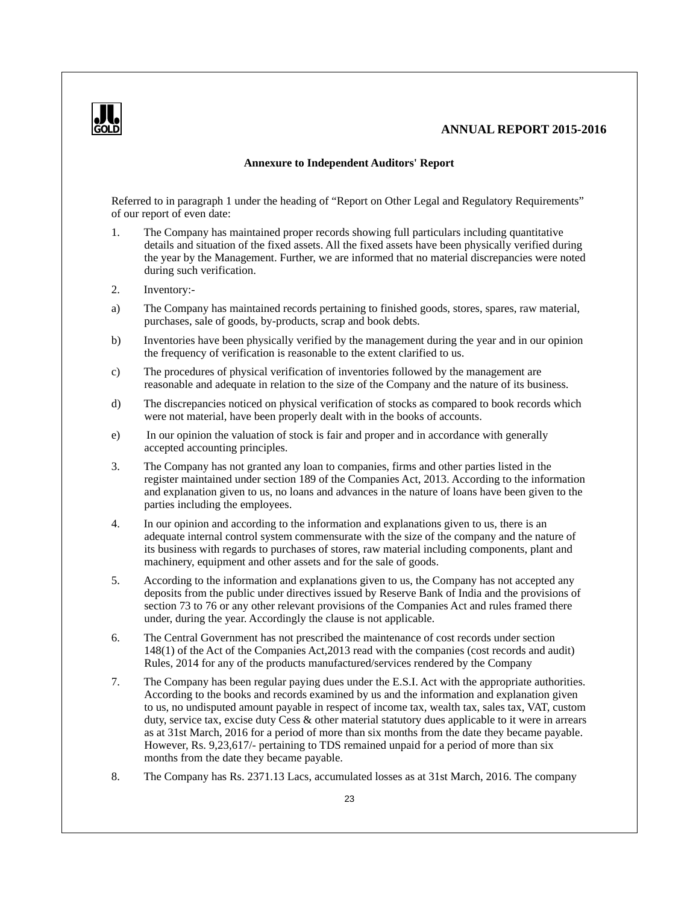## Annexure to Independent Auditors' Report

Referred to in paragraph 1 under the heading of "Report on Other Legal and Regulatory Requirements" of our report of even date:

1. The Company has maintained proper records showing full particulars including quantitative details and situation of the fixed assets. All the fixed assets have been physically verified during the year by the Management. Further, we are informed that no material discrepancies were noted during such verification.

2. Inventory:-

a) The Company has maintained records pertaining to finished goods, stores, spares, raw material, purchases, sale of goods, by-products, scrap and book debts.

b) Inventories have been physically verified by the management during the year and in our opinion the frequency of verification is reasonable to the extent clarified to us.

c) The procedures of physical verification of inventories followed by the management are reasonable and adequate in relation to the size of the Company and the nature of its business.

d) The discrepancies noticed on physical verification of stocks as compared to book records which were not material, have been properly dealt with in the books of accounts.

e) In our opinion the valuation of stock is fair and proper and in accordance with generally accepted accounting principles.

3. The Company has not granted any loan to companies, firms and other parties listed in the register maintained under section 189 of the Companies Act, 2013. According to the information and explanation given to us, no loans and advances in the nature of loans have been given to the parties including the employees.

4. In our opinion and according to the information and explanations given to us, there is an adequate internal control system commensurate with the size of the company and the nature of its business with regards to purchases of stores, raw material including components, plant and machinery, equipment and other assets and for the sale of goods.

5. According to the information and explanations given to us, the Company has not accepted any deposits from the public under directives issued by Reserve Bank of India and the provisions of section 73 to 76 or any other relevant provisions of the Companies Act and rules framed there under, during the year. Accordingly the clause is not applicable.

6. The Central Government has not prescribed the maintenance of cost records under section 148(1) of the Act of the Companies Act,2013 read with the companies (cost records and audit) Rules, 2014 for any of the products manufactured/services rendered by the Company

7. The Company has been regular paying dues under the E.S.I. Act with the appropriate authorities. According to the books and records examined by us and the information and explanation given to us, no undisputed amount payable in respect of income tax, wealth tax, sales tax, VAT, custom duty, service tax, excise duty Cess & other material statutory dues applicable to it were in arrears as at 31st March, 2016 for a period of more than six months from the date they became payable. However, Rs. 9,23,617/- pertaining to TDS remained unpaid for a period of more than six months from the date they became payable.

8. The Company has Rs. 2371.13 Lacs, accumulated losses as at 31st March, 2016. The company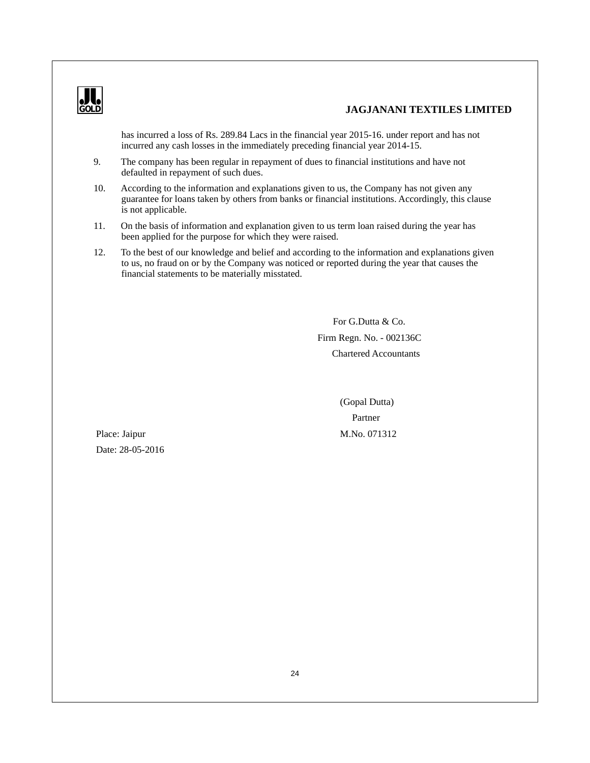has incurred a loss of Rs. 289.84 Lacs in the financial year 2015-16. under report and has not incurred any cash losses in the immediately preceding financial year 2014-15.

9. The company has been regular in repayment of dues to financial institutions and have not defaulted in repayment of such dues.

10. According to the information and explanations given to us, the Company has not given any guarantee for loans taken by others from banks or financial institutions. Accordingly, this clause is not applicable.

11. On the basis of information and explanation given to us term loan raised during the year has been applied for the purpose for which they were raised.

12. To the best of our knowledge and belief and according to the information and explanations given to us, no fraud on or by the Company was noticed or reported during the year that causes the financial statements to be materially misstated.

For G.Dutta & Co.
Firm Regn. No. - 002136C
Chartered Accountants

(Gopal Dutta)
Partner
M.No. 071312

Place: Jaipur
Date: 28-05-2016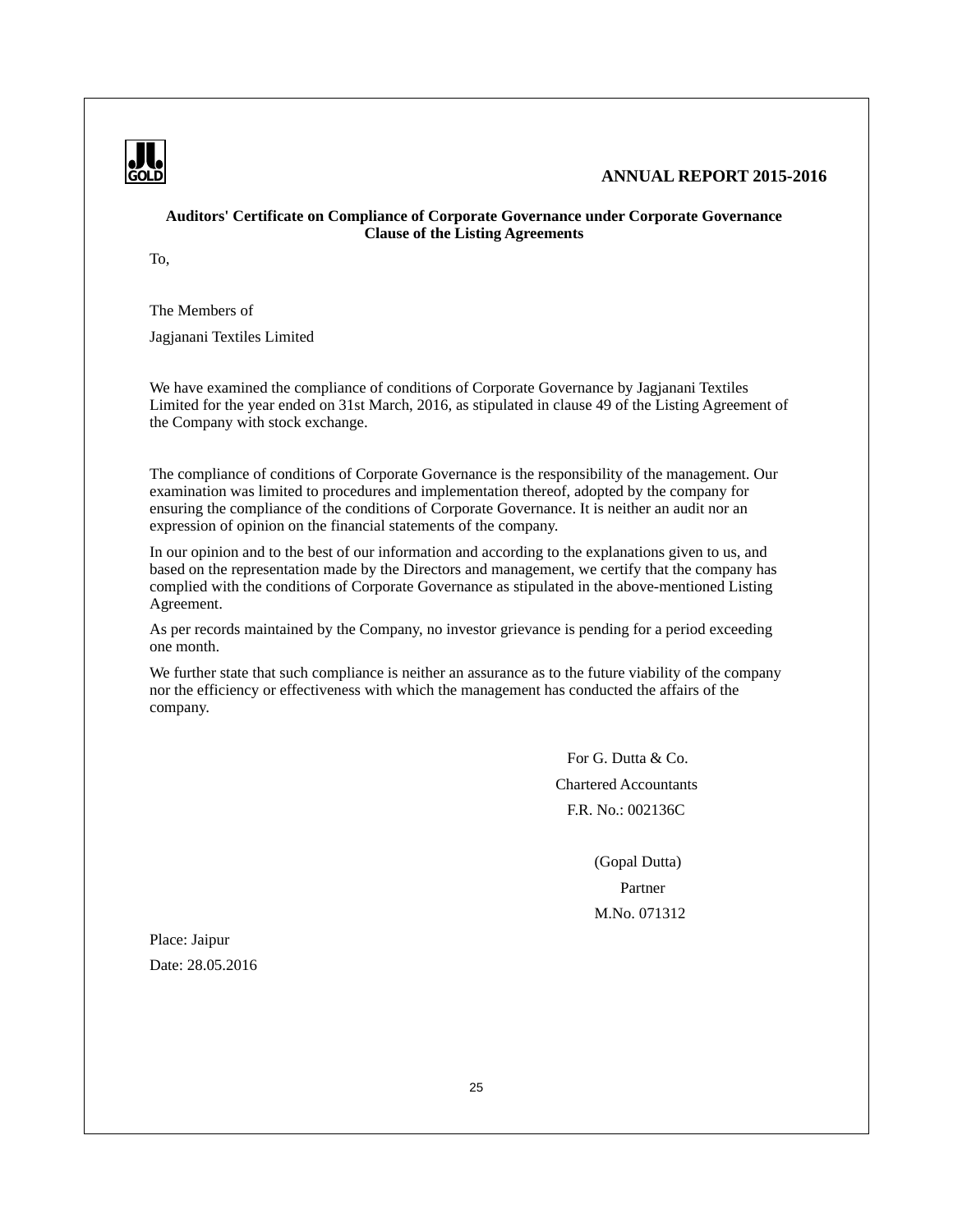## Auditors' Certificate on Compliance of Corporate Governance under Corporate Governance Clause of the Listing Agreements

To,

The Members of

Jagjanani Textiles Limited

We have examined the compliance of conditions of Corporate Governance by Jagjanani Textiles Limited for the year ended on 31st March, 2016, as stipulated in clause 49 of the Listing Agreement of the Company with stock exchange.

The compliance of conditions of Corporate Governance is the responsibility of the management. Our examination was limited to procedures and implementation thereof, adopted by the company for ensuring the compliance of the conditions of Corporate Governance. It is neither an audit nor an expression of opinion on the financial statements of the company.

In our opinion and to the best of our information and according to the explanations given to us, and based on the representation made by the Directors and management, we certify that the company has complied with the conditions of Corporate Governance as stipulated in the above-mentioned Listing Agreement.

As per records maintained by the Company, no investor grievance is pending for a period exceeding one month.

We further state that such compliance is neither an assurance as to the future viability of the company nor the efficiency or effectiveness with which the management has conducted the affairs of the company.

For G. Dutta & Co.

Chartered Accountants

F.R. No.: 002136C

(Gopal Dutta)

Partner

M.No. 071312

Place: Jaipur

Date: 28.05.2016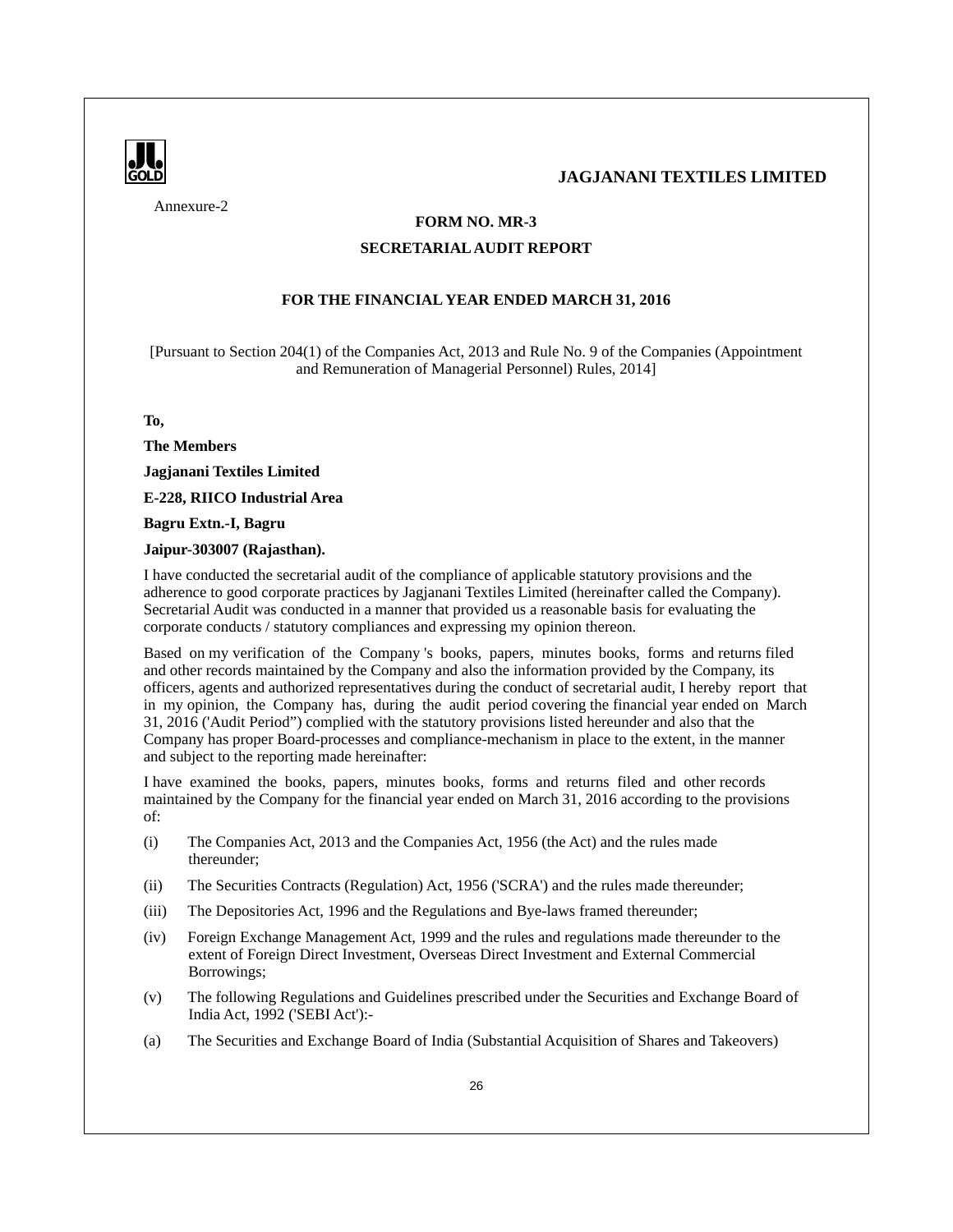Annexure-2

## FORM NO. MR-3

## SECRETARIAL AUDIT REPORT

### FOR THE FINANCIAL YEAR ENDED MARCH 31, 2016

[Pursuant to Section 204(1) of the Companies Act, 2013 and Rule No. 9 of the Companies (Appointment and Remuneration of Managerial Personnel) Rules, 2014]

**To,**

**The Members**

**Jagjanani Textiles Limited**

**E-228, RIICO Industrial Area**

**Bagru Extn.-I, Bagru**

**Jaipur-303007 (Rajasthan).**

I have conducted the secretarial audit of the compliance of applicable statutory provisions and the adherence to good corporate practices by Jagjanani Textiles Limited (hereinafter called the Company). Secretarial Audit was conducted in a manner that provided us a reasonable basis for evaluating the corporate conducts / statutory compliances and expressing my opinion thereon.

Based on my verification of the Company 's books, papers, minutes books, forms and returns filed and other records maintained by the Company and also the information provided by the Company, its officers, agents and authorized representatives during the conduct of secretarial audit, I hereby report that in my opinion, the Company has, during the audit period covering the financial year ended on March 31, 2016 ('Audit Period") complied with the statutory provisions listed hereunder and also that the Company has proper Board-processes and compliance-mechanism in place to the extent, in the manner and subject to the reporting made hereinafter:

I have examined the books, papers, minutes books, forms and returns filed and other records maintained by the Company for the financial year ended on March 31, 2016 according to the provisions of:

(i) The Companies Act, 2013 and the Companies Act, 1956 (the Act) and the rules made thereunder;

(ii) The Securities Contracts (Regulation) Act, 1956 ('SCRA') and the rules made thereunder;

(iii) The Depositories Act, 1996 and the Regulations and Bye-laws framed thereunder;

(iv) Foreign Exchange Management Act, 1999 and the rules and regulations made thereunder to the extent of Foreign Direct Investment, Overseas Direct Investment and External Commercial Borrowings;

(v) The following Regulations and Guidelines prescribed under the Securities and Exchange Board of India Act, 1992 ('SEBI Act'):-

(a) The Securities and Exchange Board of India (Substantial Acquisition of Shares and Takeovers)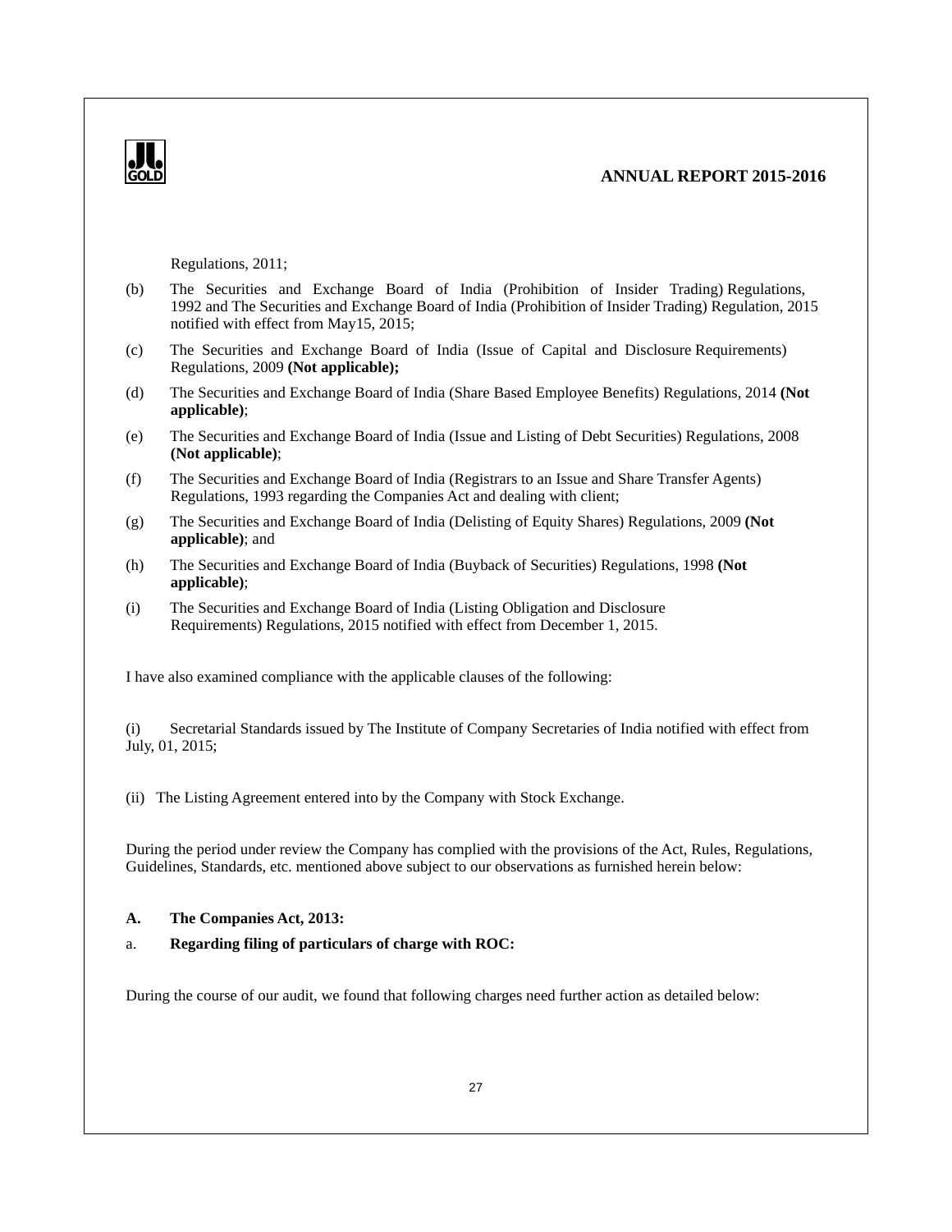Regulations, 2011;

(b) The Securities and Exchange Board of India (Prohibition of Insider Trading) Regulations, 1992 and The Securities and Exchange Board of India (Prohibition of Insider Trading) Regulation, 2015 notified with effect from May15, 2015;

(c) The Securities and Exchange Board of India (Issue of Capital and Disclosure Requirements) Regulations, 2009 **(Not applicable);**

(d) The Securities and Exchange Board of India (Share Based Employee Benefits) Regulations, 2014 **(Not applicable)**;

(e) The Securities and Exchange Board of India (Issue and Listing of Debt Securities) Regulations, 2008 **(Not applicable)**;

(f) The Securities and Exchange Board of India (Registrars to an Issue and Share Transfer Agents) Regulations, 1993 regarding the Companies Act and dealing with client;

(g) The Securities and Exchange Board of India (Delisting of Equity Shares) Regulations, 2009 **(Not applicable)**; and

(h) The Securities and Exchange Board of India (Buyback of Securities) Regulations, 1998 **(Not applicable)**;

(i) The Securities and Exchange Board of India (Listing Obligation and Disclosure Requirements) Regulations, 2015 notified with effect from December 1, 2015.

I have also examined compliance with the applicable clauses of the following:

(i) Secretarial Standards issued by The Institute of Company Secretaries of India notified with effect from July, 01, 2015;

(ii) The Listing Agreement entered into by the Company with Stock Exchange.

During the period under review the Company has complied with the provisions of the Act, Rules, Regulations, Guidelines, Standards, etc. mentioned above subject to our observations as furnished herein below:

**A. The Companies Act, 2013:**

a. **Regarding filing of particulars of charge with ROC:**

During the course of our audit, we found that following charges need further action as detailed below: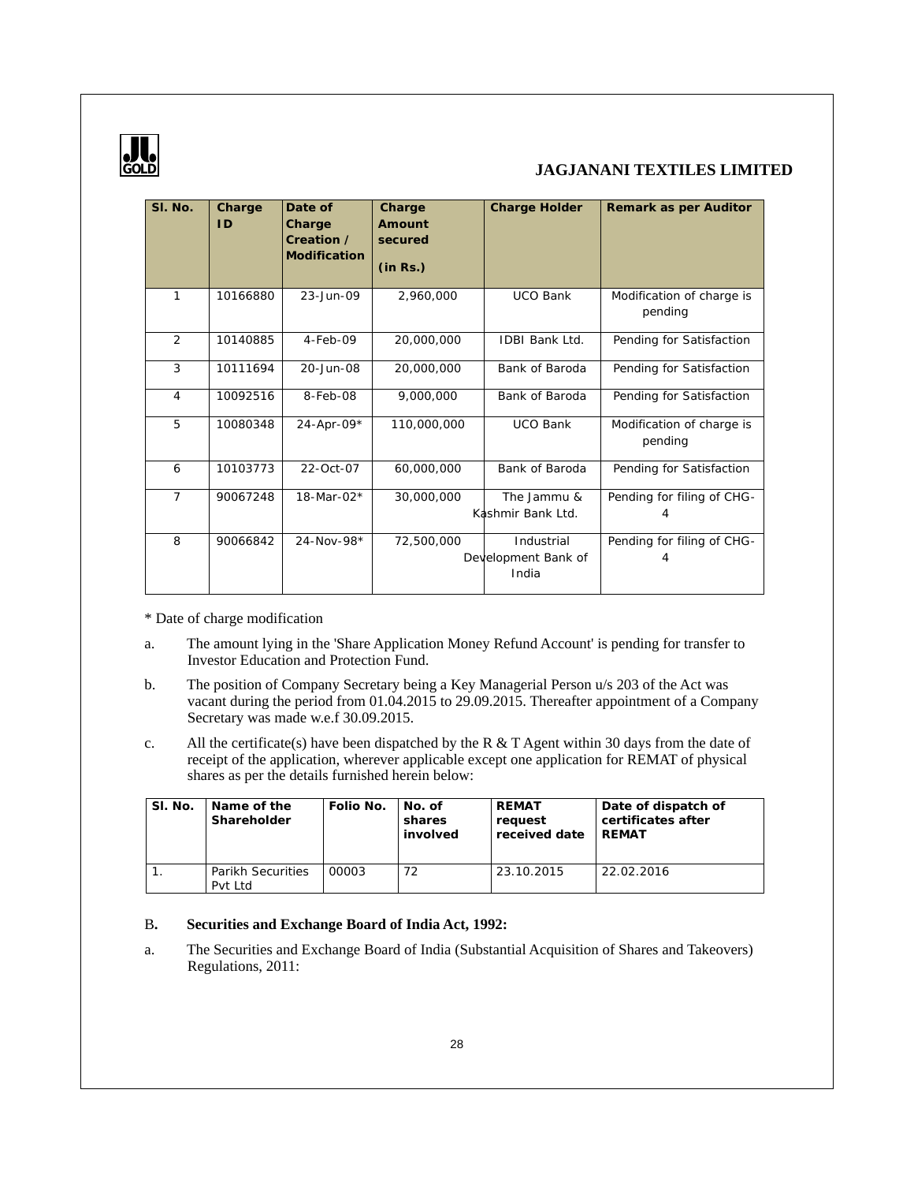| Sl. No. | Charge ID | Date of Charge Creation / Modification | Charge Amount secured (in Rs.) | Charge Holder | Remark as per Auditor |
|---|---|---|---|---|---|
| 1 | 10166880 | 23-Jun-09 | 2,960,000 | UCO Bank | Modification of charge is pending |
| 2 | 10140885 | 4-Feb-09 | 20,000,000 | IDBI Bank Ltd. | Pending for Satisfaction |
| 3 | 10111694 | 20-Jun-08 | 20,000,000 | Bank of Baroda | Pending for Satisfaction |
| 4 | 10092516 | 8-Feb-08 | 9,000,000 | Bank of Baroda | Pending for Satisfaction |
| 5 | 10080348 | 24-Apr-09* | 110,000,000 | UCO Bank | Modification of charge is pending |
| 6 | 10103773 | 22-Oct-07 | 60,000,000 | Bank of Baroda | Pending for Satisfaction |
| 7 | 90067248 | 18-Mar-02* | 30,000,000 | The Jammu & Kashmir Bank Ltd. | Pending for filing of CHG-4 |
| 8 | 90066842 | 24-Nov-98* | 72,500,000 | Industrial Development Bank of India | Pending for filing of CHG-4 |

* Date of charge modification

a. The amount lying in the 'Share Application Money Refund Account' is pending for transfer to Investor Education and Protection Fund.

b. The position of Company Secretary being a Key Managerial Person u/s 203 of the Act was vacant during the period from 01.04.2015 to 29.09.2015. Thereafter appointment of a Company Secretary was made w.e.f 30.09.2015.

c. All the certificate(s) have been dispatched by the R & T Agent within 30 days from the date of receipt of the application, wherever applicable except one application for REMAT of physical shares as per the details furnished herein below:

| Sl. No. | Name of the Shareholder | Folio No. | No. of shares involved | REMAT request received date | Date of dispatch of certificates after REMAT |
|---|---|---|---|---|---|
| 1. | Parikh Securities Pvt Ltd | 00003 | 72 | 23.10.2015 | 22.02.2016 |

### B. Securities and Exchange Board of India Act, 1992:

a. The Securities and Exchange Board of India (Substantial Acquisition of Shares and Takeovers) Regulations, 2011: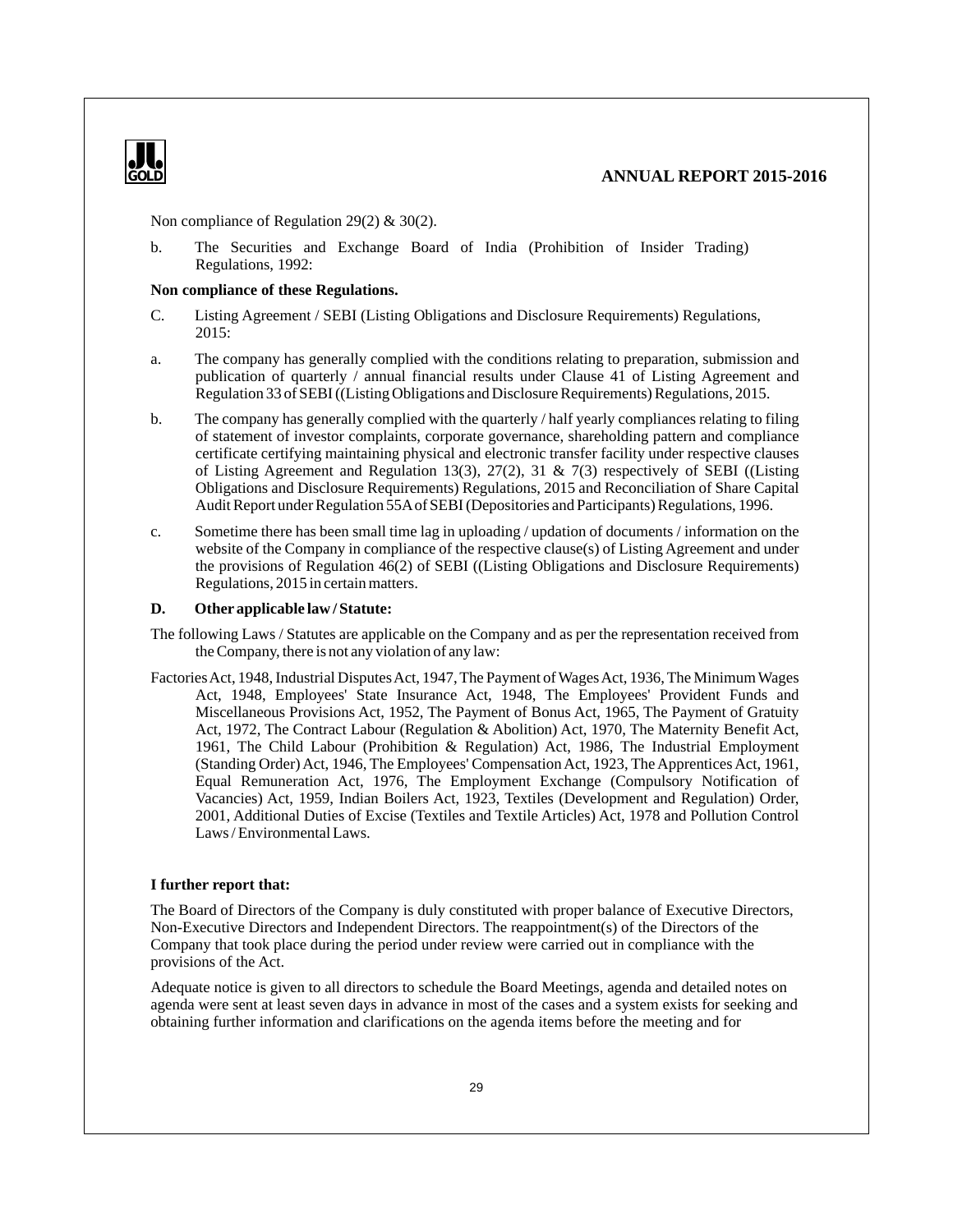Non compliance of Regulation 29(2) & 30(2).

b. The Securities and Exchange Board of India (Prohibition of Insider Trading) Regulations, 1992:

**Non compliance of these Regulations.**

C. Listing Agreement / SEBI (Listing Obligations and Disclosure Requirements) Regulations, 2015:

a. The company has generally complied with the conditions relating to preparation, submission and publication of quarterly / annual financial results under Clause 41 of Listing Agreement and Regulation 33 of SEBI ((Listing Obligations and Disclosure Requirements) Regulations, 2015.

b. The company has generally complied with the quarterly / half yearly compliances relating to filing of statement of investor complaints, corporate governance, shareholding pattern and compliance certificate certifying maintaining physical and electronic transfer facility under respective clauses of Listing Agreement and Regulation 13(3), 27(2), 31 & 7(3) respectively of SEBI ((Listing Obligations and Disclosure Requirements) Regulations, 2015 and Reconciliation of Share Capital Audit Report under Regulation 55A of SEBI (Depositories and Participants) Regulations, 1996.

c. Sometime there has been small time lag in uploading / updation of documents / information on the website of the Company in compliance of the respective clause(s) of Listing Agreement and under the provisions of Regulation 46(2) of SEBI ((Listing Obligations and Disclosure Requirements) Regulations, 2015 in certain matters.

**D. Other applicable law / Statute:**

The following Laws / Statutes are applicable on the Company and as per the representation received from the Company, there is not any violation of any law:

Factories Act, 1948, Industrial Disputes Act, 1947, The Payment of Wages Act, 1936, The Minimum Wages Act, 1948, Employees' State Insurance Act, 1948, The Employees' Provident Funds and Miscellaneous Provisions Act, 1952, The Payment of Bonus Act, 1965, The Payment of Gratuity Act, 1972, The Contract Labour (Regulation & Abolition) Act, 1970, The Maternity Benefit Act, 1961, The Child Labour (Prohibition & Regulation) Act, 1986, The Industrial Employment (Standing Order) Act, 1946, The Employees' Compensation Act, 1923, The Apprentices Act, 1961, Equal Remuneration Act, 1976, The Employment Exchange (Compulsory Notification of Vacancies) Act, 1959, Indian Boilers Act, 1923, Textiles (Development and Regulation) Order, 2001, Additional Duties of Excise (Textiles and Textile Articles) Act, 1978 and Pollution Control Laws / Environmental Laws.

**I further report that:**

The Board of Directors of the Company is duly constituted with proper balance of Executive Directors, Non-Executive Directors and Independent Directors. The reappointment(s) of the Directors of the Company that took place during the period under review were carried out in compliance with the provisions of the Act.

Adequate notice is given to all directors to schedule the Board Meetings, agenda and detailed notes on agenda were sent at least seven days in advance in most of the cases and a system exists for seeking and obtaining further information and clarifications on the agenda items before the meeting and for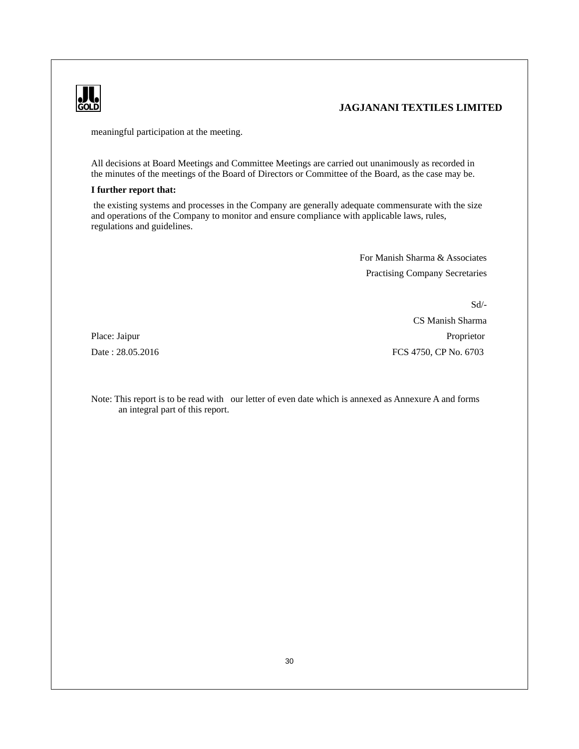meaningful participation at the meeting.

All decisions at Board Meetings and Committee Meetings are carried out unanimously as recorded in the minutes of the meetings of the Board of Directors or Committee of the Board, as the case may be.

**I further report that:**

the existing systems and processes in the Company are generally adequate commensurate with the size and operations of the Company to monitor and ensure compliance with applicable laws, rules, regulations and guidelines.

For Manish Sharma & Associates
Practising Company Secretaries

Sd/-
CS Manish Sharma
Proprietor
FCS 4750, CP No. 6703

Place: Jaipur
Date : 28.05.2016

Note: This report is to be read with our letter of even date which is annexed as Annexure A and forms an integral part of this report.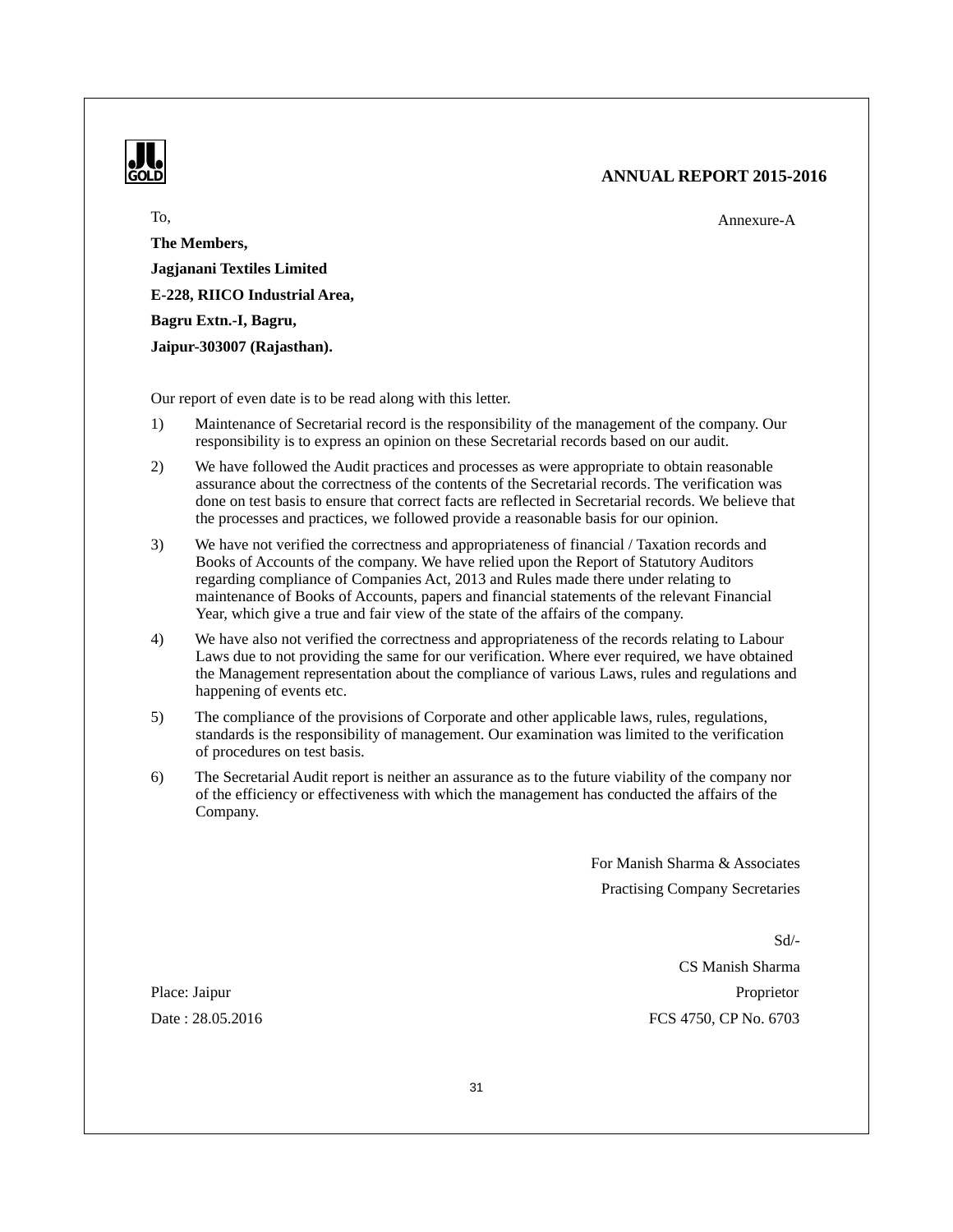Annexure-A

To,

**The Members,**

**Jagjanani Textiles Limited**

**E-228, RIICO Industrial Area,**

**Bagru Extn.-I, Bagru,**

**Jaipur-303007 (Rajasthan).**

Our report of even date is to be read along with this letter.

1) Maintenance of Secretarial record is the responsibility of the management of the company. Our responsibility is to express an opinion on these Secretarial records based on our audit.

2) We have followed the Audit practices and processes as were appropriate to obtain reasonable assurance about the correctness of the contents of the Secretarial records. The verification was done on test basis to ensure that correct facts are reflected in Secretarial records. We believe that the processes and practices, we followed provide a reasonable basis for our opinion.

3) We have not verified the correctness and appropriateness of financial / Taxation records and Books of Accounts of the company. We have relied upon the Report of Statutory Auditors regarding compliance of Companies Act, 2013 and Rules made there under relating to maintenance of Books of Accounts, papers and financial statements of the relevant Financial Year, which give a true and fair view of the state of the affairs of the company.

4) We have also not verified the correctness and appropriateness of the records relating to Labour Laws due to not providing the same for our verification. Where ever required, we have obtained the Management representation about the compliance of various Laws, rules and regulations and happening of events etc.

5) The compliance of the provisions of Corporate and other applicable laws, rules, regulations, standards is the responsibility of management. Our examination was limited to the verification of procedures on test basis.

6) The Secretarial Audit report is neither an assurance as to the future viability of the company nor of the efficiency or effectiveness with which the management has conducted the affairs of the Company.

For Manish Sharma & Associates

Practising Company Secretaries

Sd/-

CS Manish Sharma

Proprietor

FCS 4750, CP No. 6703

Place: Jaipur

Date : 28.05.2016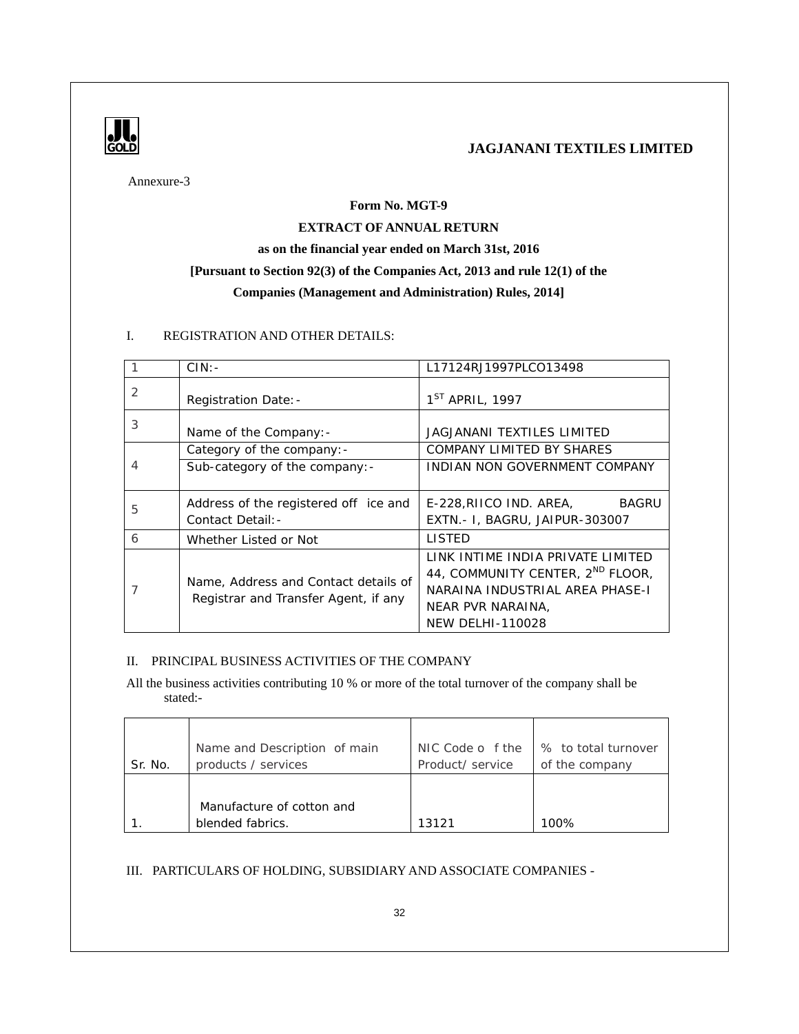**JAGJANANI TEXTILES LIMITED**

Annexure-3

**Form No. MGT-9**

**EXTRACT OF ANNUAL RETURN**

**as on the financial year ended on March 31st, 2016**

**[Pursuant to Section 92(3) of the Companies Act, 2013 and rule 12(1) of the Companies (Management and Administration) Rules, 2014]**

## I. REGISTRATION AND OTHER DETAILS:

| | | |
|---|---|---|
| 1 | CIN:- | L17124RJ1997PLCO13498 |
| 2 | Registration Date:- | 1ST APRIL, 1997 |
| 3 | Name of the Company:- | JAGJANANI TEXTILES LIMITED |
| 4 | Category of the company:- | COMPANY LIMITED BY SHARES |
| | Sub-category of the company:- | INDIAN NON GOVERNMENT COMPANY |
| 5 | Address of the registered off ice and Contact Detail:- | E-228,RIICO IND. AREA, BAGRU EXTN.- I, BAGRU, JAIPUR-303007 |
| 6 | Whether Listed or Not | LISTED |
| 7 | Name, Address and Contact details of Registrar and Transfer Agent, if any | LINK INTIME INDIA PRIVATE LIMITED 44, COMMUNITY CENTER, 2ND FLOOR, NARAINA INDUSTRIAL AREA PHASE-I NEAR PVR NARAINA, NEW DELHI-110028 |

## II. PRINCIPAL BUSINESS ACTIVITIES OF THE COMPANY

All the business activities contributing 10 % or more of the total turnover of the company shall be stated:-

| Sr. No. | Name and Description of main products / services | NIC Code o f the Product/ service | % to total turnover of the company |
|---|---|---|---|
| 1. | Manufacture of cotton and blended fabrics. | 13121 | 100% |

## III. PARTICULARS OF HOLDING, SUBSIDIARY AND ASSOCIATE COMPANIES -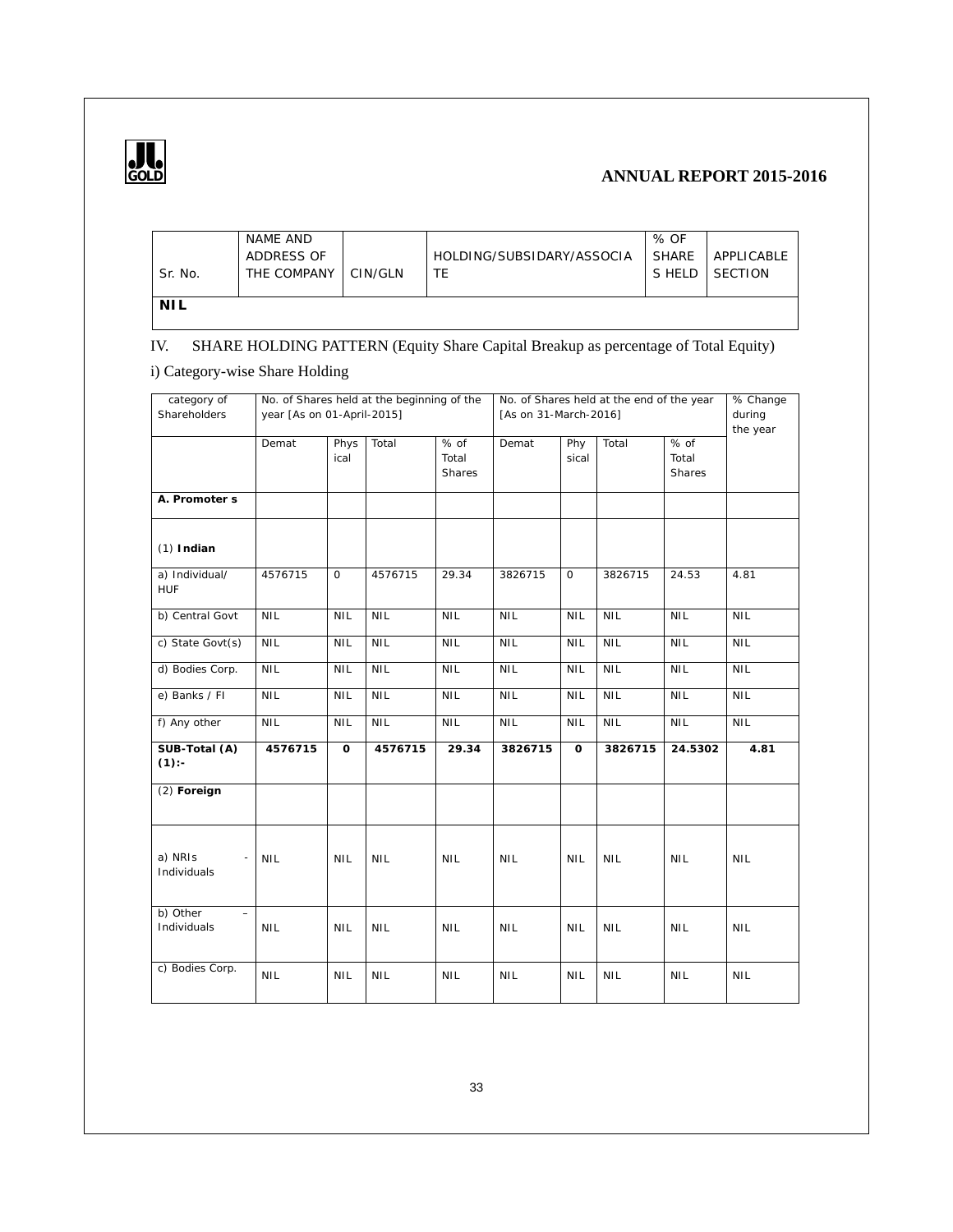| Sr. No. | NAME AND ADDRESS OF THE COMPANY | CIN/GLN | HOLDING/SUBSIDARY/ASSOCIATE | % OF SHARES HELD | APPLICABLE SECTION |
|---|---|---|---|---|---|
| **NIL** | | | | | |

IV. SHARE HOLDING PATTERN (Equity Share Capital Breakup as percentage of Total Equity)

i) Category-wise Share Holding

| category of Shareholders | No. of Shares held at the beginning of the year [As on 01-April-2015] | | | | No. of Shares held at the end of the year [As on 31-March-2016] | | | | % Change during the year |
|---|---|---|---|---|---|---|---|---|---|
| | Demat | Physical | Total | % of Total Shares | Demat | Physical | Total | % of Total Shares | |
| **A. Promoter s** | | | | | | | | | |
| (1) **Indian** | | | | | | | | | |
| a) Individual/ HUF | 4576715 | 0 | 4576715 | 29.34 | 3826715 | 0 | 3826715 | 24.53 | 4.81 |
| b) Central Govt | NIL | NIL | NIL | NIL | NIL | NIL | NIL | NIL | NIL |
| c) State Govt(s) | NIL | NIL | NIL | NIL | NIL | NIL | NIL | NIL | NIL |
| d) Bodies Corp. | NIL | NIL | NIL | NIL | NIL | NIL | NIL | NIL | NIL |
| e) Banks / FI | NIL | NIL | NIL | NIL | NIL | NIL | NIL | NIL | NIL |
| f) Any other | NIL | NIL | NIL | NIL | NIL | NIL | NIL | NIL | NIL |
| **SUB-Total (A) (1):-** | **4576715** | **0** | **4576715** | **29.34** | **3826715** | **0** | **3826715** | **24.5302** | **4.81** |
| (2) **Foreign** | | | | | | | | | |
| a) NRIs - Individuals | NIL | NIL | NIL | NIL | NIL | NIL | NIL | NIL | NIL |
| b) Other – Individuals | NIL | NIL | NIL | NIL | NIL | NIL | NIL | NIL | NIL |
| c) Bodies Corp. | NIL | NIL | NIL | NIL | NIL | NIL | NIL | NIL | NIL |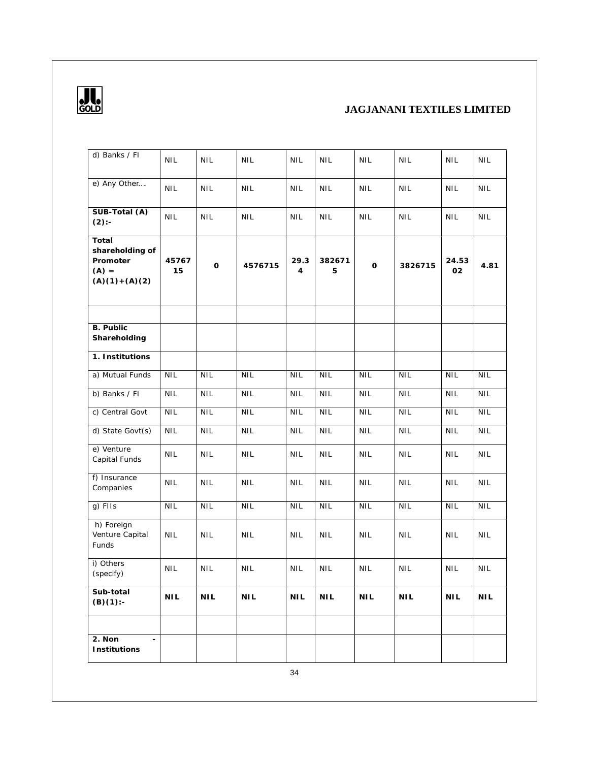| d) Banks / FI | NIL | NIL | NIL | NIL | NIL | NIL | NIL | NIL | NIL |
|---|---|---|---|---|---|---|---|---|---|
| e) Any Other…. | NIL | NIL | NIL | NIL | NIL | NIL | NIL | NIL | NIL |
| **SUB-Total (A) (2):-** | NIL | NIL | NIL | NIL | NIL | NIL | NIL | NIL | NIL |
| **Total shareholding of Promoter (A) = (A)(1)+(A)(2)** | **4576715** | **0** | **4576715** | **29.34** | **3826715** | **0** | **3826715** | **24.5302** | **4.81** |
| | | | | | | | | | |
| **B. Public Shareholding** | | | | | | | | | |
| **1. Institutions** | | | | | | | | | |
| a) Mutual Funds | NIL | NIL | NIL | NIL | NIL | NIL | NIL | NIL | NIL |
| b) Banks / FI | NIL | NIL | NIL | NIL | NIL | NIL | NIL | NIL | NIL |
| c) Central Govt | NIL | NIL | NIL | NIL | NIL | NIL | NIL | NIL | NIL |
| d) State Govt(s) | NIL | NIL | NIL | NIL | NIL | NIL | NIL | NIL | NIL |
| e) Venture Capital Funds | NIL | NIL | NIL | NIL | NIL | NIL | NIL | NIL | NIL |
| f) Insurance Companies | NIL | NIL | NIL | NIL | NIL | NIL | NIL | NIL | NIL |
| g) FIIs | NIL | NIL | NIL | NIL | NIL | NIL | NIL | NIL | NIL |
| h) Foreign Venture Capital Funds | NIL | NIL | NIL | NIL | NIL | NIL | NIL | NIL | NIL |
| i) Others (specify) | NIL | NIL | NIL | NIL | NIL | NIL | NIL | NIL | NIL |
| **Sub-total (B)(1):-** | **NIL** | **NIL** | **NIL** | **NIL** | **NIL** | **NIL** | **NIL** | **NIL** | **NIL** |
| | | | | | | | | | |
| **2. Non - Institutions** | | | | | | | | | |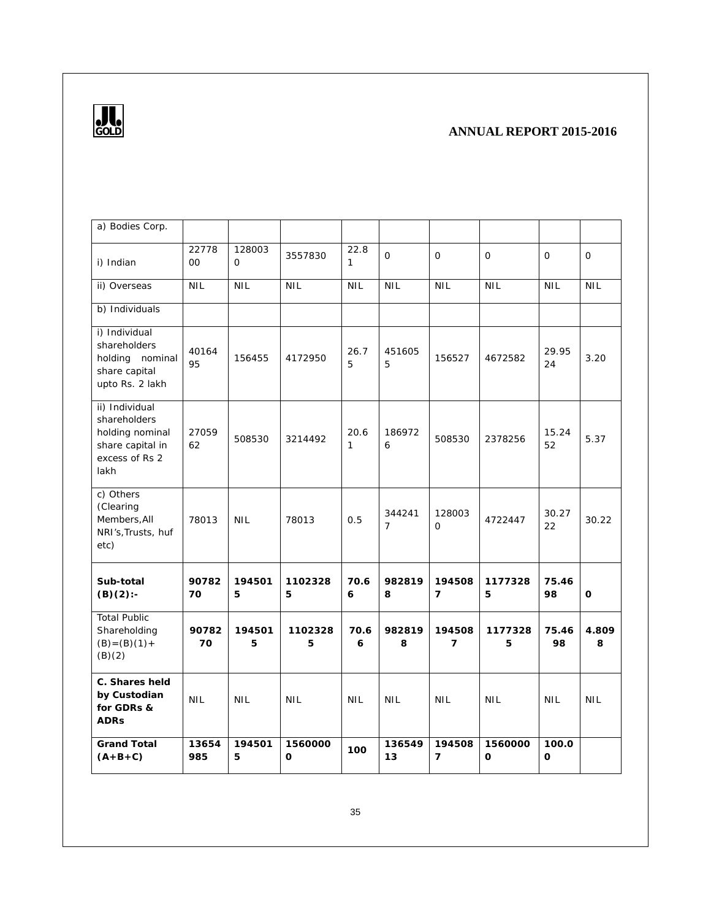| a) Bodies Corp. | | | | | | | | | |
|---|---|---|---|---|---|---|---|---|---|
| i) Indian | 2277800 | 1280030 | 3557830 | 22.81 | 0 | 0 | 0 | 0 | 0 |
| ii) Overseas | NIL | NIL | NIL | NIL | NIL | NIL | NIL | NIL | NIL |
| b) Individuals | | | | | | | | | |
| i) Individual shareholders holding nominal share capital upto Rs. 2 lakh | 4016495 | 156455 | 4172950 | 26.75 | 4516055 | 156527 | 4672582 | 29.9524 | 3.20 |
| ii) Individual shareholders holding nominal share capital in excess of Rs 2 lakh | 2705962 | 508530 | 3214492 | 20.61 | 1869726 | 508530 | 2378256 | 15.2452 | 5.37 |
| c) Others (Clearing Members,All NRI's,Trusts, huf etc) | 78013 | NIL | 78013 | 0.5 | 3442417 | 1280030 | 4722447 | 30.2722 | 30.22 |
| **Sub-total (B)(2):-** | **9078270** | **1945015** | **11023285** | **70.66** | **9828198** | **1945087** | **11773285** | **75.4698** | **0** |
| Total Public Shareholding (B)=(B)(1)+(B)(2) | **9078270** | **1945015** | **11023285** | **70.66** | **9828198** | **1945087** | **11773285** | **75.4698** | **4.8098** |
| **C. Shares held by Custodian for GDRs & ADRs** | NIL | NIL | NIL | NIL | NIL | NIL | NIL | NIL | NIL |
| **Grand Total (A+B+C)** | **13654985** | **1945015** | **15600000** | **100** | **13654913** | **1945087** | **15600000** | **100.00** | |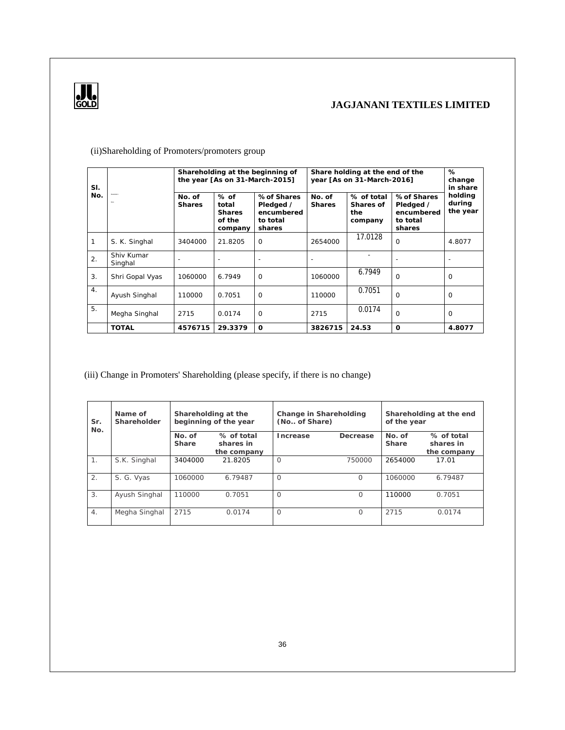(ii)Shareholding of Promoters/promoters group

| Sl. No. | | Shareholding at the beginning of the year [As on 31-March-2015] | | | Share holding at the end of the year [As on 31-March-2016] | | | % change in share holding during the year |
|---|---|---|---|---|---|---|---|---|
| | | No. of Shares | % of total Shares of the company | % of Shares Pledged / encumbered to total shares | No. of Shares | % of total Shares of the company | % of Shares Pledged / encumbered to total shares | |
| 1 | S. K. Singhal | 3404000 | 21.8205 | 0 | 2654000 | 17.0128 | 0 | 4.8077 |
| 2. | Shiv Kumar Singhal | - | - | - | - | - | - | - |
| 3. | Shri Gopal Vyas | 1060000 | 6.7949 | 0 | 1060000 | 6.7949 | 0 | 0 |
| 4. | Ayush Singhal | 110000 | 0.7051 | 0 | 110000 | 0.7051 | 0 | 0 |
| 5. | Megha Singhal | 2715 | 0.0174 | 0 | 2715 | 0.0174 | 0 | 0 |
| | **TOTAL** | **4576715** | **29.3379** | **0** | **3826715** | **24.53** | **0** | **4.8077** |

(iii) Change in Promoters' Shareholding (please specify, if there is no change)

| Sr. No. | Name of Shareholder | Shareholding at the beginning of the year | | Change in Shareholding (No.. of Share) | | Shareholding at the end of the year | |
|---|---|---|---|---|---|---|---|
| | | No. of Share | % of total shares in the company | Increase | Decrease | No. of Share | % of total shares in the company |
| 1. | S.K. Singhal | 3404000 | 21.8205 | 0 | 750000 | 2654000 | 17.01 |
| 2. | S. G. Vyas | 1060000 | 6.79487 | 0 | 0 | 1060000 | 6.79487 |
| 3. | Ayush Singhal | 110000 | 0.7051 | 0 | 0 | 110000 | 0.7051 |
| 4. | Megha Singhal | 2715 | 0.0174 | 0 | 0 | 2715 | 0.0174 |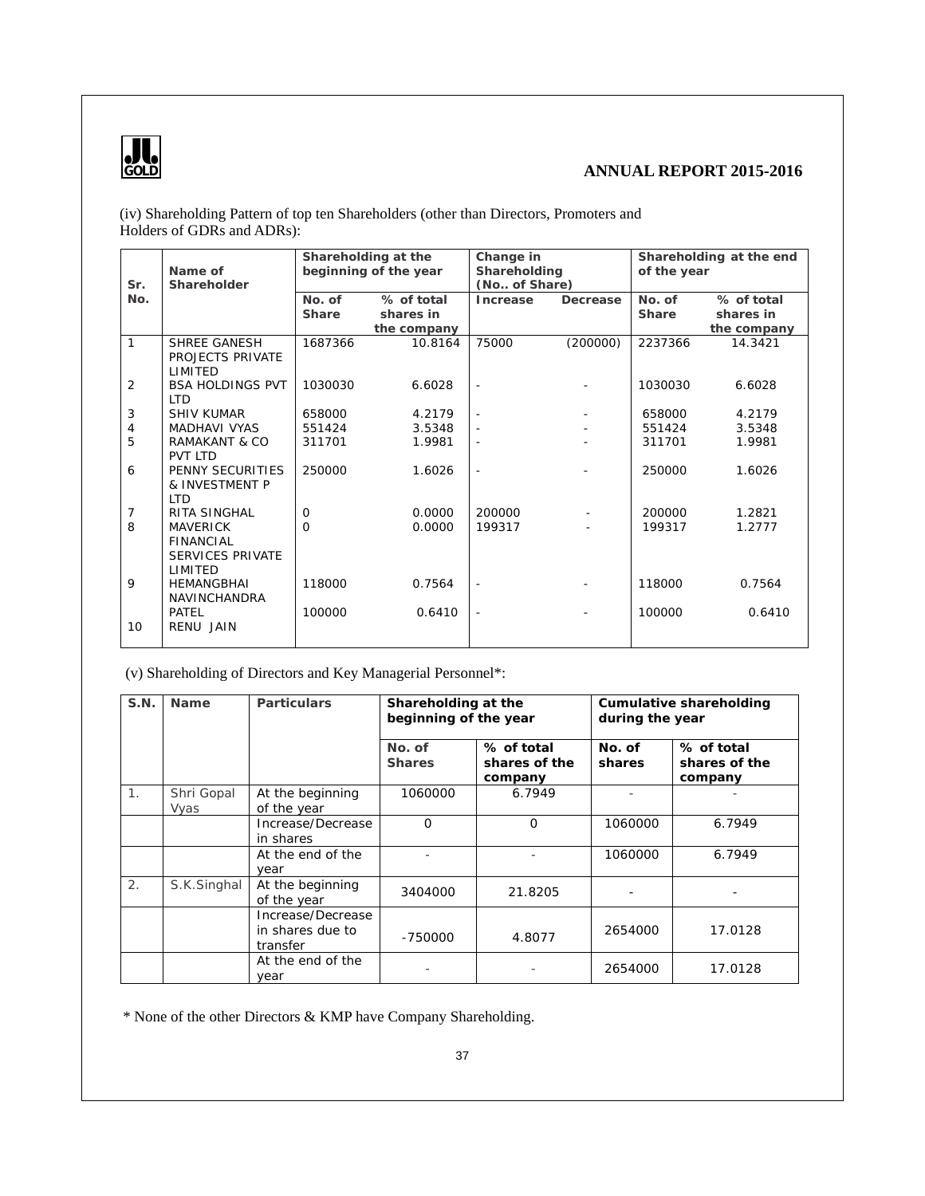(iv) Shareholding Pattern of top ten Shareholders (other than Directors, Promoters and Holders of GDRs and ADRs):

| Sr. No. | Name of Shareholder | Shareholding at the beginning of the year | | Change in Shareholding (No.. of Share) | | Shareholding at the end of the year | |
|---|---|---|---|---|---|---|---|
| | | No. of Share | % of total shares in the company | Increase | Decrease | No. of Share | % of total shares in the company |
| 1 | SHREE GANESH PROJECTS PRIVATE LIMITED | 1687366 | 10.8164 | 75000 | (200000) | 2237366 | 14.3421 |
| 2 | BSA HOLDINGS PVT LTD | 1030030 | 6.6028 | - | - | 1030030 | 6.6028 |
| 3 | SHIV KUMAR | 658000 | 4.2179 | - | - | 658000 | 4.2179 |
| 4 | MADHAVI VYAS | 551424 | 3.5348 | - | - | 551424 | 3.5348 |
| 5 | RAMAKANT & CO PVT LTD | 311701 | 1.9981 | - | - | 311701 | 1.9981 |
| 6 | PENNY SECURITIES & INVESTMENT P LTD | 250000 | 1.6026 | - | - | 250000 | 1.6026 |
| 7 | RITA SINGHAL | 0 | 0.0000 | 200000 | - | 200000 | 1.2821 |
| 8 | MAVERICK FINANCIAL SERVICES PRIVATE LIMITED | 0 | 0.0000 | 199317 | - | 199317 | 1.2777 |
| 9 | HEMANGBHAI NAVINCHANDRA PATEL | 118000 | 0.7564 | - | - | 118000 | 0.7564 |
| 10 | RENU JAIN | 100000 | 0.6410 | - | - | 100000 | 0.6410 |

(v) Shareholding of Directors and Key Managerial Personnel*:

| S.N. | Name | Particulars | Shareholding at the beginning of the year | | Cumulative shareholding during the year | |
|---|---|---|---|---|---|---|
| | | | No. of Shares | % of total shares of the company | No. of shares | % of total shares of the company |
| 1. | Shri Gopal Vyas | At the beginning of the year | 1060000 | 6.7949 | - | - |
| | | Increase/Decrease in shares | 0 | 0 | 1060000 | 6.7949 |
| | | At the end of the year | - | - | 1060000 | 6.7949 |
| 2. | S.K.Singhal | At the beginning of the year | 3404000 | 21.8205 | - | - |
| | | Increase/Decrease in shares due to transfer | -750000 | 4.8077 | 2654000 | 17.0128 |
| | | At the end of the year | - | - | 2654000 | 17.0128 |

\* None of the other Directors & KMP have Company Shareholding.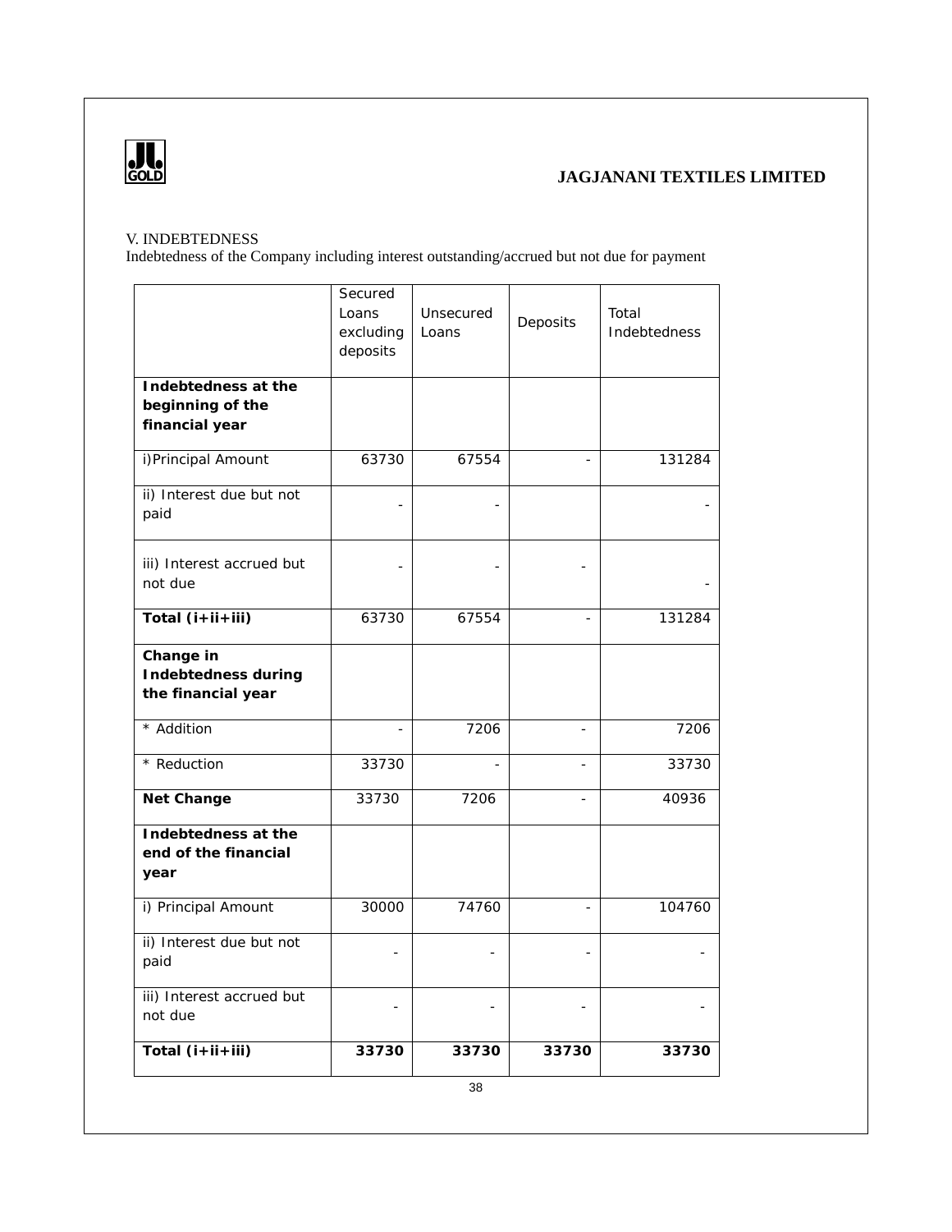V. INDEBTEDNESS

Indebtedness of the Company including interest outstanding/accrued but not due for payment

| | Secured Loans excluding deposits | Unsecured Loans | Deposits | Total Indebtedness |
|---|---|---|---|---|
| **Indebtedness at the beginning of the financial year** | | | | |
| i)Principal Amount | 63730 | 67554 | - | 131284 |
| ii) Interest due but not paid | - | - | | - |
| iii) Interest accrued but not due | - | - | - | - |
| **Total (i+ii+iii)** | 63730 | 67554 | - | 131284 |
| **Change in Indebtedness during the financial year** | | | | |
| * Addition | - | 7206 | - | 7206 |
| * Reduction | 33730 | - | - | 33730 |
| **Net Change** | 33730 | 7206 | - | 40936 |
| **Indebtedness at the end of the financial year** | | | | |
| i) Principal Amount | 30000 | 74760 | - | 104760 |
| ii) Interest due but not paid | - | - | - | - |
| iii) Interest accrued but not due | - | - | - | - |
| **Total (i+ii+iii)** | **33730** | **33730** | **33730** | **33730** |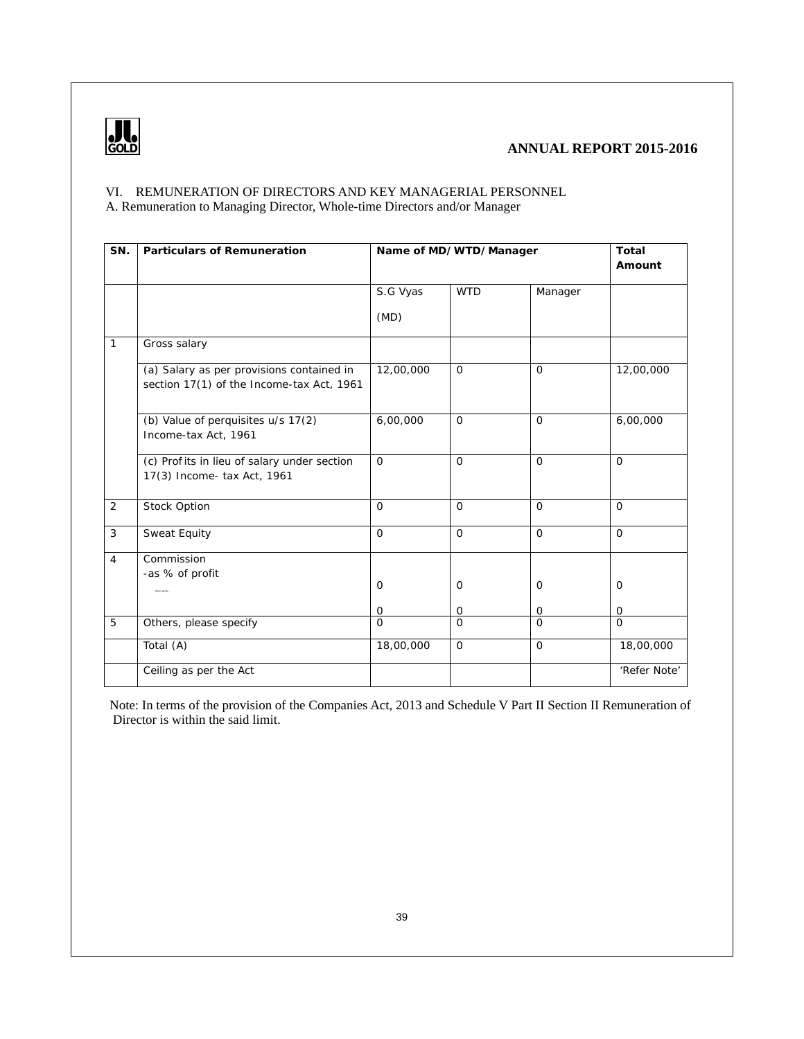VI. REMUNERATION OF DIRECTORS AND KEY MANAGERIAL PERSONNEL

A. Remuneration to Managing Director, Whole-time Directors and/or Manager

| SN. | Particulars of Remuneration | Name of MD/WTD/Manager | | | Total Amount |
|---|---|---|---|---|---|
| | | S.G Vyas (MD) | WTD | Manager | |
| 1 | Gross salary | | | | |
| | (a) Salary as per provisions contained in section 17(1) of the Income-tax Act, 1961 | 12,00,000 | 0 | 0 | 12,00,000 |
| | (b) Value of perquisites u/s 17(2) Income-tax Act, 1961 | 6,00,000 | 0 | 0 | 6,00,000 |
| | (c) Profits in lieu of salary under section 17(3) Income- tax Act, 1961 | 0 | 0 | 0 | 0 |
| 2 | Stock Option | 0 | 0 | 0 | 0 |
| 3 | Sweat Equity | 0 | 0 | 0 | 0 |
| 4 | Commission<br>-as % of profit | 0<br>0 | 0<br>0 | 0<br>0 | 0<br>0 |
| 5 | Others, please specify | 0 | 0 | 0 | 0 |
| | Total (A) | 18,00,000 | 0 | 0 | 18,00,000 |
| | Ceiling as per the Act | | | | 'Refer Note' |

Note: In terms of the provision of the Companies Act, 2013 and Schedule V Part II Section II Remuneration of Director is within the said limit.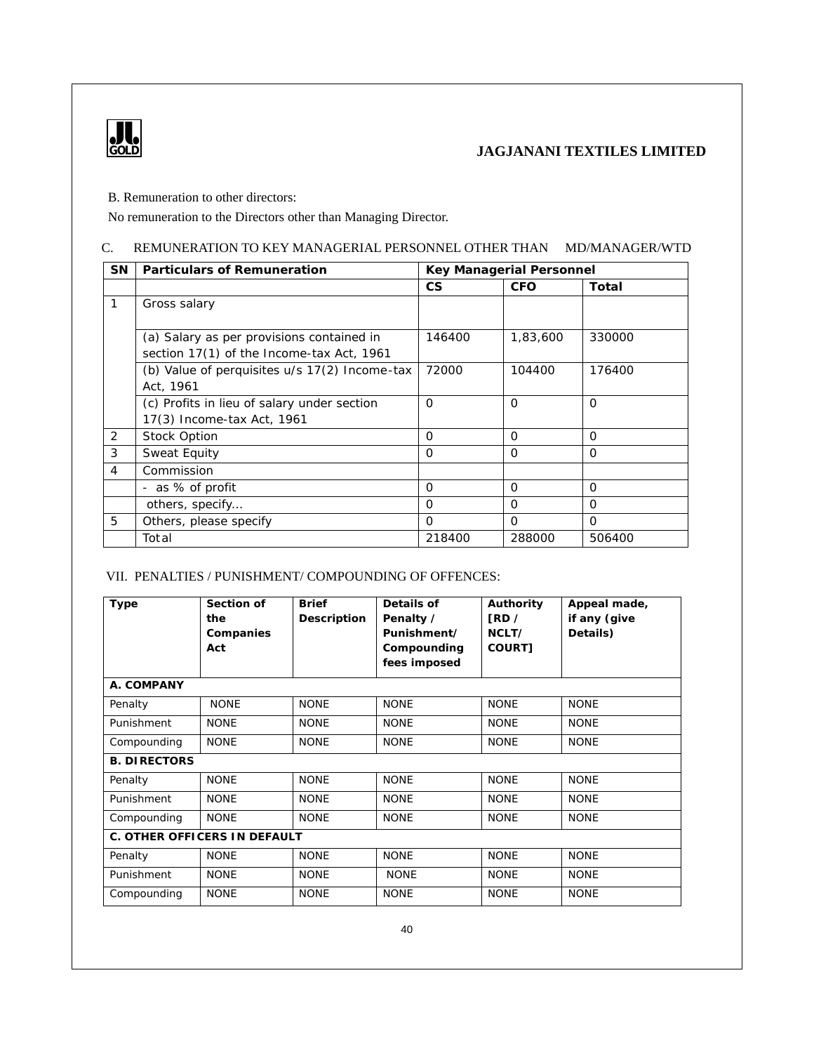B. Remuneration to other directors:

No remuneration to the Directors other than Managing Director.

C. REMUNERATION TO KEY MANAGERIAL PERSONNEL OTHER THAN MD/MANAGER/WTD

| SN | Particulars of Remuneration | Key Managerial Personnel | | |
|---|---|---|---|---|
| | | CS | CFO | Total |
| 1 | Gross salary | | | |
| | (a) Salary as per provisions contained in section 17(1) of the Income-tax Act, 1961 | 146400 | 1,83,600 | 330000 |
| | (b) Value of perquisites u/s 17(2) Income-tax Act, 1961 | 72000 | 104400 | 176400 |
| | (c) Profits in lieu of salary under section 17(3) Income-tax Act, 1961 | 0 | 0 | 0 |
| 2 | Stock Option | 0 | 0 | 0 |
| 3 | Sweat Equity | 0 | 0 | 0 |
| 4 | Commission | | | |
| | - as % of profit | 0 | 0 | 0 |
| | others, specify... | 0 | 0 | 0 |
| 5 | Others, please specify | 0 | 0 | 0 |
| | Total | 218400 | 288000 | 506400 |

VII. PENALTIES / PUNISHMENT/ COMPOUNDING OF OFFENCES:

| Type | Section of the Companies Act | Brief Description | Details of Penalty / Punishment/ Compounding fees imposed | Authority [RD / NCLT/ COURT] | Appeal made, if any (give Details) |
|---|---|---|---|---|---|
| **A. COMPANY** | | | | | |
| Penalty | NONE | NONE | NONE | NONE | NONE |
| Punishment | NONE | NONE | NONE | NONE | NONE |
| Compounding | NONE | NONE | NONE | NONE | NONE |
| **B. DIRECTORS** | | | | | |
| Penalty | NONE | NONE | NONE | NONE | NONE |
| Punishment | NONE | NONE | NONE | NONE | NONE |
| Compounding | NONE | NONE | NONE | NONE | NONE |
| **C. OTHER OFFICERS IN DEFAULT** | | | | | |
| Penalty | NONE | NONE | NONE | NONE | NONE |
| Punishment | NONE | NONE | NONE | NONE | NONE |
| Compounding | NONE | NONE | NONE | NONE | NONE |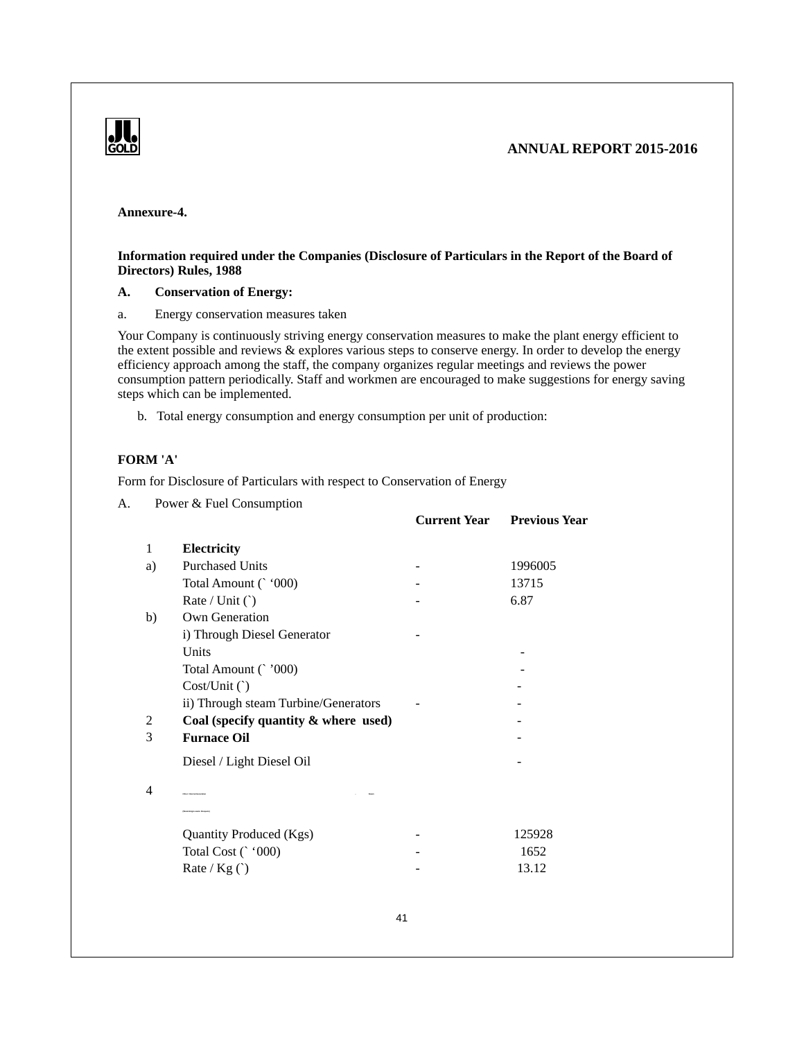**Annexure-4.**

**Information required under the Companies (Disclosure of Particulars in the Report of the Board of Directors) Rules, 1988**

**A. Conservation of Energy:**

a. Energy conservation measures taken

Your Company is continuously striving energy conservation measures to make the plant energy efficient to the extent possible and reviews & explores various steps to conserve energy. In order to develop the energy efficiency approach among the staff, the company organizes regular meetings and reviews the power consumption pattern periodically. Staff and workmen are encouraged to make suggestions for energy saving steps which can be implemented.

b. Total energy consumption and energy consumption per unit of production:

**FORM 'A'**

Form for Disclosure of Particulars with respect to Conservation of Energy

A. Power & Fuel Consumption

| | | **Current Year** | **Previous Year** |
|---|---|---|---|
| 1 | **Electricity** | | |
| a) | Purchased Units | - | 1996005 |
| | Total Amount (` '000) | - | 13715 |
| | Rate / Unit (`) | - | 6.87 |
| b) | Own Generation | | |
| | i) Through Diesel Generator | - | |
| | Units | | - |
| | Total Amount (` '000) | | - |
| | Cost/Unit (`) | | - |
| | ii) Through steam Turbine/Generators | - | - |
| 2 | **Coal (specify quantity & where used)** | | - |
| 3 | **Furnace Oil** | | - |
| | Diesel / Light Diesel Oil | | - |
| 4 | | | |
| | Quantity Produced (Kgs) | - | 125928 |
| | Total Cost (` '000) | - | 1652 |
| | Rate / Kg (`) | - | 13.12 |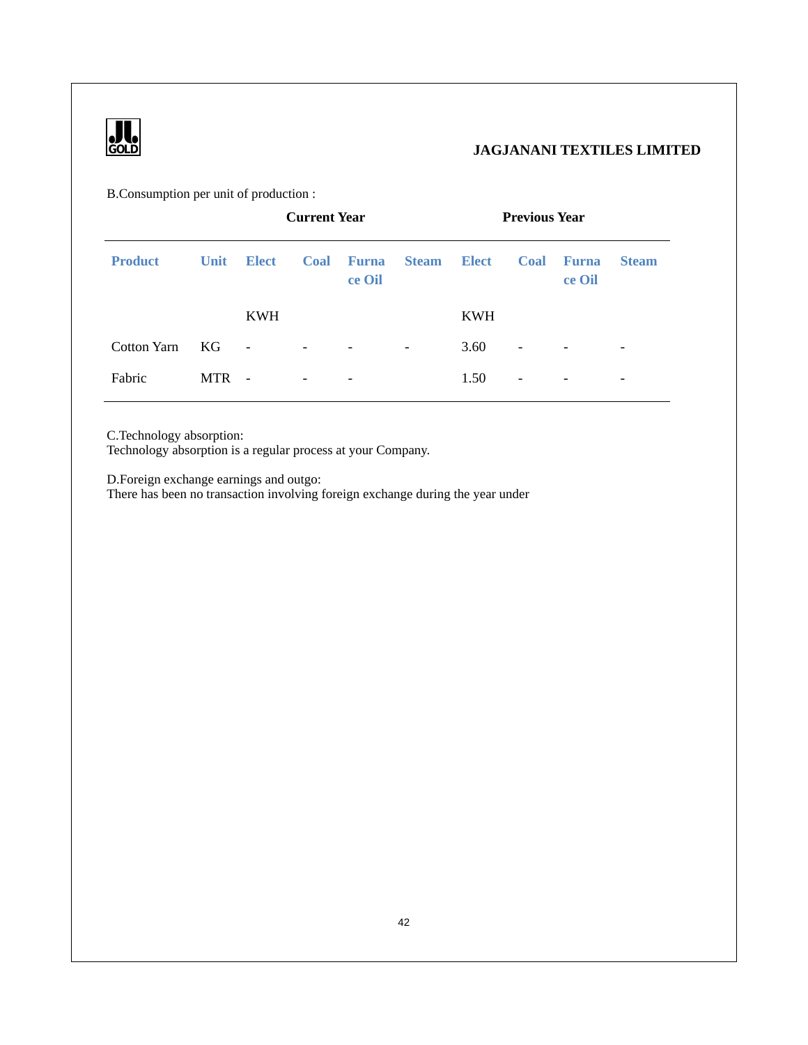B.Consumption per unit of production :

| | | Current Year | | | | Previous Year | | | |
|---|---|---|---|---|---|---|---|---|---|
| **Product** | **Unit** | **Elect** | **Coal** | **Furnace Oil** | **Steam** | **Elect** | **Coal** | **Furnace Oil** | **Steam** |
| | | KWH | | | | KWH | | | |
| Cotton Yarn | KG | - | - | - | - | 3.60 | - | - | - |
| Fabric | MTR | - | - | - | | 1.50 | - | - | - |

C.Technology absorption:
Technology absorption is a regular process at your Company.

D.Foreign exchange earnings and outgo:
There has been no transaction involving foreign exchange during the year under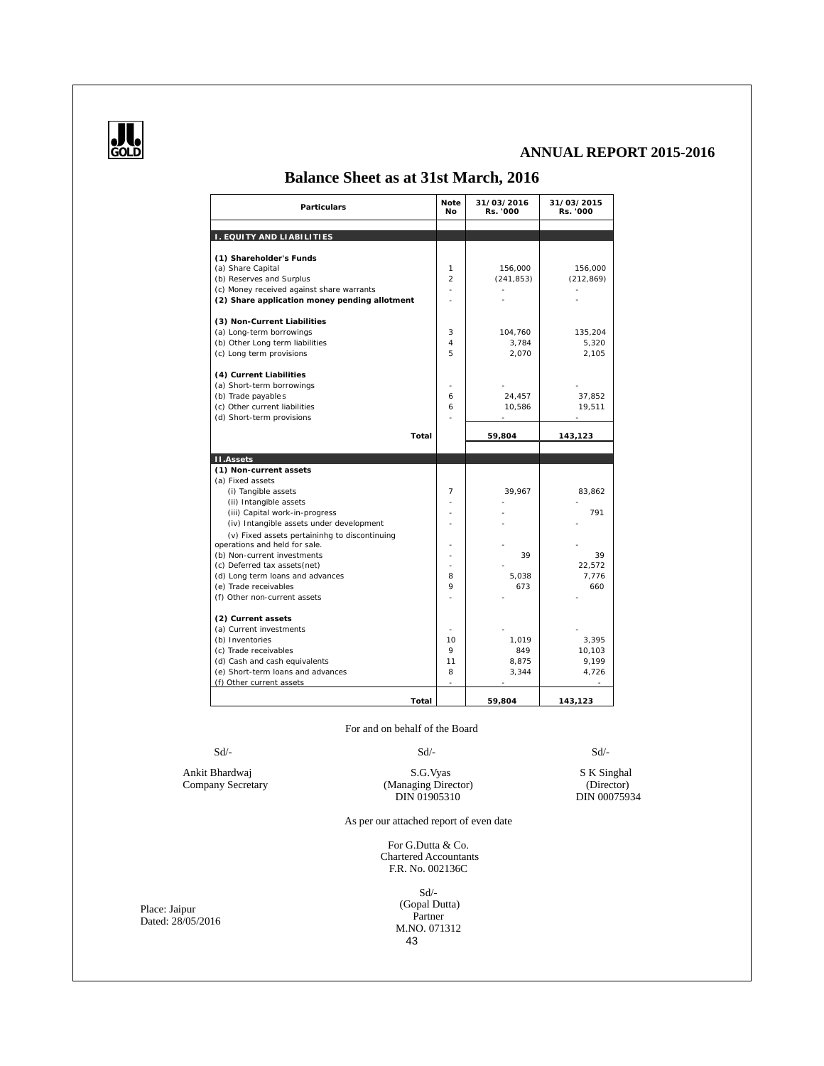# ANNUAL REPORT 2015-2016

## Balance Sheet as at 31st March, 2016

| Particulars | Note No | 31/03/2016 Rs. '000 | 31/03/2015 Rs. '000 |
|---|---|---|---|
| **I. EQUITY AND LIABILITIES** | | | |
| **(1) Shareholder's Funds** | | | |
| (a) Share Capital | 1 | 156,000 | 156,000 |
| (b) Reserves and Surplus | 2 | (241,853) | (212,869) |
| (c) Money received against share warrants | - | - | - |
| **(2) Share application money pending allotment** | - | - | - |
| **(3) Non-Current Liabilities** | | | |
| (a) Long-term borrowings | 3 | 104,760 | 135,204 |
| (b) Other Long term liabilities | 4 | 3,784 | 5,320 |
| (c) Long term provisions | 5 | 2,070 | 2,105 |
| **(4) Current Liabilities** | | | |
| (a) Short-term borrowings | - | - | - |
| (b) Trade payables | 6 | 24,457 | 37,852 |
| (c) Other current liabilities | 6 | 10,586 | 19,511 |
| (d) Short-term provisions | - | - | - |
| **Total** | | **59,804** | **143,123** |
| **II.Assets** | | | |
| **(1) Non-current assets** | | | |
| (a) Fixed assets | | | |
| (i) Tangible assets | 7 | 39,967 | 83,862 |
| (ii) Intangible assets | - | - | - |
| (iii) Capital work-in-progress | - | - | 791 |
| (iv) Intangible assets under development | - | - | - |
| (v) Fixed assets pertaininhg to discontinuing operations and held for sale. | - | - | - |
| (b) Non-current investments | - | 39 | 39 |
| (c) Deferred tax assets(net) | - | - | 22,572 |
| (d) Long term loans and advances | 8 | 5,038 | 7,776 |
| (e) Trade receivables | 9 | 673 | 660 |
| (f) Other non-current assets | - | - | - |
| **(2) Current assets** | | | |
| (a) Current investments | - | - | - |
| (b) Inventories | 10 | 1,019 | 3,395 |
| (c) Trade receivables | 9 | 849 | 10,103 |
| (d) Cash and cash equivalents | 11 | 8,875 | 9,199 |
| (e) Short-term loans and advances | 8 | 3,344 | 4,726 |
| (f) Other current assets | - | - | - |
| **Total** | | **59,804** | **143,123** |

For and on behalf of the Board

Sd/-
Ankit Bhardwaj
Company Secretary

Sd/-
S.G.Vyas
(Managing Director)
DIN 01905310

Sd/-
S K Singhal
(Director)
DIN 00075934

As per our attached report of even date

For G.Dutta & Co.
Chartered Accountants
F.R. No. 002136C

Sd/-
(Gopal Dutta)
Partner
M.NO. 071312

Place: Jaipur
Dated: 28/05/2016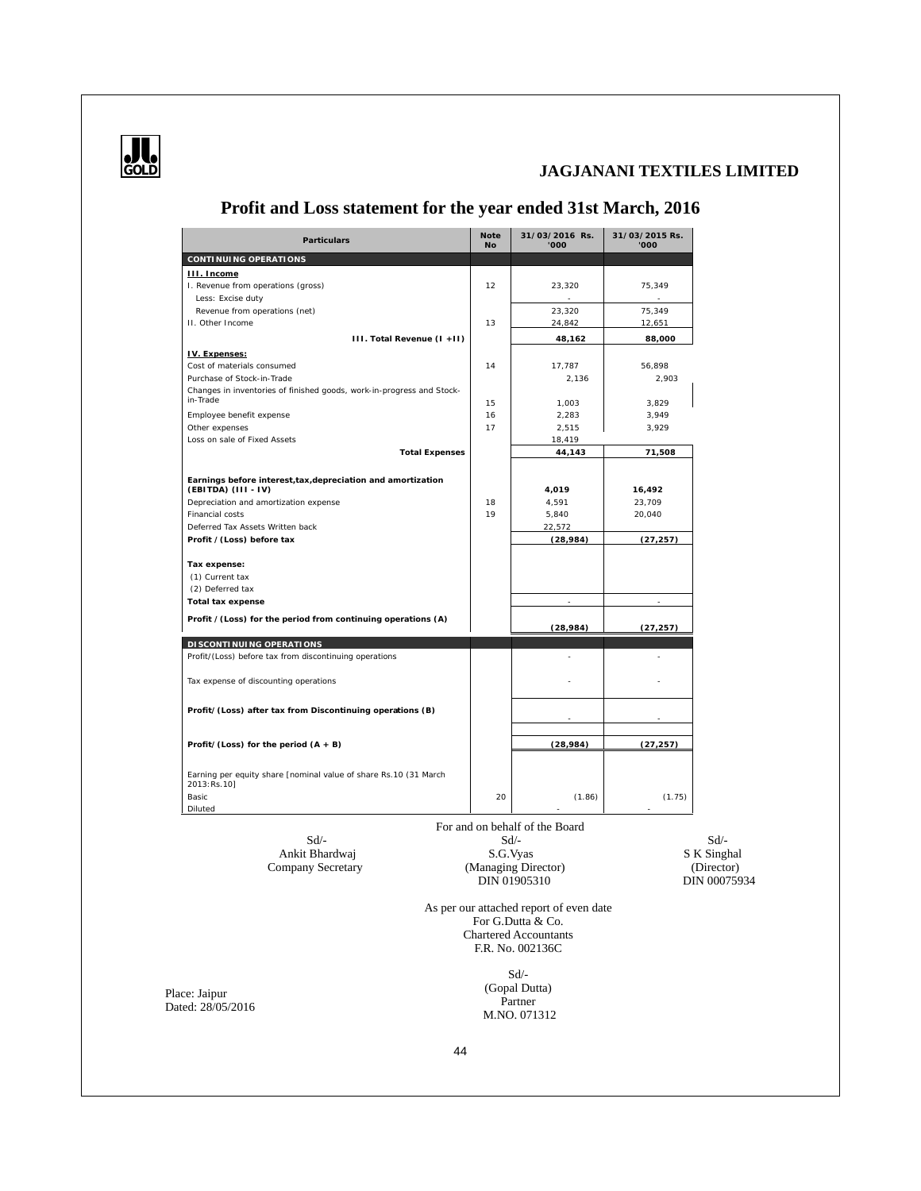**JAGJANANI TEXTILES LIMITED**

# Profit and Loss statement for the year ended 31st March, 2016

| Particulars | Note No | 31/03/2016 Rs. '000 | 31/03/2015 Rs. '000 |
|---|---|---|---|
| **CONTINUING OPERATIONS** | | | |
| **III. Income** | | | |
| I. Revenue from operations (gross) | 12 | 23,320 | 75,349 |
| Less: Excise duty | | - | - |
| Revenue from operations (net) | | 23,320 | 75,349 |
| II. Other Income | 13 | 24,842 | 12,651 |
| **III. Total Revenue (I +II)** | | **48,162** | **88,000** |
| **IV. Expenses:** | | | |
| Cost of materials consumed | 14 | 17,787 | 56,898 |
| Purchase of Stock-in-Trade | | 2,136 | 2,903 |
| Changes in inventories of finished goods, work-in-progress and Stock-in-Trade | 15 | 1,003 | 3,829 |
| Employee benefit expense | 16 | 2,283 | 3,949 |
| Other expenses | 17 | 2,515 | 3,929 |
| Loss on sale of Fixed Assets | | 18,419 | |
| **Total Expenses** | | **44,143** | **71,508** |
| **Earnings before interest,tax,depreciation and amortization (EBITDA) (III - IV)** | | **4,019** | **16,492** |
| Depreciation and amortization expense | 18 | 4,591 | 23,709 |
| Financial costs | 19 | 5,840 | 20,040 |
| Deferred Tax Assets Written back | | 22,572 | |
| **Profit / (Loss) before tax** | | **(28,984)** | **(27,257)** |
| **Tax expense:** | | | |
| (1) Current tax | | | |
| (2) Deferred tax | | | |
| **Total tax expense** | | - | - |
| **Profit / (Loss) for the period from continuing operations (A)** | | **(28,984)** | **(27,257)** |
| **DISCONTINUING OPERATIONS** | | | |
| Profit/(Loss) before tax from discontinuing operations | | - | - |
| Tax expense of discounting operations | | - | - |
| **Profit/(Loss) after tax from Discontinuing operations (B)** | | - | - |
| **Profit/(Loss) for the period (A + B)** | | **(28,984)** | **(27,257)** |
| Earning per equity share [nominal value of share Rs.10 (31 March 2013:Rs.10] | | | |
| Basic | 20 | (1.86) | (1.75) |
| Diluted | | - | - |

For and on behalf of the Board

| Sd/- | Sd/- | Sd/- |
|---|---|---|
| Ankit Bhardwaj | S.G.Vyas | S K Singhal |
| Company Secretary | (Managing Director) | (Director) |
| | DIN 01905310 | DIN 00075934 |

As per our attached report of even date
For G.Dutta & Co.
Chartered Accountants
F.R. No. 002136C

Sd/-
(Gopal Dutta)
Partner
M.NO. 071312

Place: Jaipur
Dated: 28/05/2016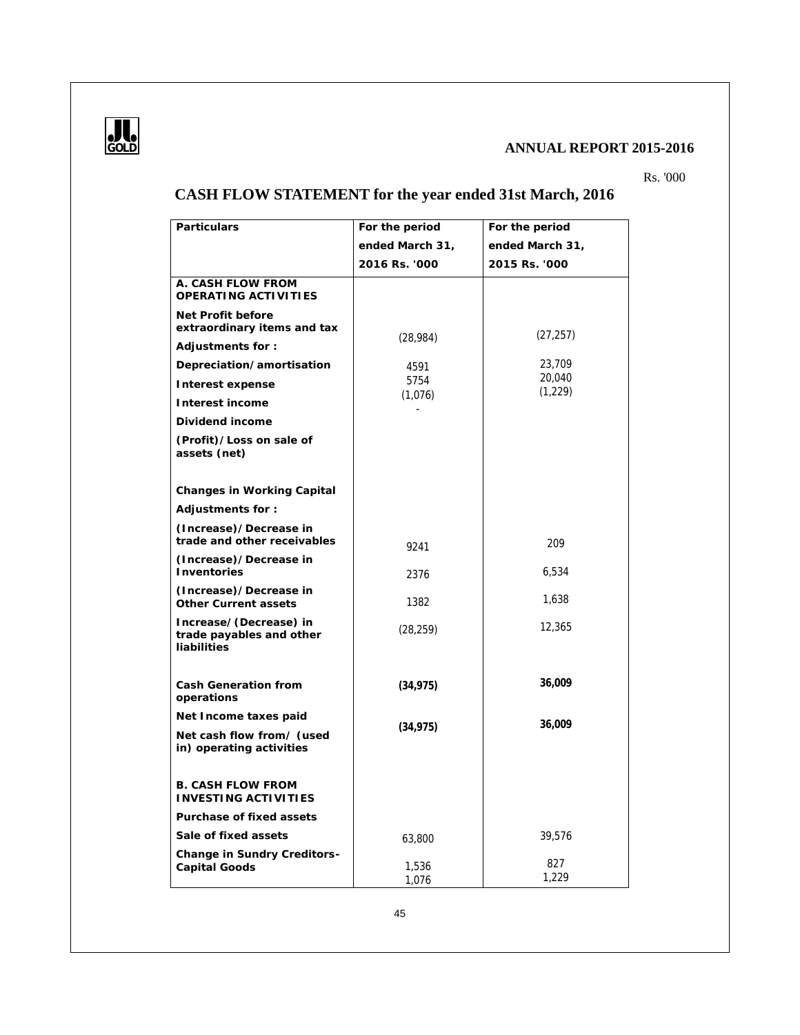# ANNUAL REPORT 2015-2016

Rs. '000

## CASH FLOW STATEMENT for the year ended 31st March, 2016

| Particulars | For the period ended March 31, 2016 Rs. '000 | For the period ended March 31, 2015 Rs. '000 |
|---|---|---|
| **A. CASH FLOW FROM OPERATING ACTIVITIES** | | |
| **Net Profit before extraordinary items and tax** | (28,984) | (27,257) |
| **Adjustments for :** | | |
| **Depreciation/amortisation** | 4591 | 23,709 |
| **Interest expense** | 5754 | 20,040 |
| **Interest income** | (1,076) | (1,229) |
| **Dividend income** | - | |
| **(Profit)/Loss on sale of assets (net)** | | |
| **Changes in Working Capital** | | |
| **Adjustments for :** | | |
| **(Increase)/Decrease in trade and other receivables** | 9241 | 209 |
| **(Increase)/Decrease in Inventories** | 2376 | 6,534 |
| **(Increase)/Decrease in Other Current assets** | 1382 | 1,638 |
| **Increase/(Decrease) in trade payables and other liabilities** | (28,259) | 12,365 |
| **Cash Generation from operations** | **(34,975)** | **36,009** |
| **Net Income taxes paid** | | |
| **Net cash flow from/ (used in) operating activities** | **(34,975)** | **36,009** |
| **B. CASH FLOW FROM INVESTING ACTIVITIES** | | |
| **Purchase of fixed assets** | | |
| **Sale of fixed assets** | 63,800 | 39,576 |
| **Change in Sundry Creditors-Capital Goods** | 1,536 | 827 |
| | 1,076 | 1,229 |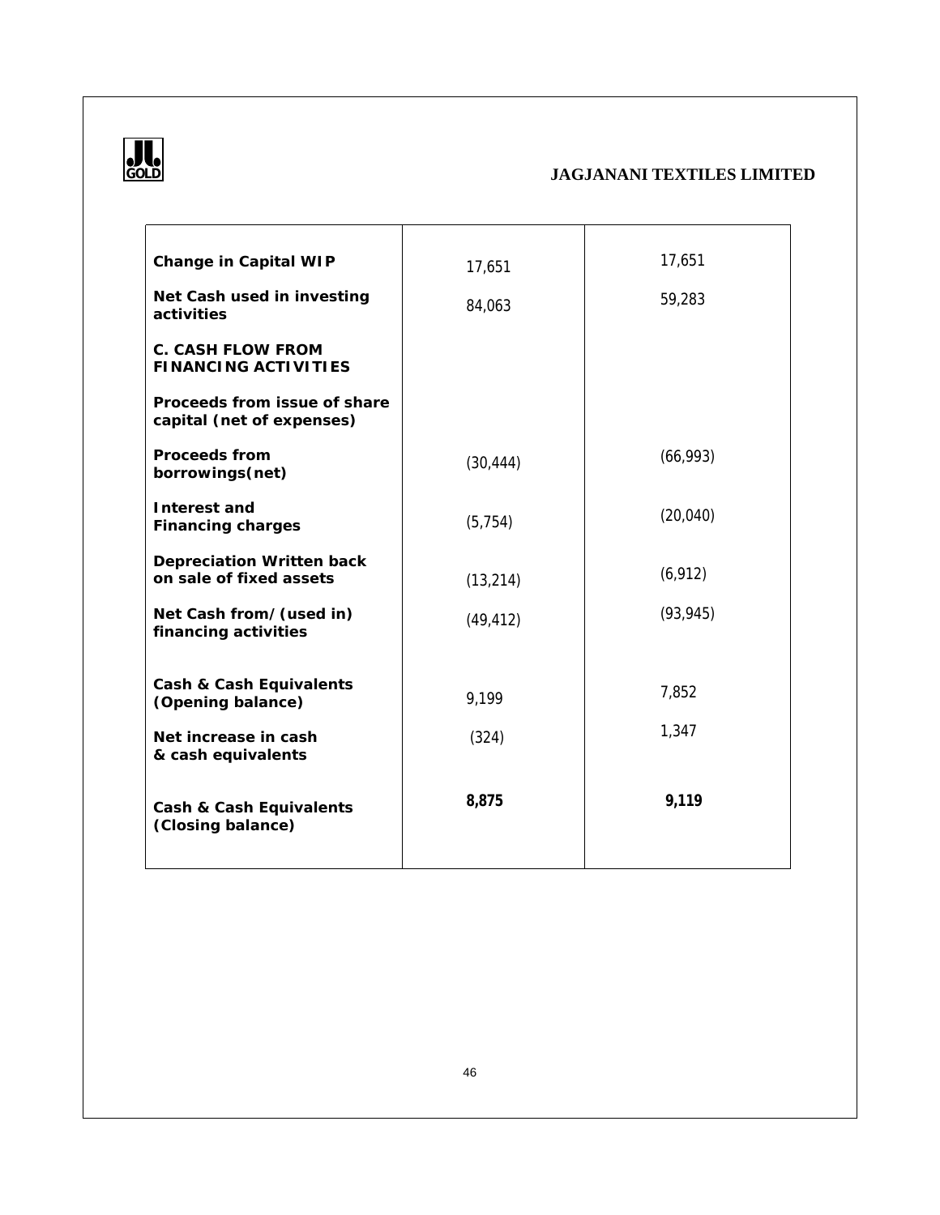| | | |
|---|---|---|
| **Change in Capital WIP** | 17,651 | 17,651 |
| **Net Cash used in investing activities** | 84,063 | 59,283 |
| **C. CASH FLOW FROM FINANCING ACTIVITIES** | | |
| **Proceeds from issue of share capital (net of expenses)** | | |
| **Proceeds from borrowings(net)** | (30,444) | (66,993) |
| **Interest and Financing charges** | (5,754) | (20,040) |
| **Depreciation Written back on sale of fixed assets** | (13,214) | (6,912) |
| **Net Cash from/(used in) financing activities** | (49,412) | (93,945) |
| **Cash & Cash Equivalents (Opening balance)** | 9,199 | 7,852 |
| **Net increase in cash & cash equivalents** | (324) | 1,347 |
| **Cash & Cash Equivalents (Closing balance)** | **8,875** | **9,119** |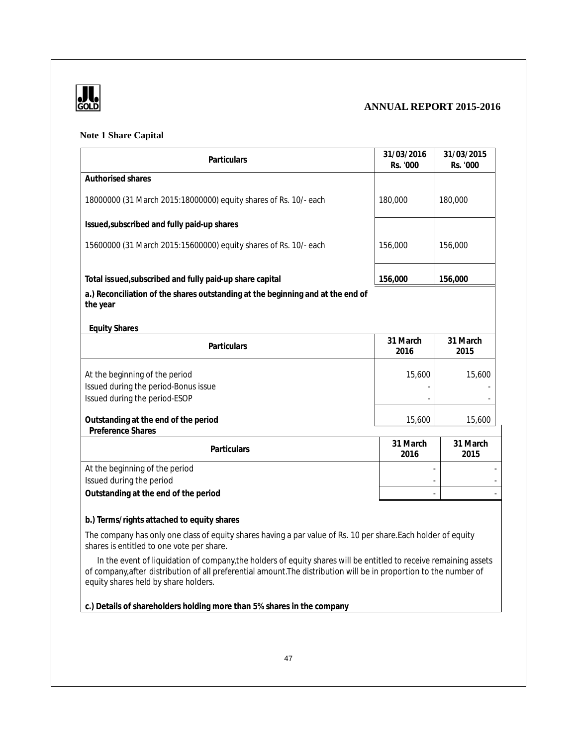## Note 1 Share Capital

| Particulars | 31/03/2016 Rs. '000 | 31/03/2015 Rs. '000 |
|---|---|---|
| **Authorised shares** | | |
| 18000000 (31 March 2015:18000000) equity shares of Rs. 10/- each | 180,000 | 180,000 |
| **Issued,subscribed and fully paid-up shares** | | |
| 15600000 (31 March 2015:15600000) equity shares of Rs. 10/- each | 156,000 | 156,000 |
| **Total issued,subscribed and fully paid-up share capital** | **156,000** | **156,000** |

**a.) Reconciliation of the shares outstanding at the beginning and at the end of the year**

**Equity Shares**

| Particulars | 31 March 2016 | 31 March 2015 |
|---|---|---|
| At the beginning of the period | 15,600 | 15,600 |
| Issued during the period-Bonus issue | - | - |
| Issued during the period-ESOP | - | - |
| **Outstanding at the end of the period** | 15,600 | 15,600 |

**Preference Shares**

| Particulars | 31 March 2016 | 31 March 2015 |
|---|---|---|
| At the beginning of the period | - | - |
| Issued during the period | - | - |
| **Outstanding at the end of the period** | - | - |

**b.) Terms/rights attached to equity shares**

The company has only one class of equity shares having a par value of Rs. 10 per share.Each holder of equity shares is entitled to one vote per share.

In the event of liquidation of company,the holders of equity shares will be entitled to receive remaining assets of company,after distribution of all preferential amount.The distribution will be in proportion to the number of equity shares held by share holders.

**c.) Details of shareholders holding more than 5% shares in the company**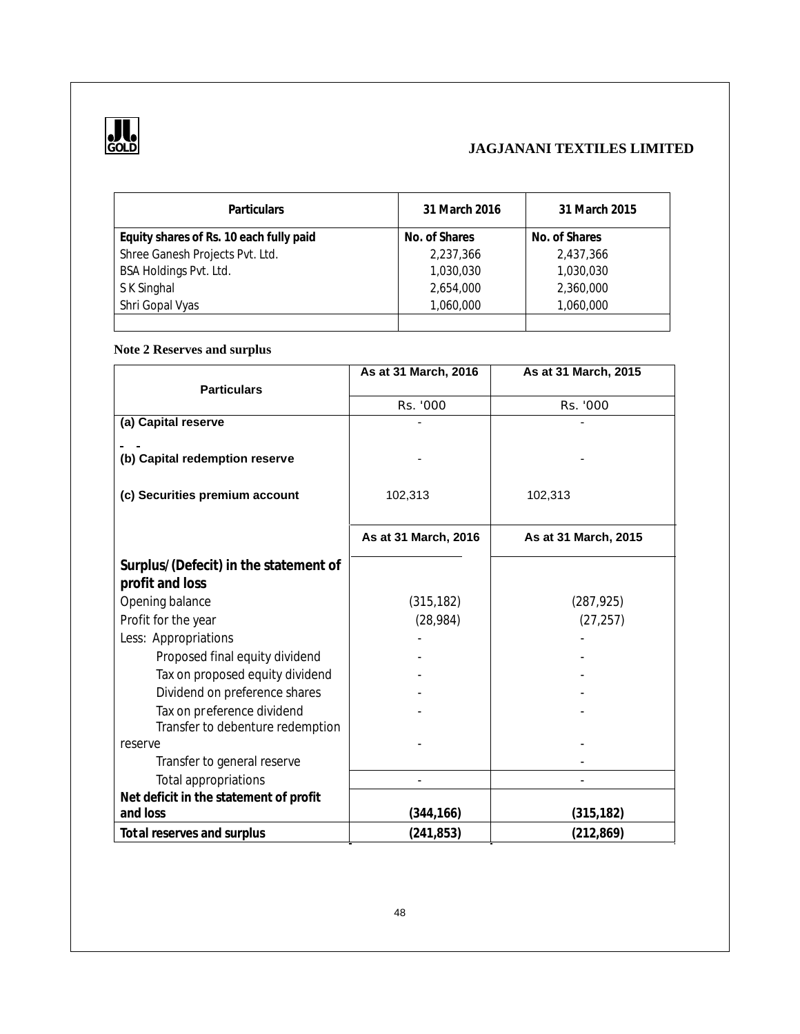| Particulars | 31 March 2016 | 31 March 2015 |
|---|---|---|
| Equity shares of Rs. 10 each fully paid | No. of Shares | No. of Shares |
| Shree Ganesh Projects Pvt. Ltd. | 2,237,366 | 2,437,366 |
| BSA Holdings Pvt. Ltd. | 1,030,030 | 1,030,030 |
| S K Singhal | 2,654,000 | 2,360,000 |
| Shri Gopal Vyas | 1,060,000 | 1,060,000 |
| | | |

**Note 2 Reserves and surplus**

| Particulars | As at 31 March, 2016 | As at 31 March, 2015 |
|---|---|---|
| | Rs. '000 | Rs. '000 |
| **(a) Capital reserve** | - | - |
| **(b) Capital redemption reserve** | - | - |
| **(c) Securities premium account** | 102,313 | 102,313 |
| | **As at 31 March, 2016** | **As at 31 March, 2015** |
| **Surplus/(Defecit) in the statement of profit and loss** | | |
| Opening balance | (315,182) | (287,925) |
| Profit for the year | (28,984) | (27,257) |
| Less: Appropriations | - | - |
| Proposed final equity dividend | - | - |
| Tax on proposed equity dividend | - | - |
| Dividend on preference shares | - | - |
| Tax on preference dividend | - | - |
| Transfer to debenture redemption reserve | - | - |
| Transfer to general reserve | | - |
| Total appropriations | - | - |
| **Net deficit in the statement of profit and loss** | **(344,166)** | **(315,182)** |
| **Total reserves and surplus** | **(241,853)** | **(212,869)** |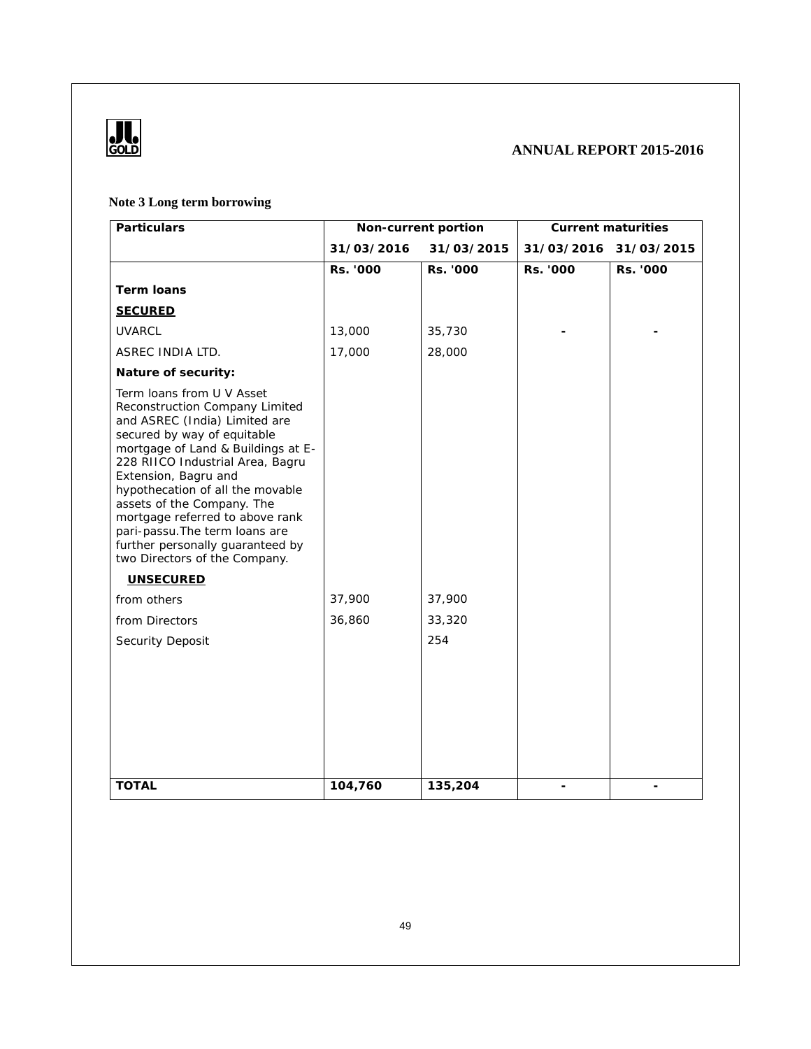## Note 3 Long term borrowing

| Particulars | Non-current portion | | Current maturities | |
|---|---|---|---|---|
| | 31/03/2016 | 31/03/2015 | 31/03/2016 | 31/03/2015 |
| | Rs. '000 | Rs. '000 | Rs. '000 | Rs. '000 |
| **Term loans** | | | | |
| **SECURED** | | | | |
| UVARCL | 13,000 | 35,730 | - | - |
| ASREC INDIA LTD. | 17,000 | 28,000 | | |
| **Nature of security:** | | | | |
| Term loans from U V Asset Reconstruction Company Limited and ASREC (India) Limited are secured by way of equitable mortgage of Land & Buildings at E-228 RIICO Industrial Area, Bagru Extension, Bagru and hypothecation of all the movable assets of the Company. The mortgage referred to above rank pari-passu.The term loans are further personally guaranteed by two Directors of the Company. | | | | |
| **UNSECURED** | | | | |
| from others | 37,900 | 37,900 | | |
| from Directors | 36,860 | 33,320 | | |
| Security Deposit | | 254 | | |
| **TOTAL** | **104,760** | **135,204** | - | - |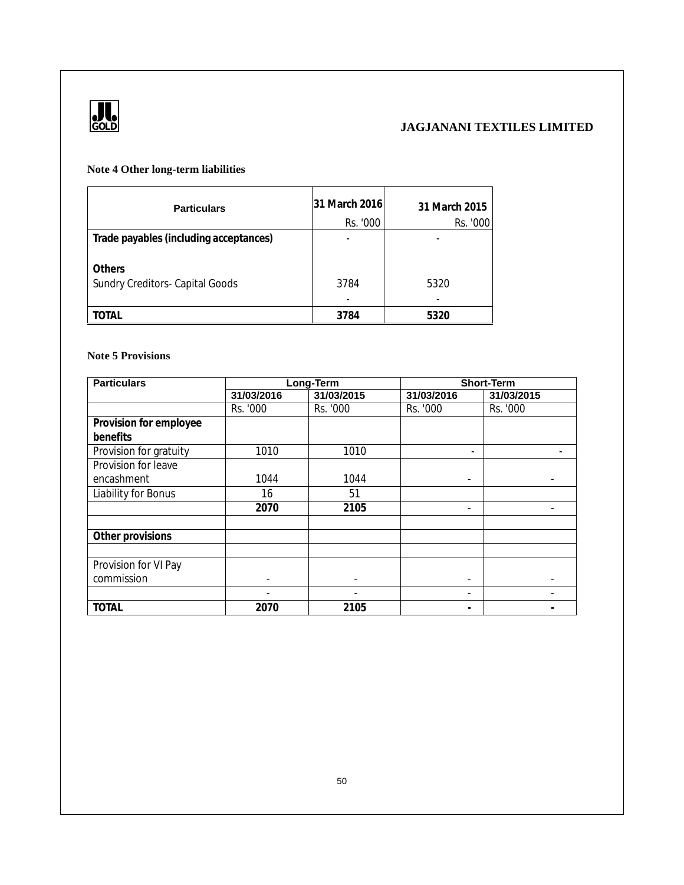## Note 4 Other long-term liabilities

| Particulars | 31 March 2016 | 31 March 2015 |
|---|---|---|
| | Rs. '000 | Rs. '000 |
| **Trade payables (including acceptances)** | - | - |
| **Others** | | |
| Sundry Creditors- Capital Goods | 3784 | 5320 |
| | - | - |
| **TOTAL** | **3784** | **5320** |

## Note 5 Provisions

| Particulars | Long-Term | | Short-Term | |
|---|---|---|---|---|
| | 31/03/2016 | 31/03/2015 | 31/03/2016 | 31/03/2015 |
| | Rs. '000 | Rs. '000 | Rs. '000 | Rs. '000 |
| **Provision for employee benefits** | | | | |
| Provision for gratuity | 1010 | 1010 | - | - |
| Provision for leave encashment | 1044 | 1044 | - | - |
| Liability for Bonus | 16 | 51 | | |
| | **2070** | **2105** | - | - |
| | | | | |
| **Other provisions** | | | | |
| | | | | |
| Provision for VI Pay commission | - | - | - | - |
| | - | - | - | - |
| **TOTAL** | **2070** | **2105** | **-** | **-** |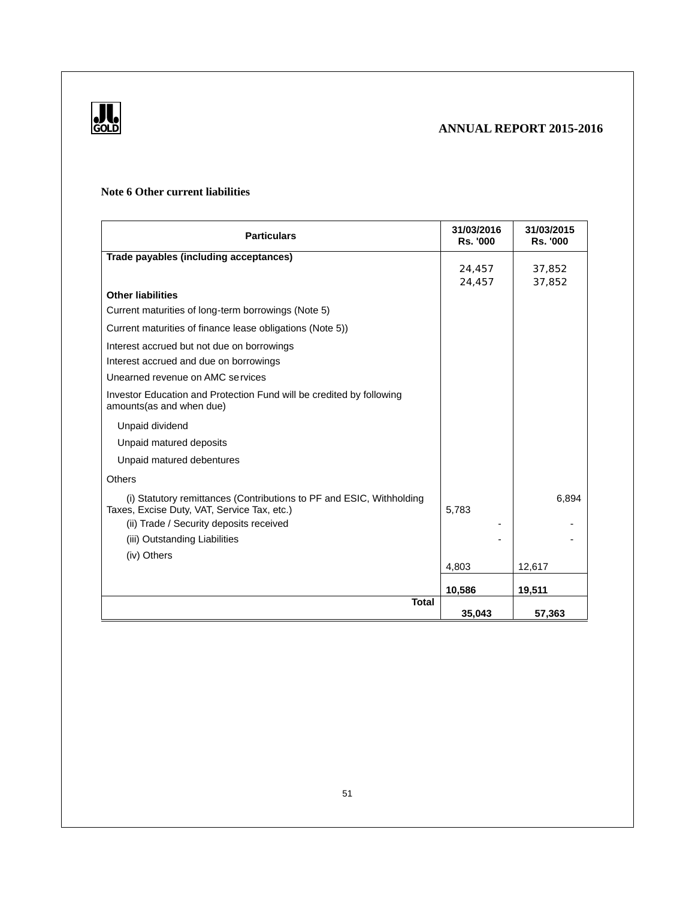## Note 6 Other current liabilities

| Particulars | 31/03/2016 Rs. '000 | 31/03/2015 Rs. '000 |
|---|---|---|
| **Trade payables (including acceptances)** | 24,457 | 37,852 |
| | 24,457 | 37,852 |
| **Other liabilities** | | |
| Current maturities of long-term borrowings (Note 5) | | |
| Current maturities of finance lease obligations (Note 5)) | | |
| Interest accrued but not due on borrowings | | |
| Interest accrued and due on borrowings | | |
| Unearned revenue on AMC services | | |
| Investor Education and Protection Fund will be credited by following amounts(as and when due) | | |
| Unpaid dividend | | |
| Unpaid matured deposits | | |
| Unpaid matured debentures | | |
| Others | | |
| (i) Statutory remittances (Contributions to PF and ESIC, Withholding Taxes, Excise Duty, VAT, Service Tax, etc.) | 5,783 | 6,894 |
| (ii) Trade / Security deposits received | - | - |
| (iii) Outstanding Liabilities | - | - |
| (iv) Others | 4,803 | 12,617 |
| | **10,586** | **19,511** |
| **Total** | **35,043** | **57,363** |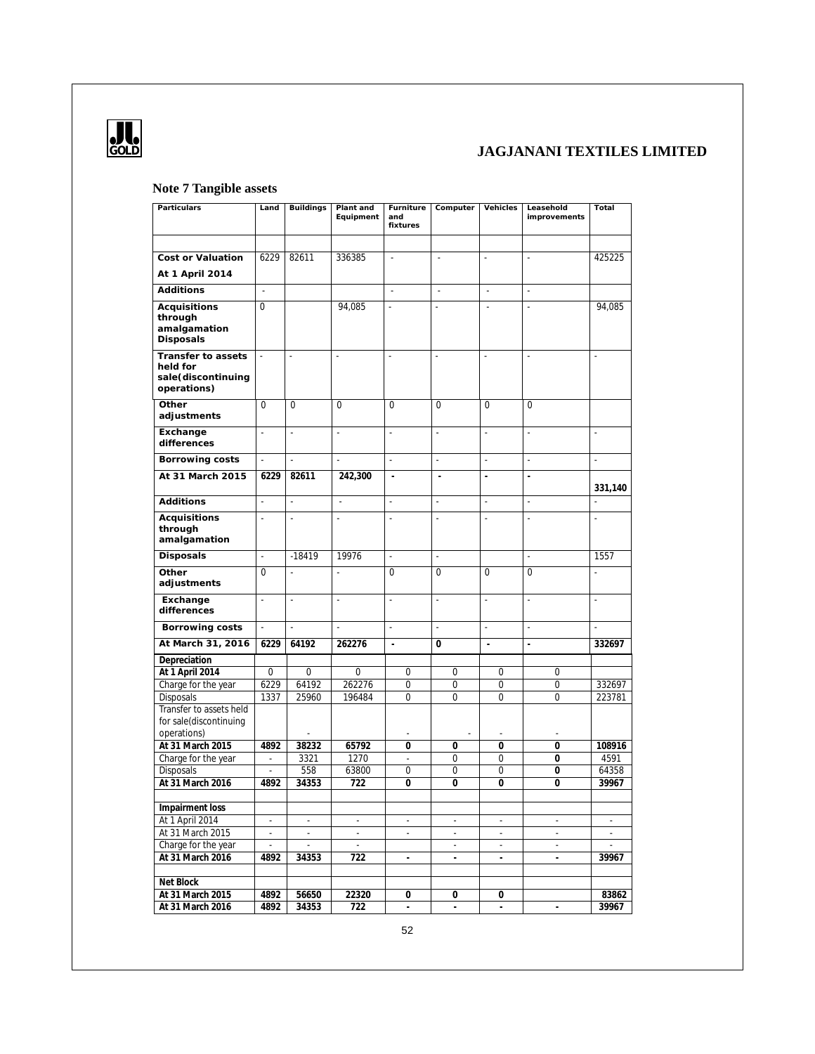## Note 7 Tangible assets

| Particulars | Land | Buildings | Plant and Equipment | Furniture and fixtures | Computer | Vehicles | Leasehold improvements | Total |
|---|---|---|---|---|---|---|---|---|
| | | | | | | | | |
| **Cost or Valuation At 1 April 2014** | 6229 | 82611 | 336385 | - | - | - | - | 425225 |
| **Additions** | - | | | - | - | - | - | |
| **Acquisitions through amalgamation Disposals** | 0 | | 94,085 | - | - | - | - | 94,085 |
| **Transfer to assets held for sale(discontinuing operations)** | - | - | - | - | - | - | - | - |
| **Other adjustments** | 0 | 0 | 0 | 0 | 0 | 0 | 0 | |
| **Exchange differences** | - | - | - | - | - | - | - | - |
| **Borrowing costs** | - | - | - | - | - | - | - | - |
| **At 31 March 2015** | **6229** | **82611** | **242,300** | **-** | **-** | **-** | **-** | **331,140** |
| **Additions** | - | - | - | - | - | - | - | - |
| **Acquisitions through amalgamation** | - | - | - | - | - | - | - | - |
| **Disposals** | - | -18419 | 19976 | - | - | | - | 1557 |
| **Other adjustments** | 0 | - | - | 0 | 0 | 0 | 0 | - |
| **Exchange differences** | - | - | - | - | - | - | - | - |
| **Borrowing costs** | - | - | - | - | - | - | - | - |
| **At March 31, 2016** | **6229** | **64192** | **262276** | **-** | **0** | **-** | **-** | **332697** |
| **Depreciation** | | | | | | | | |
| **At 1 April 2014** | 0 | 0 | 0 | 0 | 0 | 0 | 0 | |
| Charge for the year | 6229 | 64192 | 262276 | 0 | 0 | 0 | 0 | 332697 |
| Disposals | 1337 | 25960 | 196484 | 0 | 0 | 0 | 0 | 223781 |
| Transfer to assets held for sale(discontinuing operations) | | - | | - | - | - | - | |
| **At 31 March 2015** | **4892** | **38232** | **65792** | **0** | **0** | **0** | **0** | **108916** |
| Charge for the year | - | 3321 | 1270 | - | 0 | 0 | **0** | 4591 |
| Disposals | - | 558 | 63800 | 0 | 0 | 0 | **0** | 64358 |
| **At 31 March 2016** | **4892** | **34353** | **722** | **0** | **0** | **0** | **0** | **39967** |
| | | | | | | | | |
| **Impairment loss** | | | | | | | | |
| At 1 April 2014 | - | - | - | - | - | - | - | - |
| At 31 March 2015 | - | - | - | - | - | - | - | - |
| Charge for the year | - | - | - | | - | - | - | - |
| **At 31 March 2016** | **4892** | **34353** | **722** | **-** | **-** | **-** | **-** | **39967** |
| | | | | | | | | |
| **Net Block** | | | | | | | | |
| **At 31 March 2015** | **4892** | **56650** | **22320** | **0** | **0** | **0** | | **83862** |
| **At 31 March 2016** | **4892** | **34353** | **722** | **-** | **-** | **-** | **-** | **39967** |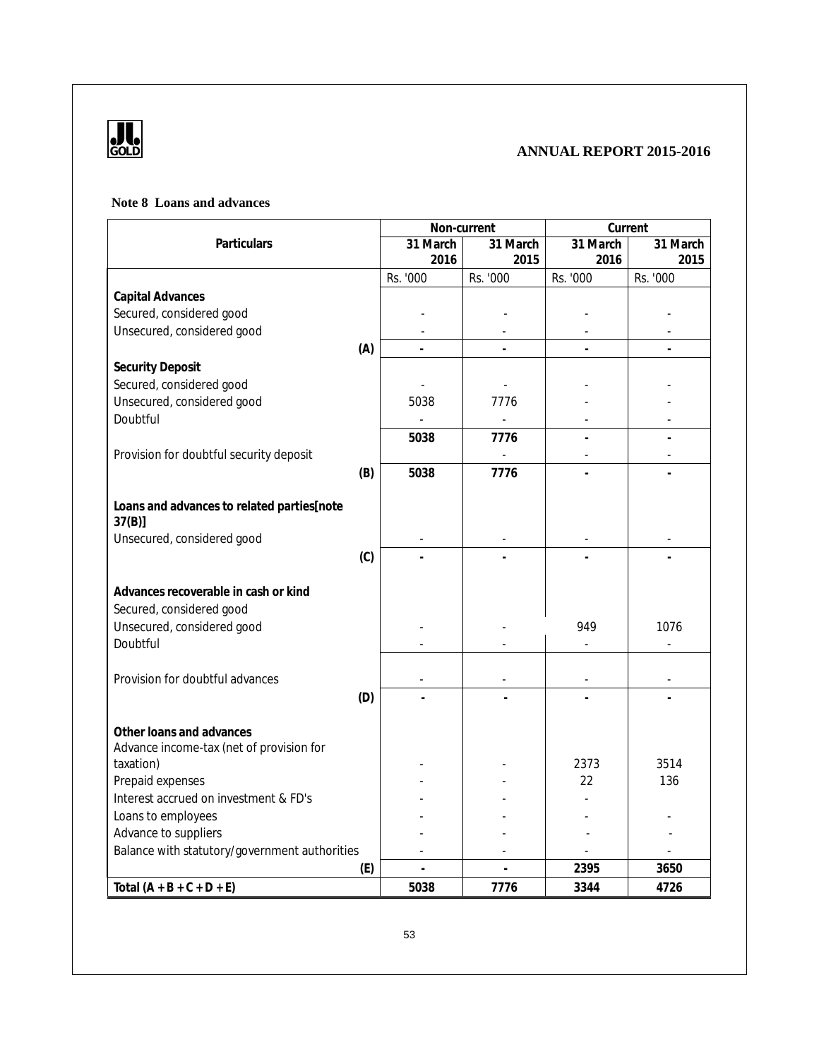**Note 8 Loans and advances**

| Particulars | Non-current | | Current | |
|---|---|---|---|---|
| | 31 March 2016 | 31 March 2015 | 31 March 2016 | 31 March 2015 |
| | Rs. '000 | Rs. '000 | Rs. '000 | Rs. '000 |
| **Capital Advances** | | | | |
| Secured, considered good | - | - | - | - |
| Unsecured, considered good | - | - | - | - |
| **(A)** | **-** | **-** | **-** | **-** |
| **Security Deposit** | | | | |
| Secured, considered good | - | - | - | - |
| Unsecured, considered good | 5038 | 7776 | - | - |
| Doubtful | - | - | - | - |
| | **5038** | **7776** | **-** | **-** |
| Provision for doubtful security deposit | | - | - | - |
| **(B)** | **5038** | **7776** | **-** | **-** |
| **Loans and advances to related parties[note 37(B)]** | | | | |
| Unsecured, considered good | - | - | - | - |
| **(C)** | **-** | **-** | **-** | **-** |
| **Advances recoverable in cash or kind** | | | | |
| Secured, considered good | | | | |
| Unsecured, considered good | - | - | 949 | 1076 |
| Doubtful | - | - | - | - |
| | | | | |
| Provision for doubtful advances | - | - | - | - |
| **(D)** | **-** | **-** | **-** | **-** |
| **Other loans and advances** | | | | |
| Advance income-tax (net of provision for taxation) | - | - | 2373 | 3514 |
| Prepaid expenses | - | - | 22 | 136 |
| Interest accrued on investment & FD's | - | - | - | |
| Loans to employees | - | - | - | - |
| Advance to suppliers | - | - | - | - |
| Balance with statutory/government authorities | - | - | - | - |
| **(E)** | **-** | **-** | **2395** | **3650** |
| **Total (A + B + C + D + E)** | **5038** | **7776** | **3344** | **4726** |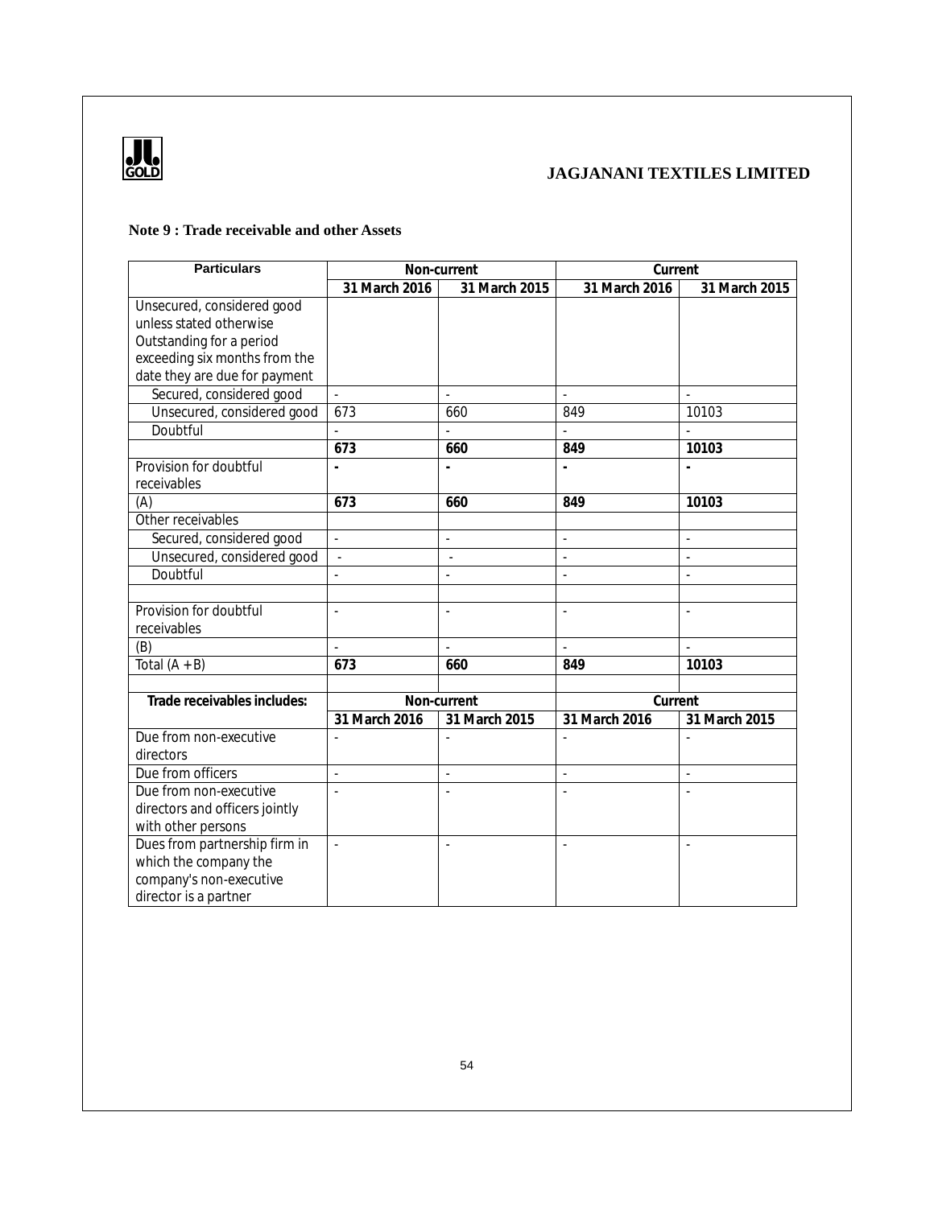### Note 9 : Trade receivable and other Assets

| Particulars | Non-current | | Current | |
|---|---|---|---|---|
| | 31 March 2016 | 31 March 2015 | 31 March 2016 | 31 March 2015 |
| Unsecured, considered good unless stated otherwise Outstanding for a period exceeding six months from the date they are due for payment | | | | |
| Secured, considered good | - | - | - | - |
| Unsecured, considered good | 673 | 660 | 849 | 10103 |
| Doubtful | - | - | - | - |
| | **673** | **660** | **849** | **10103** |
| Provision for doubtful receivables | **-** | **-** | **-** | **-** |
| (A) | **673** | **660** | **849** | **10103** |
| Other receivables | | | | |
| Secured, considered good | - | - | - | - |
| Unsecured, considered good | - | - | - | - |
| Doubtful | - | - | - | - |
| | | | | |
| Provision for doubtful receivables | - | - | - | - |
| (B) | - | - | - | - |
| Total (A + B) | **673** | **660** | **849** | **10103** |

| Trade receivables includes: | Non-current | | Current | |
|---|---|---|---|---|
| | 31 March 2016 | 31 March 2015 | 31 March 2016 | 31 March 2015 |
| Due from non-executive directors | - | - | - | - |
| Due from officers | - | - | - | - |
| Due from non-executive directors and officers jointly with other persons | - | - | - | - |
| Dues from partnership firm in which the company the company's non-executive director is a partner | - | - | - | - |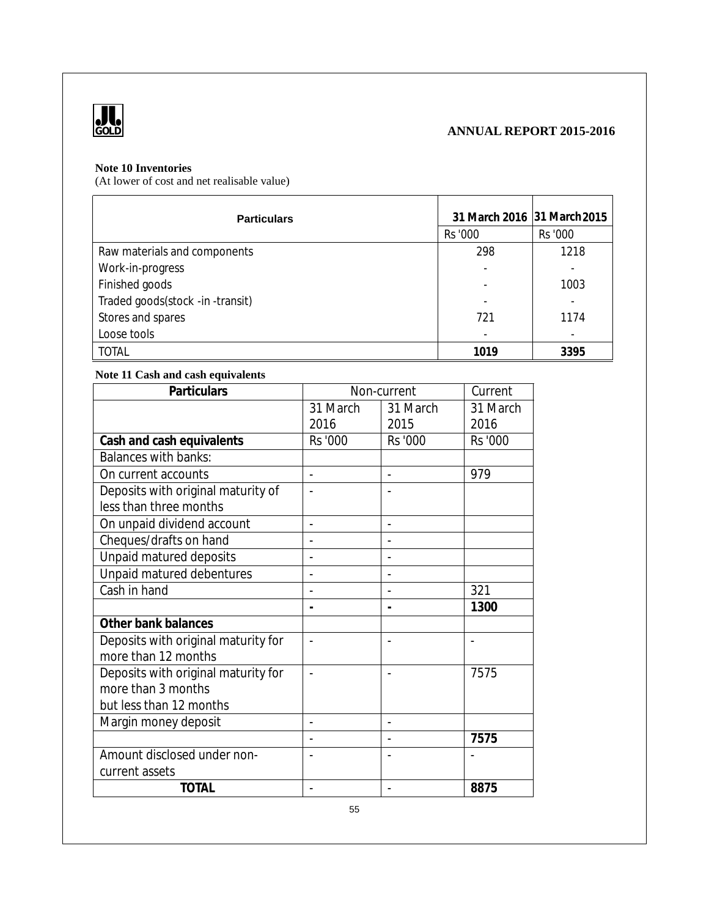**Note 10 Inventories**

(At lower of cost and net realisable value)

| Particulars | 31 March 2016 | 31 March 2015 |
|---|---|---|
| | Rs '000 | Rs '000 |
| Raw materials and components | 298 | 1218 |
| Work-in-progress | - | - |
| Finished goods | - | 1003 |
| Traded goods(stock -in -transit) | - | - |
| Stores and spares | 721 | 1174 |
| Loose tools | - | - |
| TOTAL | **1019** | **3395** |

**Note 11 Cash and cash equivalents**

| Particulars | Non-current | | Current |
|---|---|---|---|
| | 31 March 2016 | 31 March 2015 | 31 March 2016 |
| **Cash and cash equivalents** | Rs '000 | Rs '000 | Rs '000 |
| Balances with banks: | | | |
| On current accounts | - | - | 979 |
| Deposits with original maturity of less than three months | - | - | |
| On unpaid dividend account | - | - | |
| Cheques/drafts on hand | - | - | |
| Unpaid matured deposits | - | - | |
| Unpaid matured debentures | - | - | |
| Cash in hand | - | - | 321 |
| | **-** | **-** | **1300** |
| **Other bank balances** | | | |
| Deposits with original maturity for more than 12 months | - | - | - |
| Deposits with original maturity for more than 3 months but less than 12 months | - | - | 7575 |
| Margin money deposit | - | - | |
| | - | - | **7575** |
| Amount disclosed under non-current assets | - | - | - |
| **TOTAL** | - | - | **8875** |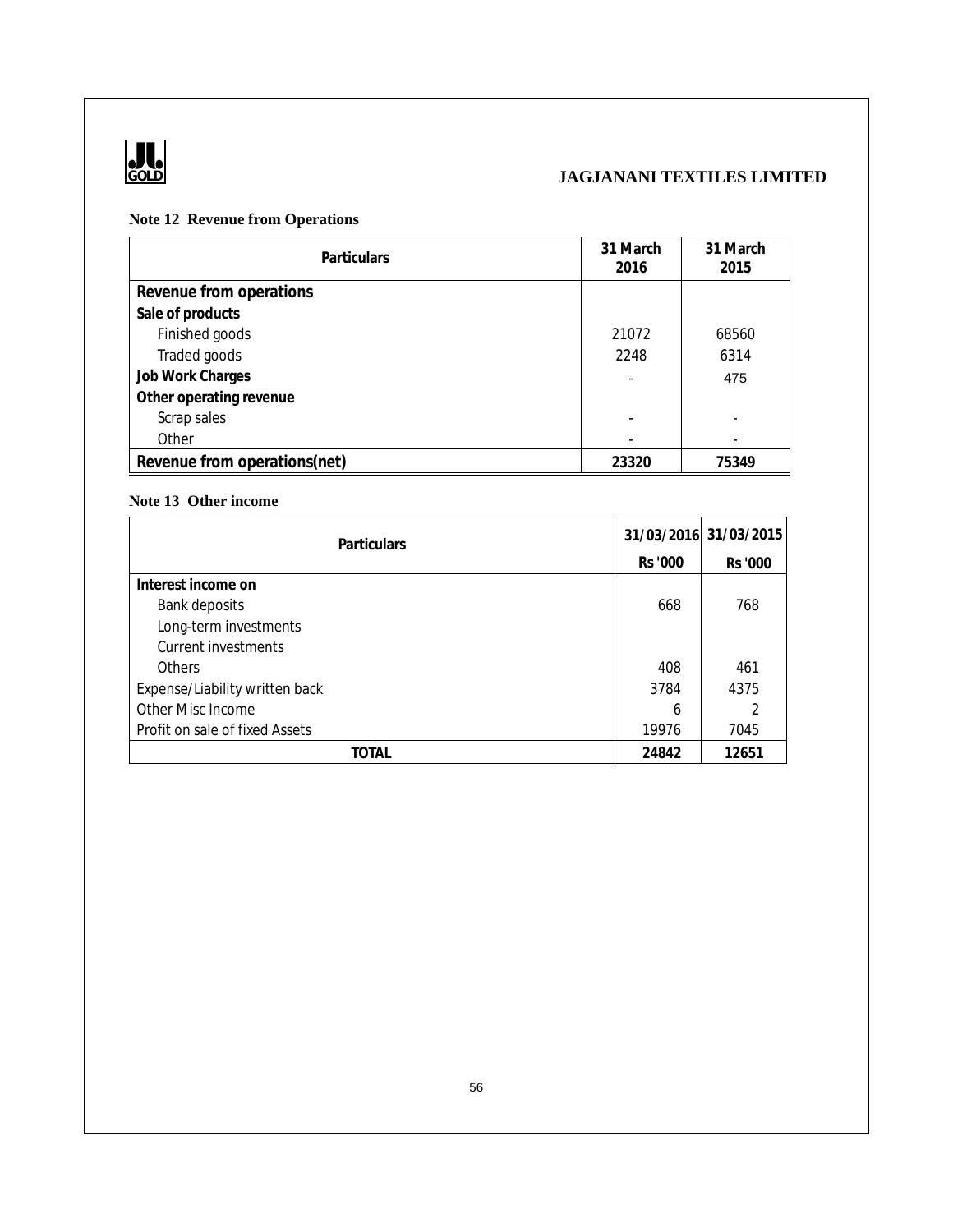### Note 12 Revenue from Operations

| Particulars | 31 March 2016 | 31 March 2015 |
|---|---|---|
| **Revenue from operations** | | |
| **Sale of products** | | |
| Finished goods | 21072 | 68560 |
| Traded goods | 2248 | 6314 |
| **Job Work Charges** | - | 475 |
| **Other operating revenue** | | |
| Scrap sales | - | - |
| Other | - | - |
| **Revenue from operations(net)** | **23320** | **75349** |

### Note 13 Other income

| Particulars | 31/03/2016 | 31/03/2015 |
|---|---|---|
| | Rs '000 | Rs '000 |
| **Interest income on** | | |
| Bank deposits | 668 | 768 |
| Long-term investments | | |
| Current investments | | |
| Others | 408 | 461 |
| Expense/Liability written back | 3784 | 4375 |
| Other Misc Income | 6 | 2 |
| Profit on sale of fixed Assets | 19976 | 7045 |
| **TOTAL** | **24842** | **12651** |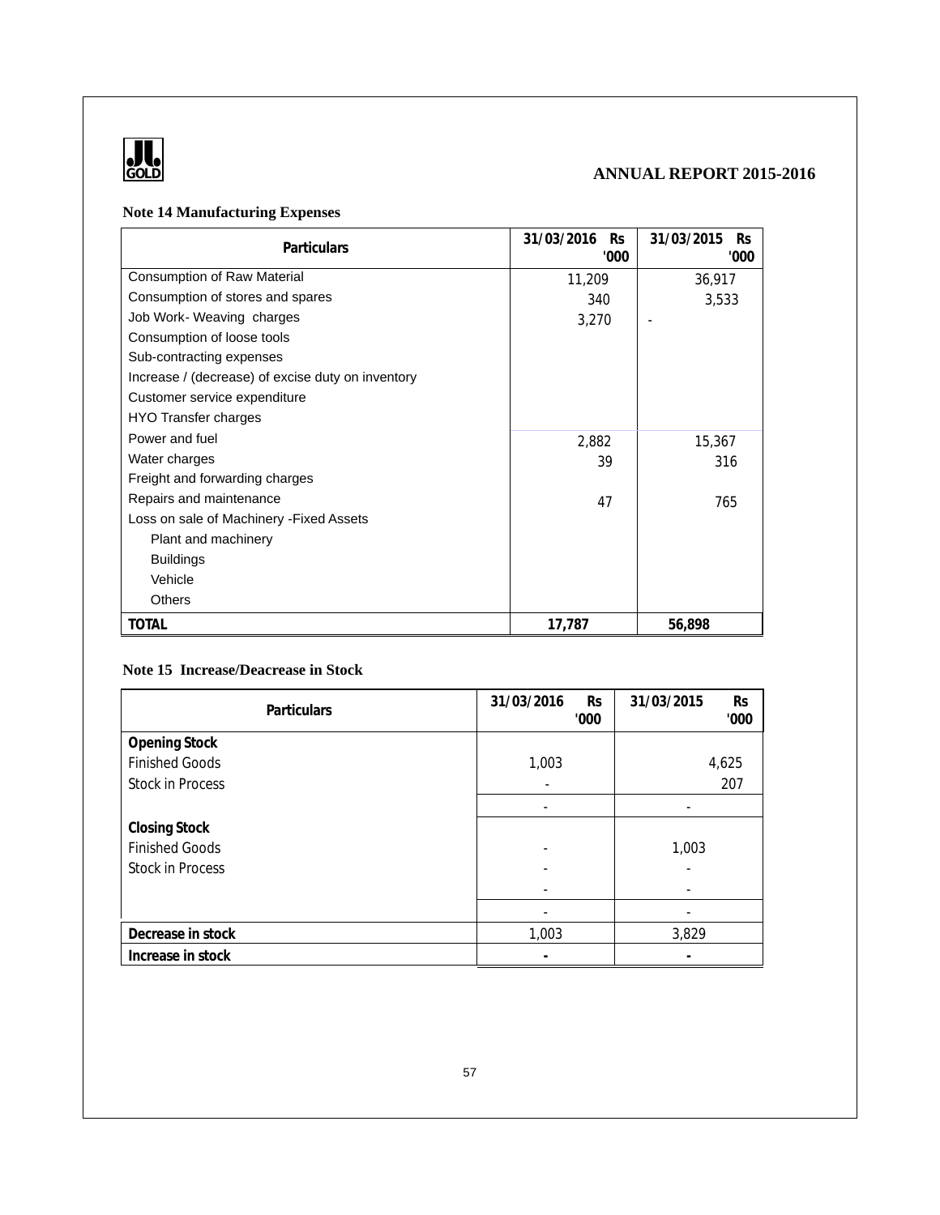## Note 14 Manufacturing Expenses

| Particulars | 31/03/2016 Rs '000 | 31/03/2015 Rs '000 |
|---|---|---|
| Consumption of Raw Material | 11,209 | 36,917 |
| Consumption of stores and spares | 340 | 3,533 |
| Job Work- Weaving charges | 3,270 | - |
| Consumption of loose tools | | |
| Sub-contracting expenses | | |
| Increase / (decrease) of excise duty on inventory | | |
| Customer service expenditure | | |
| HYO Transfer charges | | |
| Power and fuel | 2,882 | 15,367 |
| Water charges | 39 | 316 |
| Freight and forwarding charges | | |
| Repairs and maintenance | 47 | 765 |
| Loss on sale of Machinery -Fixed Assets | | |
| Plant and machinery | | |
| Buildings | | |
| Vehicle | | |
| Others | | |
| **TOTAL** | **17,787** | **56,898** |

## Note 15 Increase/Deacrease in Stock

| Particulars | 31/03/2016 Rs '000 | 31/03/2015 Rs '000 |
|---|---|---|
| **Opening Stock** | | |
| Finished Goods | 1,003 | 4,625 |
| Stock in Process | - | 207 |
| | - | - |
| **Closing Stock** | | |
| Finished Goods | - | 1,003 |
| Stock in Process | - | - |
| | - | - |
| | - | - |
| **Decrease in stock** | 1,003 | 3,829 |
| **Increase in stock** | **-** | **-** |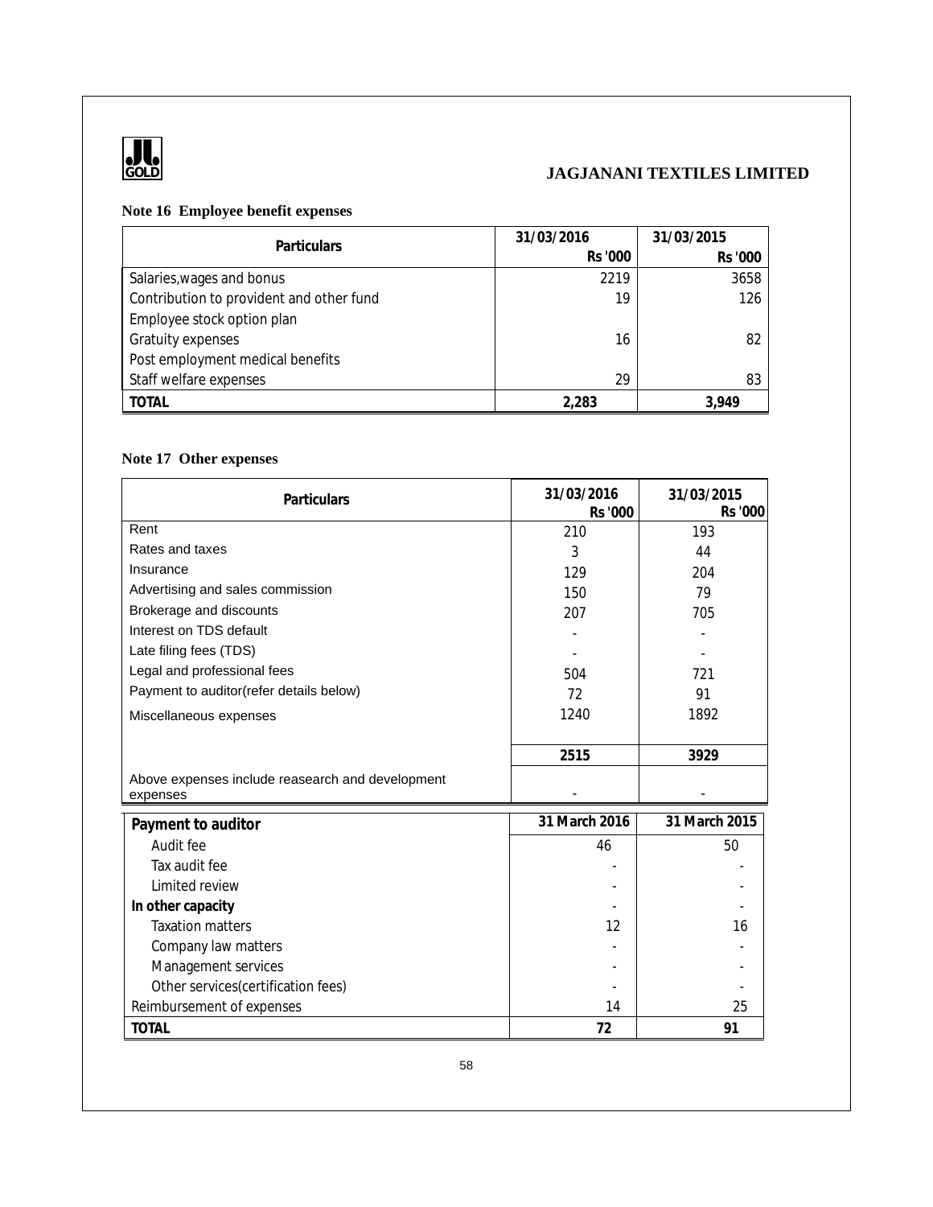**JAGJANANI TEXTILES LIMITED**

### Note 16 Employee benefit expenses

| Particulars | 31/03/2016 Rs '000 | 31/03/2015 Rs '000 |
|---|---|---|
| Salaries,wages and bonus | 2219 | 3658 |
| Contribution to provident and other fund | 19 | 126 |
| Employee stock option plan | | |
| Gratuity expenses | 16 | 82 |
| Post employment medical benefits | | |
| Staff welfare expenses | 29 | 83 |
| **TOTAL** | **2,283** | **3,949** |

### Note 17 Other expenses

| Particulars | 31/03/2016 Rs '000 | 31/03/2015 Rs '000 |
|---|---|---|
| Rent | 210 | 193 |
| Rates and taxes | 3 | 44 |
| Insurance | 129 | 204 |
| Advertising and sales commission | 150 | 79 |
| Brokerage and discounts | 207 | 705 |
| Interest on TDS default | - | - |
| Late filing fees (TDS) | - | - |
| Legal and professional fees | 504 | 721 |
| Payment to auditor(refer details below) | 72 | 91 |
| Miscellaneous expenses | 1240 | 1892 |
| | **2515** | **3929** |
| Above expenses include reasearch and development expenses | - | - |

| Payment to auditor | 31 March 2016 | 31 March 2015 |
|---|---|---|
| Audit fee | 46 | 50 |
| Tax audit fee | - | - |
| Limited review | - | - |
| **In other capacity** | - | - |
| Taxation matters | 12 | 16 |
| Company law matters | - | - |
| Management services | - | - |
| Other services(certification fees) | - | - |
| Reimbursement of expenses | 14 | 25 |
| **TOTAL** | **72** | **91** |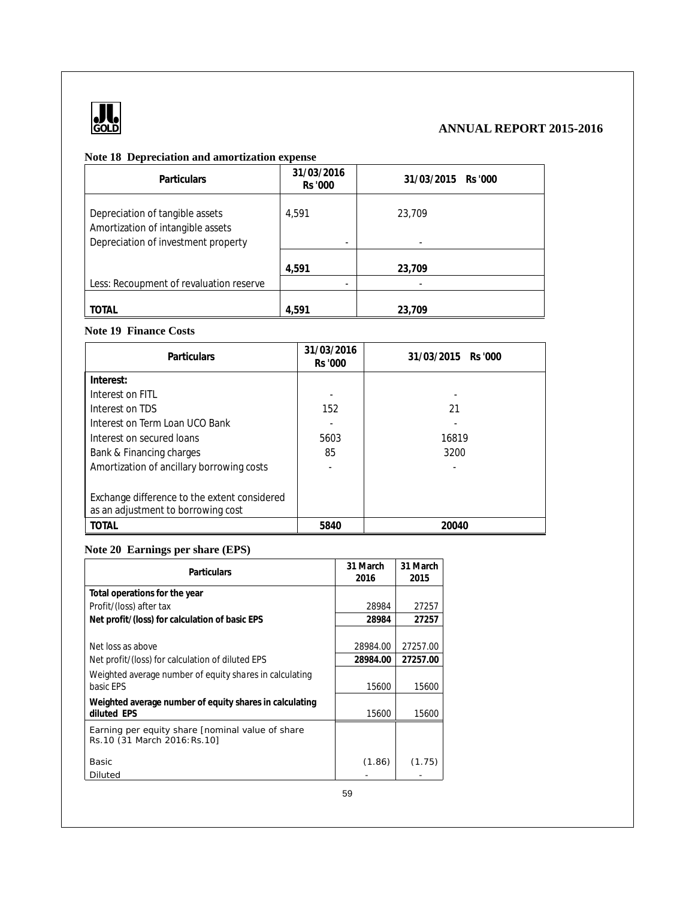### Note 18 Depreciation and amortization expense

| Particulars | 31/03/2016 Rs '000 | 31/03/2015 Rs '000 |
|---|---|---|
| Depreciation of tangible assets | 4,591 | 23,709 |
| Amortization of intangible assets | | |
| Depreciation of investment property | - | - |
| | 4,591 | 23,709 |
| Less: Recoupment of revaluation reserve | - | - |
| TOTAL | 4,591 | 23,709 |

### Note 19 Finance Costs

| Particulars | 31/03/2016 Rs '000 | 31/03/2015 Rs '000 |
|---|---|---|
| **Interest:** | | |
| Interest on FITL | - | - |
| Interest on TDS | 152 | 21 |
| Interest on Term Loan UCO Bank | - | - |
| Interest on secured loans | 5603 | 16819 |
| Bank & Financing charges | 85 | 3200 |
| Amortization of ancillary borrowing costs | - | - |
| Exchange difference to the extent considered as an adjustment to borrowing cost | | |
| **TOTAL** | **5840** | **20040** |

### Note 20 Earnings per share (EPS)

| Particulars | 31 March 2016 | 31 March 2015 |
|---|---|---|
| **Total operations for the year** | | |
| Profit/(loss) after tax | 28984 | 27257 |
| **Net profit/(loss) for calculation of basic EPS** | **28984** | **27257** |
| Net loss as above | 28984.00 | 27257.00 |
| Net profit/(loss) for calculation of diluted EPS | **28984.00** | **27257.00** |
| Weighted average number of equity shares in calculating basic EPS | 15600 | 15600 |
| **Weighted average number of equity shares in calculating diluted EPS** | 15600 | 15600 |
| Earning per equity share [nominal value of share Rs.10 (31 March 2016: Rs.10] | | |
| Basic | (1.86) | (1.75) |
| Diluted | - | - |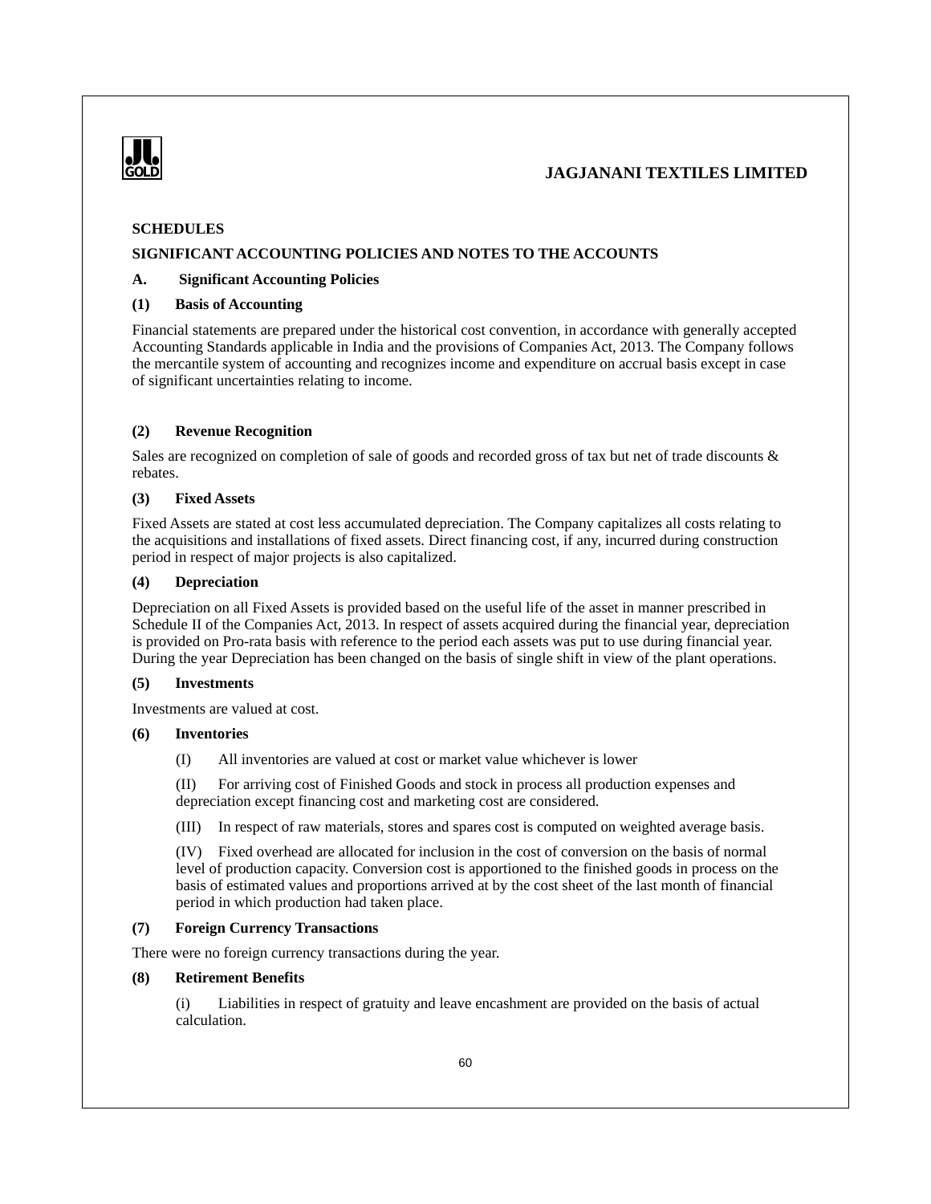**SCHEDULES**

**SIGNIFICANT ACCOUNTING POLICIES AND NOTES TO THE ACCOUNTS**

**A. Significant Accounting Policies**

**(1) Basis of Accounting**

Financial statements are prepared under the historical cost convention, in accordance with generally accepted Accounting Standards applicable in India and the provisions of Companies Act, 2013. The Company follows the mercantile system of accounting and recognizes income and expenditure on accrual basis except in case of significant uncertainties relating to income.

**(2) Revenue Recognition**

Sales are recognized on completion of sale of goods and recorded gross of tax but net of trade discounts & rebates.

**(3) Fixed Assets**

Fixed Assets are stated at cost less accumulated depreciation. The Company capitalizes all costs relating to the acquisitions and installations of fixed assets. Direct financing cost, if any, incurred during construction period in respect of major projects is also capitalized.

**(4) Depreciation**

Depreciation on all Fixed Assets is provided based on the useful life of the asset in manner prescribed in Schedule II of the Companies Act, 2013. In respect of assets acquired during the financial year, depreciation is provided on Pro-rata basis with reference to the period each assets was put to use during financial year. During the year Depreciation has been changed on the basis of single shift in view of the plant operations.

**(5) Investments**

Investments are valued at cost.

**(6) Inventories**

(I) All inventories are valued at cost or market value whichever is lower

(II) For arriving cost of Finished Goods and stock in process all production expenses and depreciation except financing cost and marketing cost are considered.

(III) In respect of raw materials, stores and spares cost is computed on weighted average basis.

(IV) Fixed overhead are allocated for inclusion in the cost of conversion on the basis of normal level of production capacity. Conversion cost is apportioned to the finished goods in process on the basis of estimated values and proportions arrived at by the cost sheet of the last month of financial period in which production had taken place.

**(7) Foreign Currency Transactions**

There were no foreign currency transactions during the year.

**(8) Retirement Benefits**

(i) Liabilities in respect of gratuity and leave encashment are provided on the basis of actual calculation.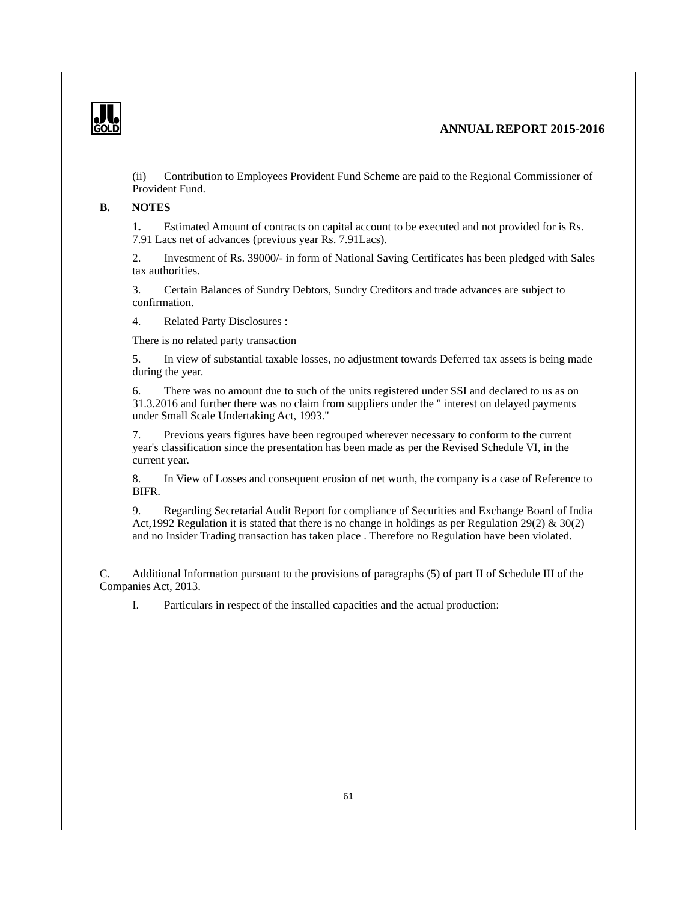(ii) Contribution to Employees Provident Fund Scheme are paid to the Regional Commissioner of Provident Fund.

**B. NOTES**

**1.** Estimated Amount of contracts on capital account to be executed and not provided for is Rs. 7.91 Lacs net of advances (previous year Rs. 7.91Lacs).

2. Investment of Rs. 39000/- in form of National Saving Certificates has been pledged with Sales tax authorities.

3. Certain Balances of Sundry Debtors, Sundry Creditors and trade advances are subject to confirmation.

4. Related Party Disclosures :

There is no related party transaction

5. In view of substantial taxable losses, no adjustment towards Deferred tax assets is being made during the year.

6. There was no amount due to such of the units registered under SSI and declared to us as on 31.3.2016 and further there was no claim from suppliers under the " interest on delayed payments under Small Scale Undertaking Act, 1993."

7. Previous years figures have been regrouped wherever necessary to conform to the current year's classification since the presentation has been made as per the Revised Schedule VI, in the current year.

8. In View of Losses and consequent erosion of net worth, the company is a case of Reference to BIFR.

9. Regarding Secretarial Audit Report for compliance of Securities and Exchange Board of India Act,1992 Regulation it is stated that there is no change in holdings as per Regulation 29(2) & 30(2) and no Insider Trading transaction has taken place . Therefore no Regulation have been violated.

C. Additional Information pursuant to the provisions of paragraphs (5) of part II of Schedule III of the Companies Act, 2013.

I. Particulars in respect of the installed capacities and the actual production: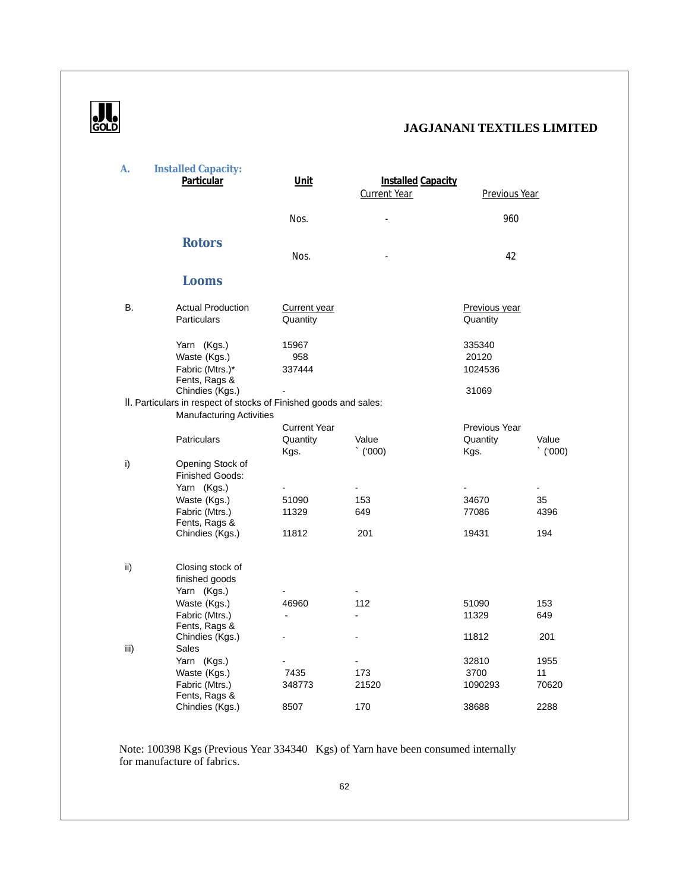**JAGJANANI TEXTILES LIMITED**

**A. Installed Capacity:**

| Particular | Unit | Installed Capacity Current Year | Previous Year |
|---|---|---|---|
| Rotors | Nos. | - | 960 |
| Looms | Nos. | - | 42 |

**B. Actual Production**

| Particulars | Current year Quantity | Previous year Quantity |
|---|---|---|
| Yarn (Kgs.) | 15967 | 335340 |
| Waste (Kgs.) | 958 | 20120 |
| Fabric (Mtrs.)* | 337444 | 1024536 |
| Fents, Rags & Chindies (Kgs.) | - | 31069 |

II. Particulars in respect of stocks of Finished goods and sales:

Manufacturing Activities

| | Patriculars | Current Year Quantity Kgs. | Value ` ('000) | Previous Year Quantity Kgs. | Value ` ('000) |
|---|---|---|---|---|---|
| i) | Opening Stock of Finished Goods: | | | | |
| | Yarn (Kgs.) | - | - | - | - |
| | Waste (Kgs.) | 51090 | 153 | 34670 | 35 |
| | Fabric (Mtrs.) | 11329 | 649 | 77086 | 4396 |
| | Fents, Rags & Chindies (Kgs.) | 11812 | 201 | 19431 | 194 |
| ii) | Closing stock of finished goods | | | | |
| | Yarn (Kgs.) | - | - | | |
| | Waste (Kgs.) | 46960 | 112 | 51090 | 153 |
| | Fabric (Mtrs.) | - | - | 11329 | 649 |
| | Fents, Rags & Chindies (Kgs.) | - | - | 11812 | 201 |
| iii) | Sales | | | | |
| | Yarn (Kgs.) | - | - | 32810 | 1955 |
| | Waste (Kgs.) | 7435 | 173 | 3700 | 11 |
| | Fabric (Mtrs.) | 348773 | 21520 | 1090293 | 70620 |
| | Fents, Rags & Chindies (Kgs.) | 8507 | 170 | 38688 | 2288 |

Note: 100398 Kgs (Previous Year 334340 Kgs) of Yarn have been consumed internally for manufacture of fabrics.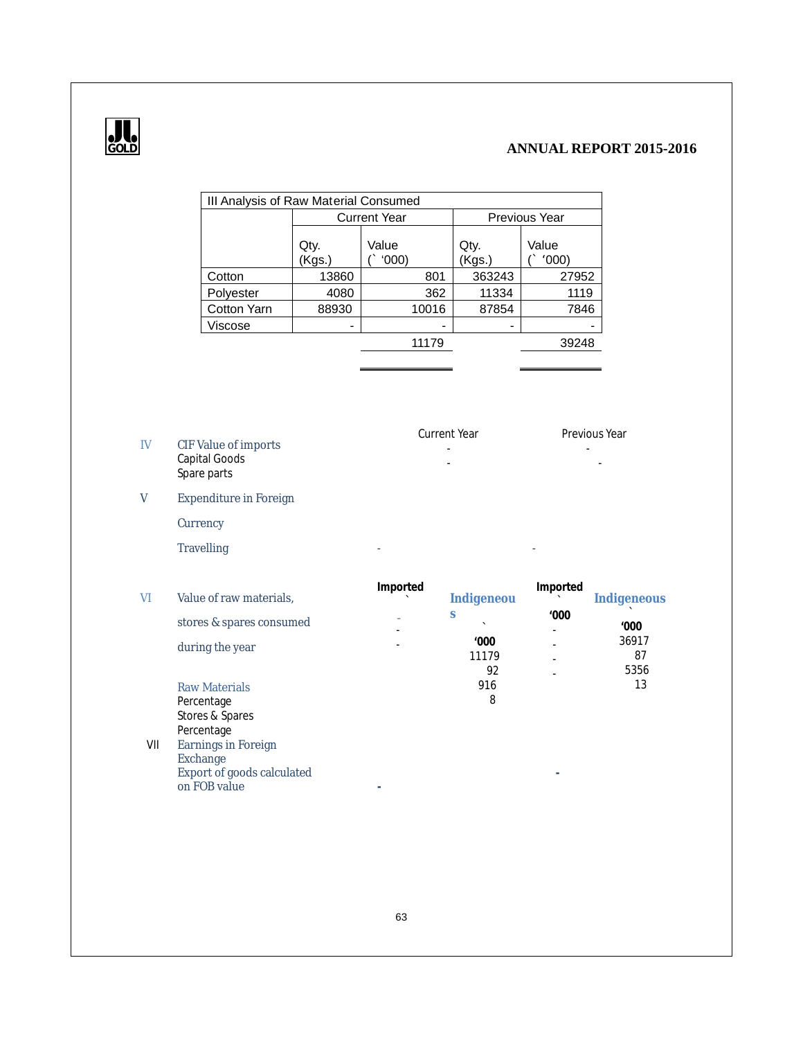| III Analysis of Raw Material Consumed | | | | |
|---|---|---|---|---|
| | Current Year | | Previous Year | |
| | Qty. (Kgs.) | Value (` '000) | Qty. (Kgs.) | Value (` '000) |
| Cotton | 13860 | 801 | 363243 | 27952 |
| Polyester | 4080 | 362 | 11334 | 1119 |
| Cotton Yarn | 88930 | 10016 | 87854 | 7846 |
| Viscose | - | - | - | - |
| | | 11179 | | 39248 |

| | | Current Year | Previous Year |
|---|---|---|---|
| IV | CIF Value of imports | | |
| | Capital Goods | - | - |
| | Spare parts | - | - |
| V | Expenditure in Foreign Currency | | |
| | Travelling | - | - |

| | | Imported ` | Indigeneous ` '000 | Imported ` '000 | Indigeneous ` '000 |
|---|---|---|---|---|---|
| VI | Value of raw materials, stores & spares consumed during the year | | | | |
| | Raw Materials | - | 11179 | - | 36917 |
| | Percentage | - | 92 | - | 87 |
| | Stores & Spares | - | 916 | - | 5356 |
| | Percentage | | 8 | - | 13 |
| VII | Earnings in Foreign Exchange | | | | |
| | Export of goods calculated on FOB value | - | | - | |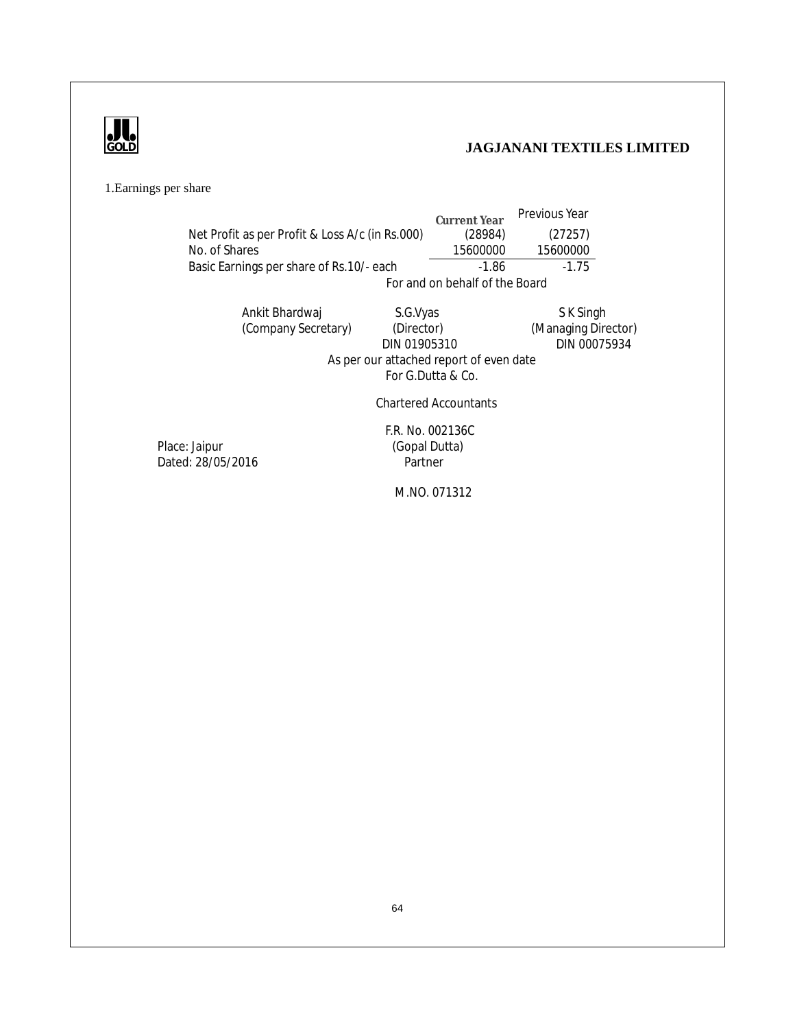1.Earnings per share

| | Current Year | Previous Year |
|---|---|---|
| Net Profit as per Profit & Loss A/c (in Rs.000) | (28984) | (27257) |
| No. of Shares | 15600000 | 15600000 |
| Basic Earnings per share of Rs.10/- each | -1.86 | -1.75 |

For and on behalf of the Board

| Ankit Bhardwaj | S.G.Vyas | S K Singh |
|---|---|---|
| (Company Secretary) | (Director) | (Managing Director) |
| | DIN 01905310 | DIN 00075934 |

As per our attached report of even date

For G.Dutta & Co.

Chartered Accountants

F.R. No. 002136C

Place: Jaipur

Dated: 28/05/2016

(Gopal Dutta)

Partner

M.NO. 071312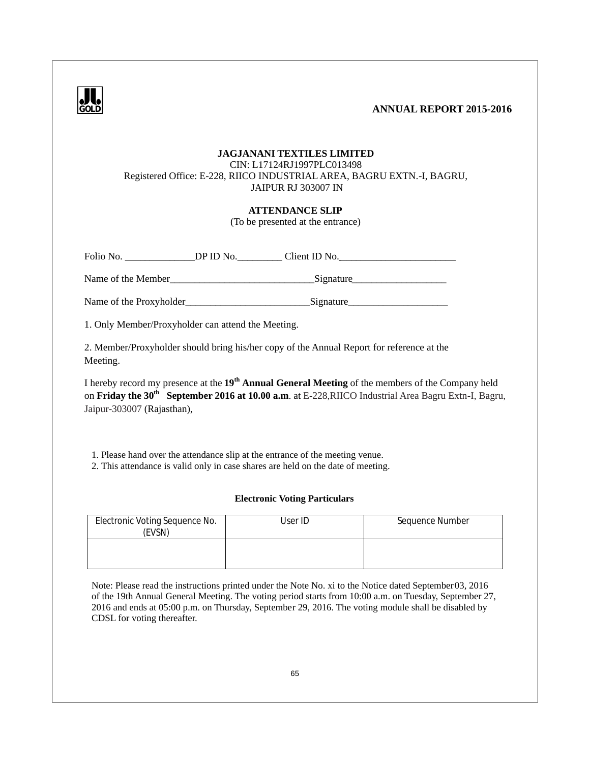**JAGJANANI TEXTILES LIMITED**
CIN: L17124RJ1997PLC013498
Registered Office: E-228, RIICO INDUSTRIAL AREA, BAGRU EXTN.-I, BAGRU, JAIPUR RJ 303007 IN

**ATTENDANCE SLIP**
(To be presented at the entrance)

Folio No. ______________DP ID No._________ Client ID No._______________________

Name of the Member____________________________Signature__________________

Name of the Proxyholder_________________________Signature___________________

1. Only Member/Proxyholder can attend the Meeting.

2. Member/Proxyholder should bring his/her copy of the Annual Report for reference at the Meeting.

I hereby record my presence at the **19th Annual General Meeting** of the members of the Company held on **Friday the 30th September 2016 at 10.00 a.m**. at E-228,RIICO Industrial Area Bagru Extn-I, Bagru, Jaipur-303007 (Rajasthan),

1. Please hand over the attendance slip at the entrance of the meeting venue.
2. This attendance is valid only in case shares are held on the date of meeting.

**Electronic Voting Particulars**

| Electronic Voting Sequence No. (EVSN) | User ID | Sequence Number |
|---|---|---|
| | | |

Note: Please read the instructions printed under the Note No. xi to the Notice dated September 03, 2016 of the 19th Annual General Meeting. The voting period starts from 10:00 a.m. on Tuesday, September 27, 2016 and ends at 05:00 p.m. on Thursday, September 29, 2016. The voting module shall be disabled by CDSL for voting thereafter.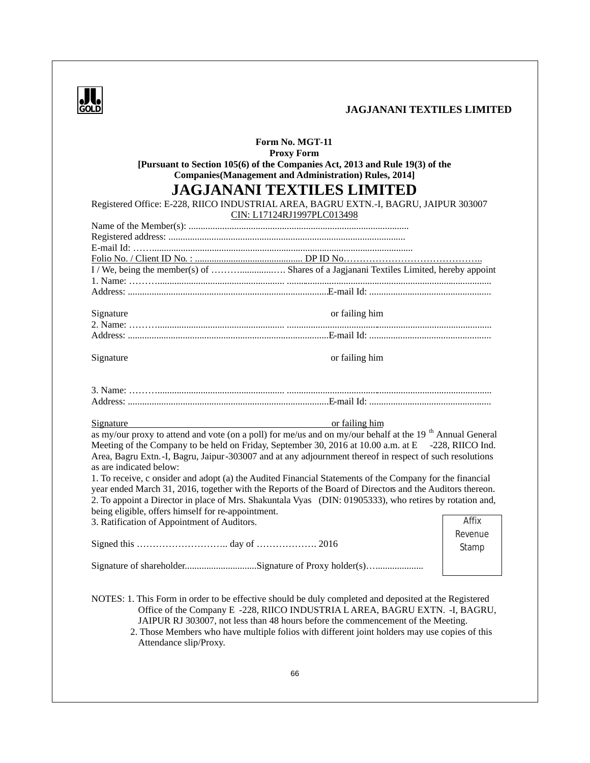**JAGJANANI TEXTILES LIMITED**

**Form No. MGT-11**

**Proxy Form**

**[Pursuant to Section 105(6) of the Companies Act, 2013 and Rule 19(3) of the Companies(Management and Administration) Rules, 2014]**

# JAGJANANI TEXTILES LIMITED

Registered Office: E-228, RIICO INDUSTRIAL AREA, BAGRU EXTN.-I, BAGRU, JAIPUR 303007

CIN: L17124RJ1997PLC013498

Name of the Member(s): ..........................................................................................

Registered address: .................................................................................................

E-mail Id: ……...........................................................................................................

Folio No. / Client ID No. : ............................................ DP ID No……………………………………..

I / We, being the member(s) of ………..............…. Shares of a Jagjanani Textiles Limited, hereby appoint

1. Name: ………....................................................... ....................................................................................

Address: ...................................................................................E-mail Id: ..................................................

Signature or failing him

2. Name: ………....................................................... ....................................................................................

Address: ...................................................................................E-mail Id: ..................................................

Signature or failing him

3. Name: ………....................................................... ....................................................................................

Address: ...................................................................................E-mail Id: ..................................................

Signature or failing him

as my/our proxy to attend and vote (on a poll) for me/us and on my/our behalf at the 19th Annual General Meeting of the Company to be held on Friday, September 30, 2016 at 10.00 a.m. at E -228, RIICO Ind. Area, Bagru Extn.-I, Bagru, Jaipur-303007 and at any adjournment thereof in respect of such resolutions as are indicated below:

1. To receive, c onsider and adopt (a) the Audited Financial Statements of the Company for the financial year ended March 31, 2016, together with the Reports of the Board of Directors and the Auditors thereon.
2. To appoint a Director in place of Mrs. Shakuntala Vyas (DIN: 01905333), who retires by rotation and, being eligible, offers himself for re-appointment.
3. Ratification of Appointment of Auditors.

Affix Revenue Stamp

Signed this ……………………….. day of ………………. 2016

Signature of shareholder..............................Signature of Proxy holder(s)…....................

NOTES: 1. This Form in order to be effective should be duly completed and deposited at the Registered Office of the Company E -228, RIICO INDUSTRIA L AREA, BAGRU EXTN. -I, BAGRU, JAIPUR RJ 303007, not less than 48 hours before the commencement of the Meeting.

2. Those Members who have multiple folios with different joint holders may use copies of this Attendance slip/Proxy.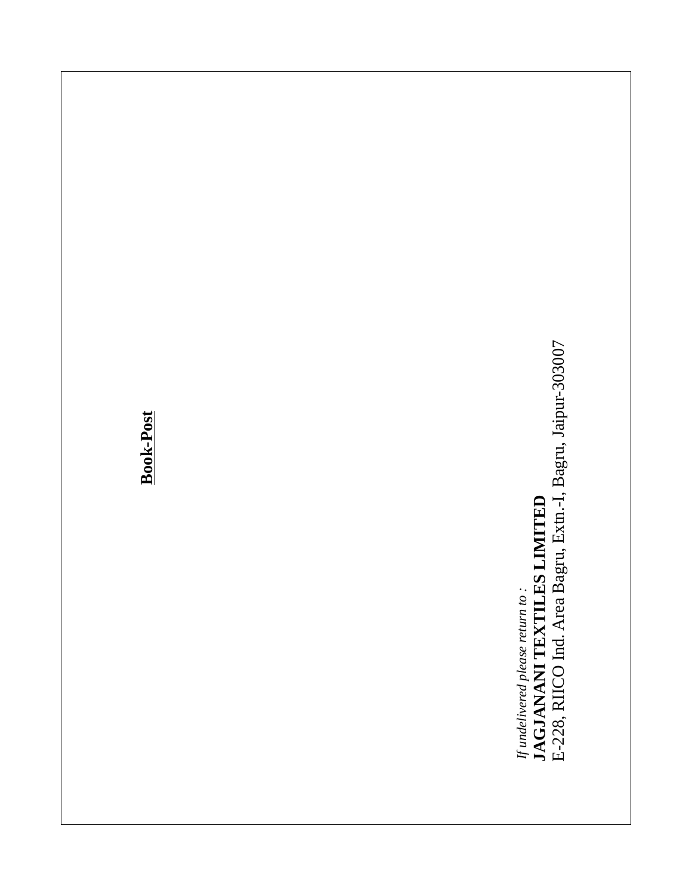**Book-Post**

*If undelivered please return to :*
**JAGJANANI TEXTILES LIMITED**
E-228, RIICO Ind. Area Bagru, Extn.-I, Bagru, Jaipur-303007